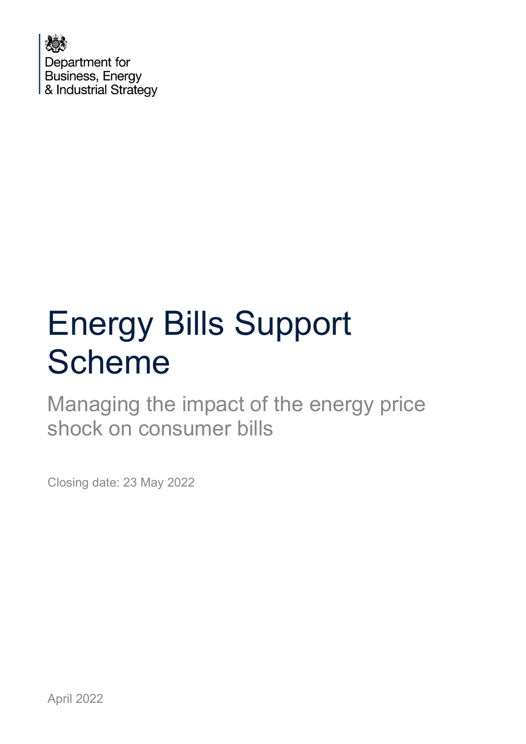Department for
Business, Energy
& Industrial Strategy

# Energy Bills Support Scheme

## Managing the impact of the energy price shock on consumer bills

Closing date: 23 May 2022

April 2022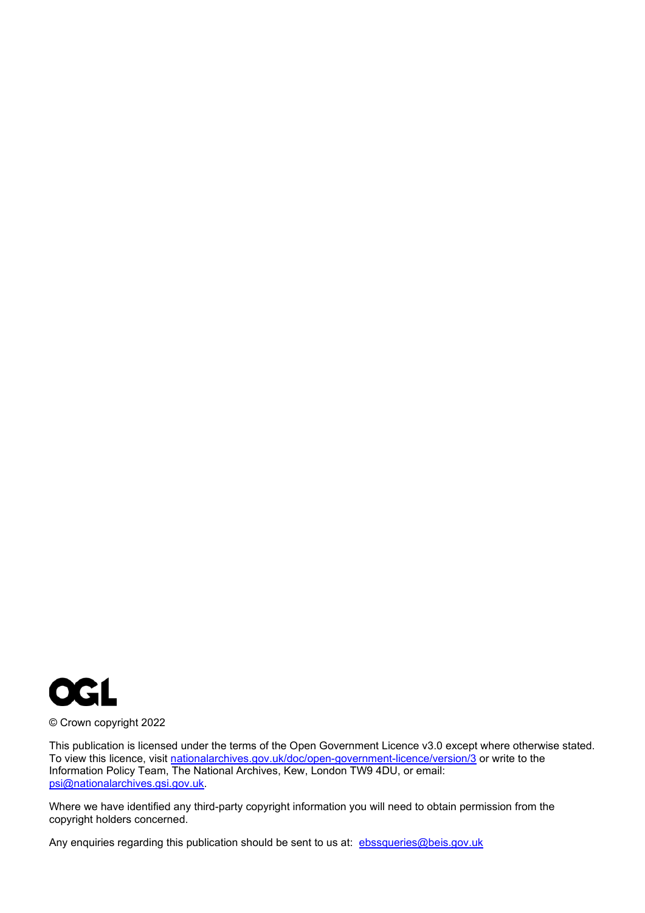OGL

© Crown copyright 2022

This publication is licensed under the terms of the Open Government Licence v3.0 except where otherwise stated. To view this licence, visit nationalarchives.gov.uk/doc/open-government-licence/version/3 or write to the Information Policy Team, The National Archives, Kew, London TW9 4DU, or email: psi@nationalarchives.gsi.gov.uk.

Where we have identified any third-party copyright information you will need to obtain permission from the copyright holders concerned.

Any enquiries regarding this publication should be sent to us at: ebssqueries@beis.gov.uk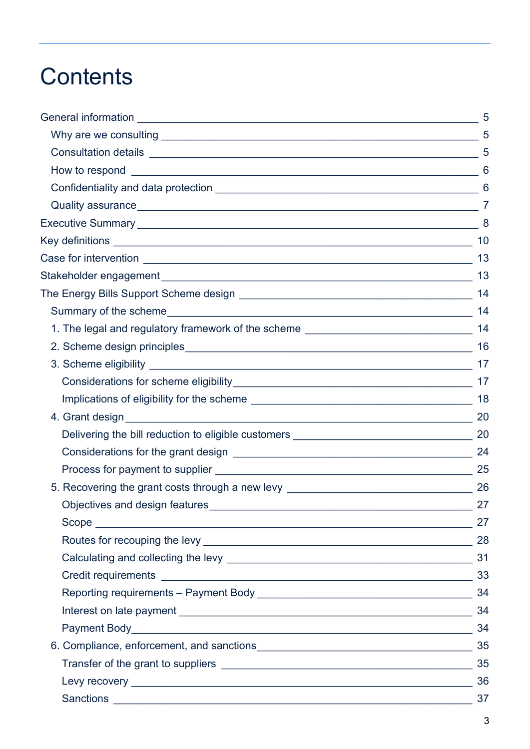# Contents

- General information ______ 5
  - Why are we consulting ______ 5
  - Consultation details ______ 5
  - How to respond ______ 6
  - Confidentiality and data protection ______ 6
  - Quality assurance ______ 7
- Executive Summary ______ 8
- Key definitions ______ 10
- Case for intervention ______ 13
- Stakeholder engagement ______ 13
- The Energy Bills Support Scheme design ______ 14
  - Summary of the scheme ______ 14
  - 1. The legal and regulatory framework of the scheme ______ 14
  - 2. Scheme design principles ______ 16
  - 3. Scheme eligibility ______ 17
    - Considerations for scheme eligibility ______ 17
    - Implications of eligibility for the scheme ______ 18
  - 4. Grant design ______ 20
    - Delivering the bill reduction to eligible customers ______ 20
    - Considerations for the grant design ______ 24
    - Process for payment to supplier ______ 25
  - 5. Recovering the grant costs through a new levy ______ 26
    - Objectives and design features ______ 27
    - Scope ______ 27
    - Routes for recouping the levy ______ 28
    - Calculating and collecting the levy ______ 31
    - Credit requirements ______ 33
    - Reporting requirements – Payment Body ______ 34
    - Interest on late payment ______ 34
    - Payment Body ______ 34
  - 6. Compliance, enforcement, and sanctions ______ 35
    - Transfer of the grant to suppliers ______ 35
    - Levy recovery ______ 36
    - Sanctions ______ 37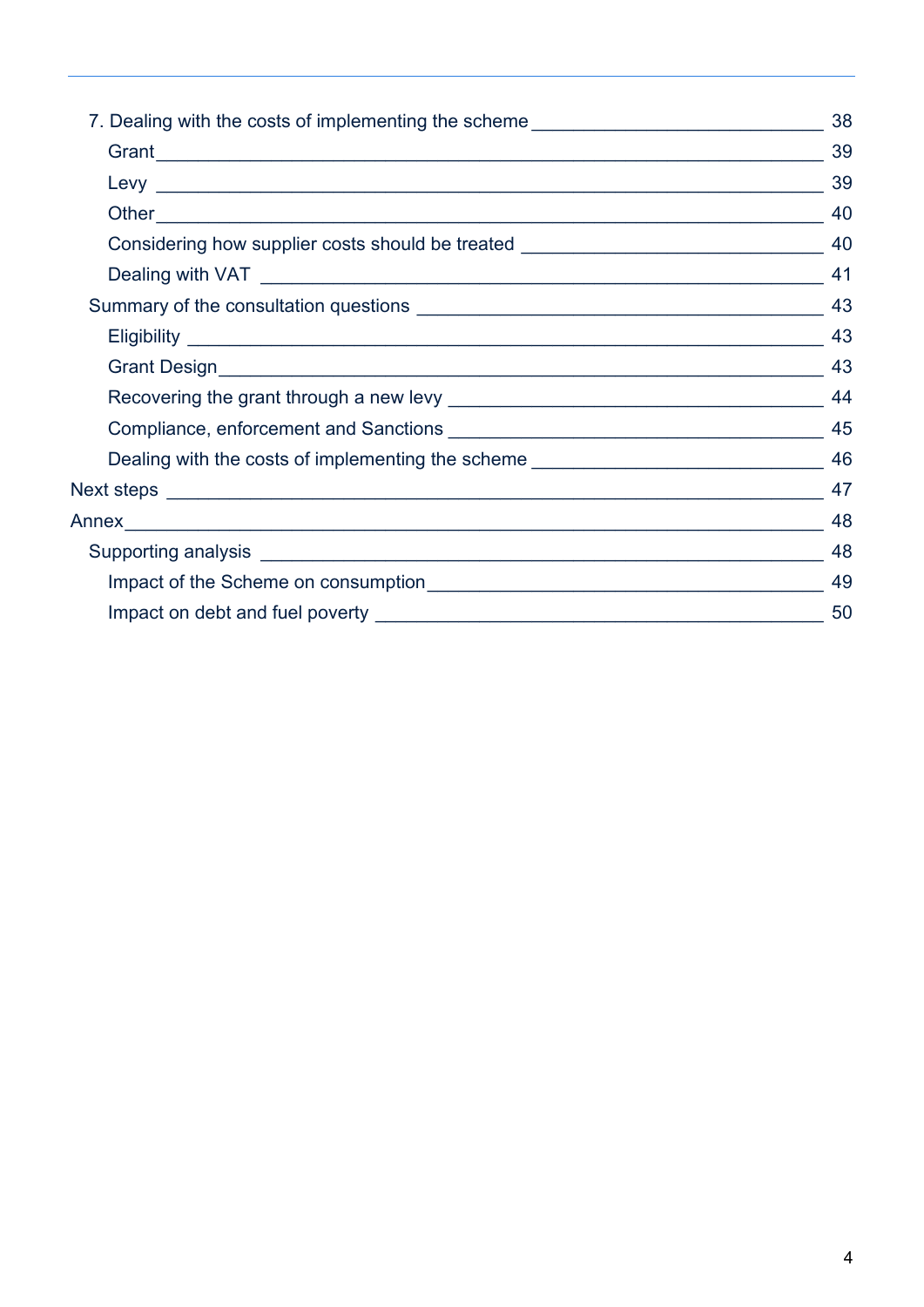7. Dealing with the costs of implementing the scheme _____ 38

- Grant _____ 39
- Levy _____ 39
- Other _____ 40
- Considering how supplier costs should be treated _____ 40
- Dealing with VAT _____ 41

Summary of the consultation questions _____ 43

- Eligibility _____ 43
- Grant Design _____ 43
- Recovering the grant through a new levy _____ 44
- Compliance, enforcement and Sanctions _____ 45
- Dealing with the costs of implementing the scheme _____ 46

Next steps _____ 47

Annex _____ 48

Supporting analysis _____ 48

- Impact of the Scheme on consumption _____ 49
- Impact on debt and fuel poverty _____ 50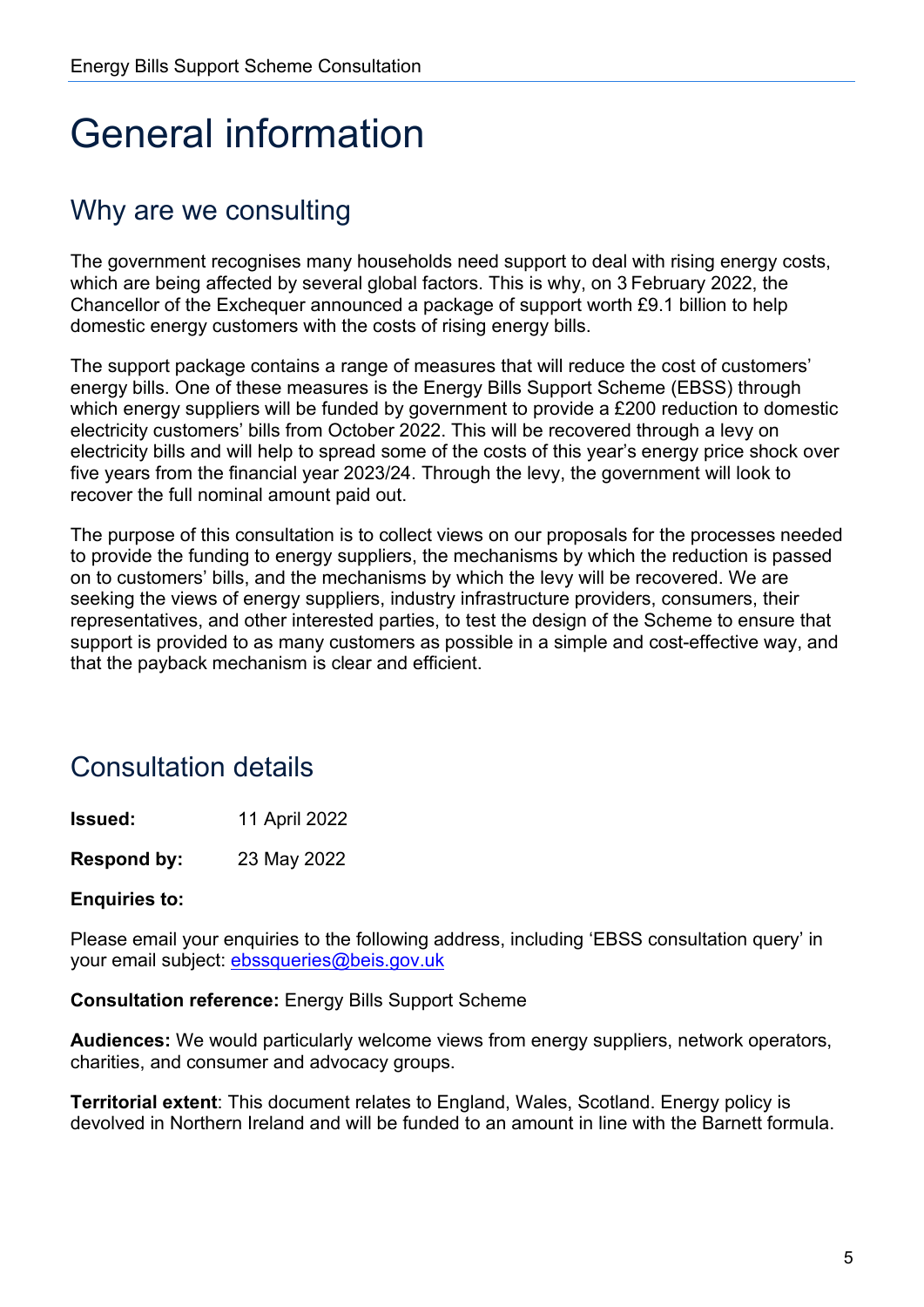# General information

## Why are we consulting

The government recognises many households need support to deal with rising energy costs, which are being affected by several global factors. This is why, on 3 February 2022, the Chancellor of the Exchequer announced a package of support worth £9.1 billion to help domestic energy customers with the costs of rising energy bills.

The support package contains a range of measures that will reduce the cost of customers' energy bills. One of these measures is the Energy Bills Support Scheme (EBSS) through which energy suppliers will be funded by government to provide a £200 reduction to domestic electricity customers' bills from October 2022. This will be recovered through a levy on electricity bills and will help to spread some of the costs of this year's energy price shock over five years from the financial year 2023/24. Through the levy, the government will look to recover the full nominal amount paid out.

The purpose of this consultation is to collect views on our proposals for the processes needed to provide the funding to energy suppliers, the mechanisms by which the reduction is passed on to customers' bills, and the mechanisms by which the levy will be recovered. We are seeking the views of energy suppliers, industry infrastructure providers, consumers, their representatives, and other interested parties, to test the design of the Scheme to ensure that support is provided to as many customers as possible in a simple and cost-effective way, and that the payback mechanism is clear and efficient.

## Consultation details

**Issued:** 11 April 2022

**Respond by:** 23 May 2022

**Enquiries to:**

Please email your enquiries to the following address, including 'EBSS consultation query' in your email subject: ebssqueries@beis.gov.uk

**Consultation reference:** Energy Bills Support Scheme

**Audiences:** We would particularly welcome views from energy suppliers, network operators, charities, and consumer and advocacy groups.

**Territorial extent**: This document relates to England, Wales, Scotland. Energy policy is devolved in Northern Ireland and will be funded to an amount in line with the Barnett formula.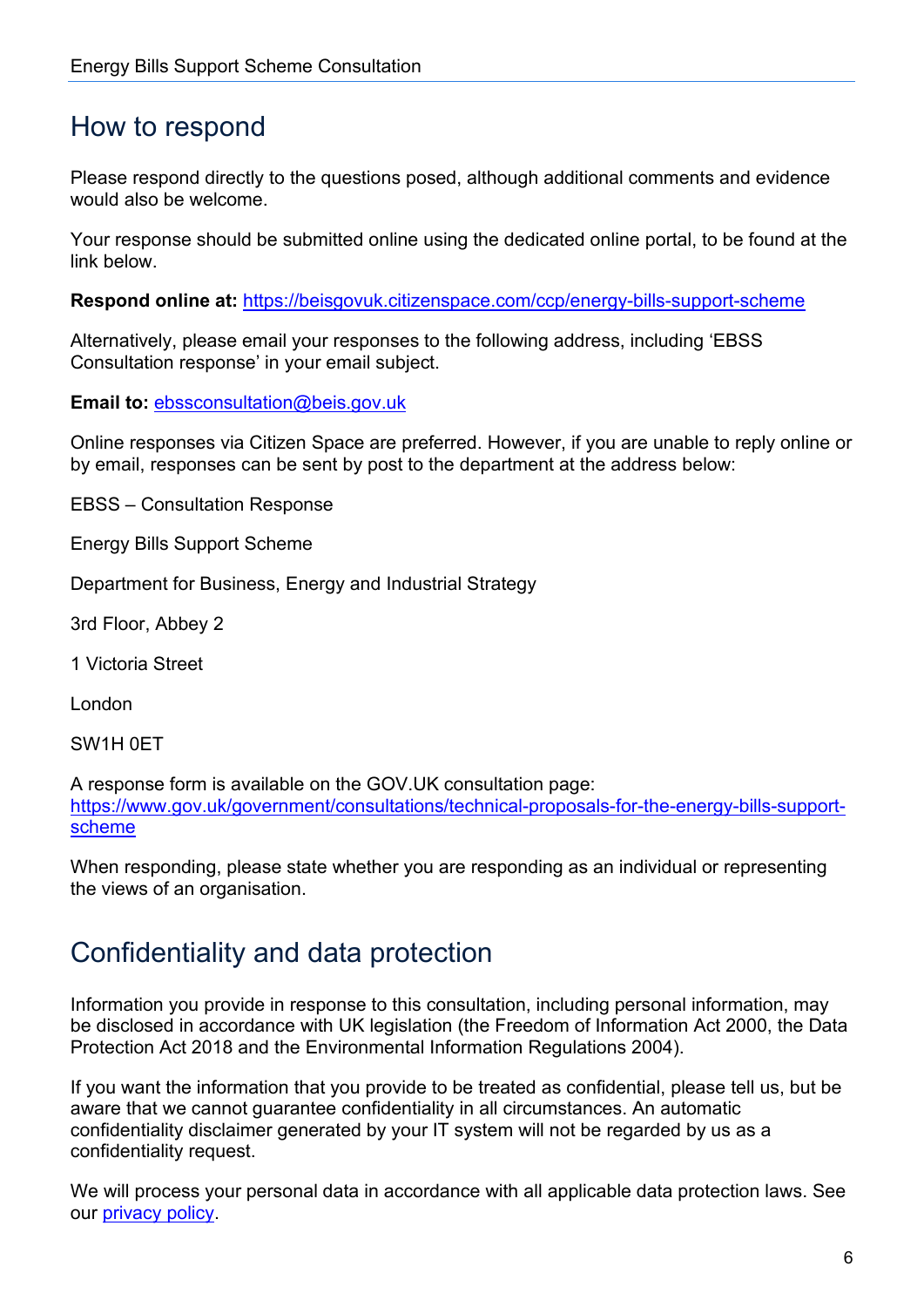## How to respond

Please respond directly to the questions posed, although additional comments and evidence would also be welcome.

Your response should be submitted online using the dedicated online portal, to be found at the link below.

**Respond online at:** https://beisgovuk.citizenspace.com/ccp/energy-bills-support-scheme

Alternatively, please email your responses to the following address, including 'EBSS Consultation response' in your email subject.

**Email to:** ebssconsultation@beis.gov.uk

Online responses via Citizen Space are preferred. However, if you are unable to reply online or by email, responses can be sent by post to the department at the address below:

EBSS – Consultation Response

Energy Bills Support Scheme

Department for Business, Energy and Industrial Strategy

3rd Floor, Abbey 2

1 Victoria Street

London

SW1H 0ET

A response form is available on the GOV.UK consultation page: https://www.gov.uk/government/consultations/technical-proposals-for-the-energy-bills-support-scheme

When responding, please state whether you are responding as an individual or representing the views of an organisation.

## Confidentiality and data protection

Information you provide in response to this consultation, including personal information, may be disclosed in accordance with UK legislation (the Freedom of Information Act 2000, the Data Protection Act 2018 and the Environmental Information Regulations 2004).

If you want the information that you provide to be treated as confidential, please tell us, but be aware that we cannot guarantee confidentiality in all circumstances. An automatic confidentiality disclaimer generated by your IT system will not be regarded by us as a confidentiality request.

We will process your personal data in accordance with all applicable data protection laws. See our privacy policy.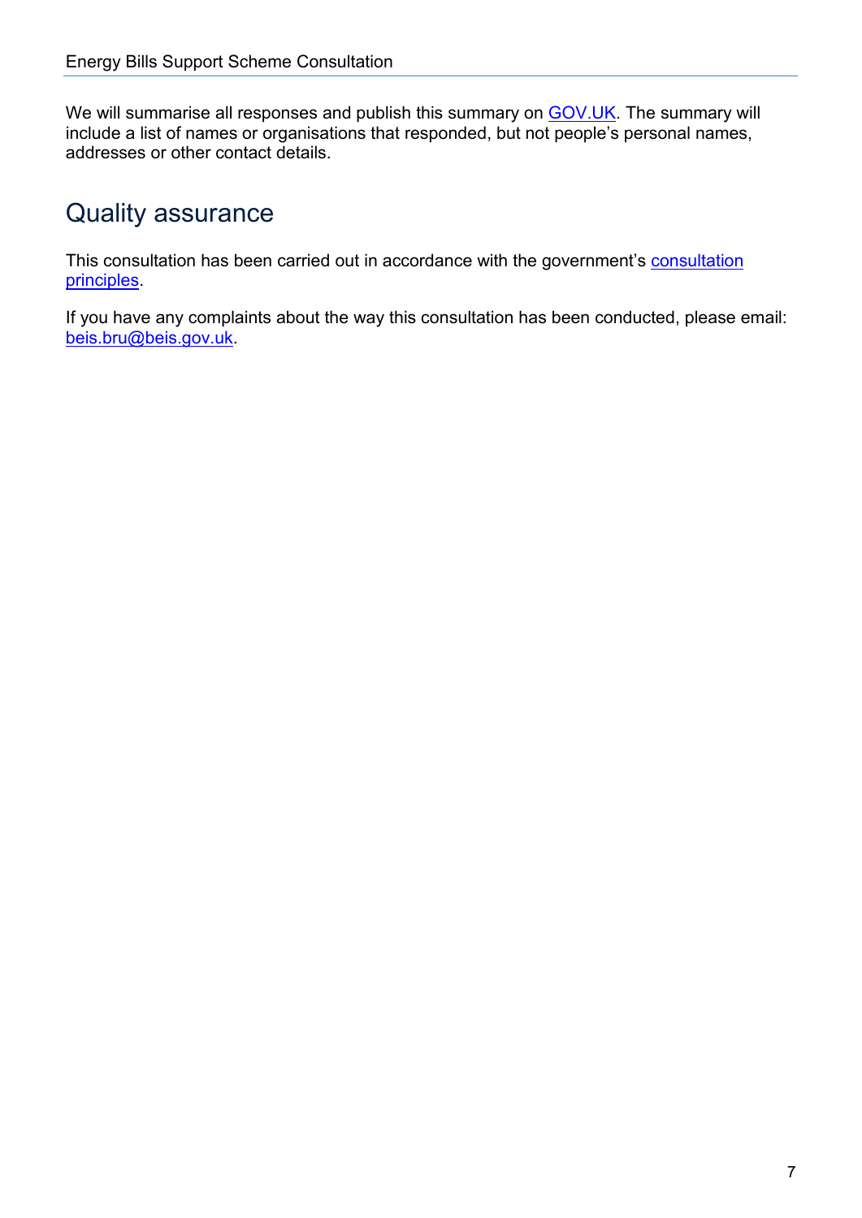We will summarise all responses and publish this summary on [GOV.UK](https://www.gov.uk/). The summary will include a list of names or organisations that responded, but not people's personal names, addresses or other contact details.

## Quality assurance

This consultation has been carried out in accordance with the government's [consultation principles](https://www.gov.uk/government/publications/consultation-principles-guidance).

If you have any complaints about the way this consultation has been conducted, please email: [beis.bru@beis.gov.uk](mailto:beis.bru@beis.gov.uk).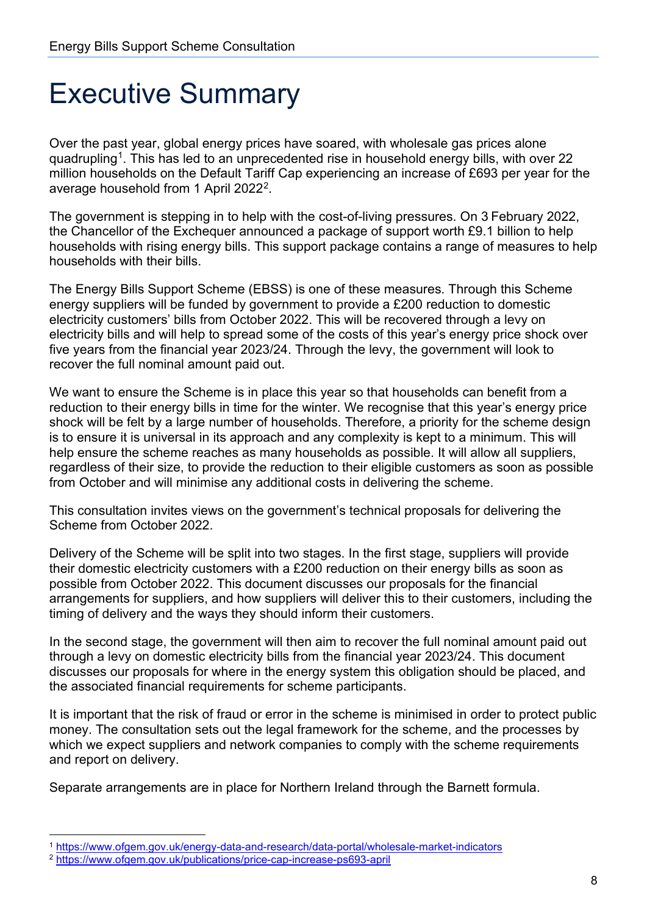# Executive Summary

Over the past year, global energy prices have soared, with wholesale gas prices alone quadrupling[1]. This has led to an unprecedented rise in household energy bills, with over 22 million households on the Default Tariff Cap experiencing an increase of £693 per year for the average household from 1 April 2022[2].

The government is stepping in to help with the cost-of-living pressures. On 3 February 2022, the Chancellor of the Exchequer announced a package of support worth £9.1 billion to help households with rising energy bills. This support package contains a range of measures to help households with their bills.

The Energy Bills Support Scheme (EBSS) is one of these measures. Through this Scheme energy suppliers will be funded by government to provide a £200 reduction to domestic electricity customers' bills from October 2022. This will be recovered through a levy on electricity bills and will help to spread some of the costs of this year's energy price shock over five years from the financial year 2023/24. Through the levy, the government will look to recover the full nominal amount paid out.

We want to ensure the Scheme is in place this year so that households can benefit from a reduction to their energy bills in time for the winter. We recognise that this year's energy price shock will be felt by a large number of households. Therefore, a priority for the scheme design is to ensure it is universal in its approach and any complexity is kept to a minimum. This will help ensure the scheme reaches as many households as possible. It will allow all suppliers, regardless of their size, to provide the reduction to their eligible customers as soon as possible from October and will minimise any additional costs in delivering the scheme.

This consultation invites views on the government's technical proposals for delivering the Scheme from October 2022.

Delivery of the Scheme will be split into two stages. In the first stage, suppliers will provide their domestic electricity customers with a £200 reduction on their energy bills as soon as possible from October 2022. This document discusses our proposals for the financial arrangements for suppliers, and how suppliers will deliver this to their customers, including the timing of delivery and the ways they should inform their customers.

In the second stage, the government will then aim to recover the full nominal amount paid out through a levy on domestic electricity bills from the financial year 2023/24. This document discusses our proposals for where in the energy system this obligation should be placed, and the associated financial requirements for scheme participants.

It is important that the risk of fraud or error in the scheme is minimised in order to protect public money. The consultation sets out the legal framework for the scheme, and the processes by which we expect suppliers and network companies to comply with the scheme requirements and report on delivery.

Separate arrangements are in place for Northern Ireland through the Barnett formula.

---

[1] https://www.ofgem.gov.uk/energy-data-and-research/data-portal/wholesale-market-indicators

[2] https://www.ofgem.gov.uk/publications/price-cap-increase-ps693-april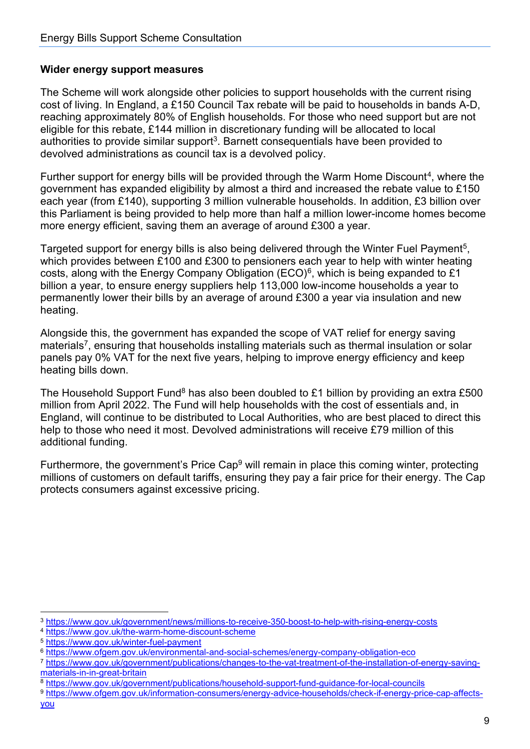**Wider energy support measures**

The Scheme will work alongside other policies to support households with the current rising cost of living. In England, a £150 Council Tax rebate will be paid to households in bands A-D, reaching approximately 80% of English households. For those who need support but are not eligible for this rebate, £144 million in discretionary funding will be allocated to local authorities to provide similar support[3]. Barnett consequentials have been provided to devolved administrations as council tax is a devolved policy.

Further support for energy bills will be provided through the Warm Home Discount[4], where the government has expanded eligibility by almost a third and increased the rebate value to £150 each year (from £140), supporting 3 million vulnerable households. In addition, £3 billion over this Parliament is being provided to help more than half a million lower-income homes become more energy efficient, saving them an average of around £300 a year.

Targeted support for energy bills is also being delivered through the Winter Fuel Payment[5], which provides between £100 and £300 to pensioners each year to help with winter heating costs, along with the Energy Company Obligation (ECO)[6], which is being expanded to £1 billion a year, to ensure energy suppliers help 113,000 low-income households a year to permanently lower their bills by an average of around £300 a year via insulation and new heating.

Alongside this, the government has expanded the scope of VAT relief for energy saving materials[7], ensuring that households installing materials such as thermal insulation or solar panels pay 0% VAT for the next five years, helping to improve energy efficiency and keep heating bills down.

The Household Support Fund[8] has also been doubled to £1 billion by providing an extra £500 million from April 2022. The Fund will help households with the cost of essentials and, in England, will continue to be distributed to Local Authorities, who are best placed to direct this help to those who need it most. Devolved administrations will receive £79 million of this additional funding.

Furthermore, the government's Price Cap[9] will remain in place this coming winter, protecting millions of customers on default tariffs, ensuring they pay a fair price for their energy. The Cap protects consumers against excessive pricing.

---

[3] https://www.gov.uk/government/news/millions-to-receive-350-boost-to-help-with-rising-energy-costs

[4] https://www.gov.uk/the-warm-home-discount-scheme

[5] https://www.gov.uk/winter-fuel-payment

[6] https://www.ofgem.gov.uk/environmental-and-social-schemes/energy-company-obligation-eco

[7] https://www.gov.uk/government/publications/changes-to-the-vat-treatment-of-the-installation-of-energy-saving-materials-in-in-great-britain

[8] https://www.gov.uk/government/publications/household-support-fund-guidance-for-local-councils

[9] https://www.ofgem.gov.uk/information-consumers/energy-advice-households/check-if-energy-price-cap-affects-you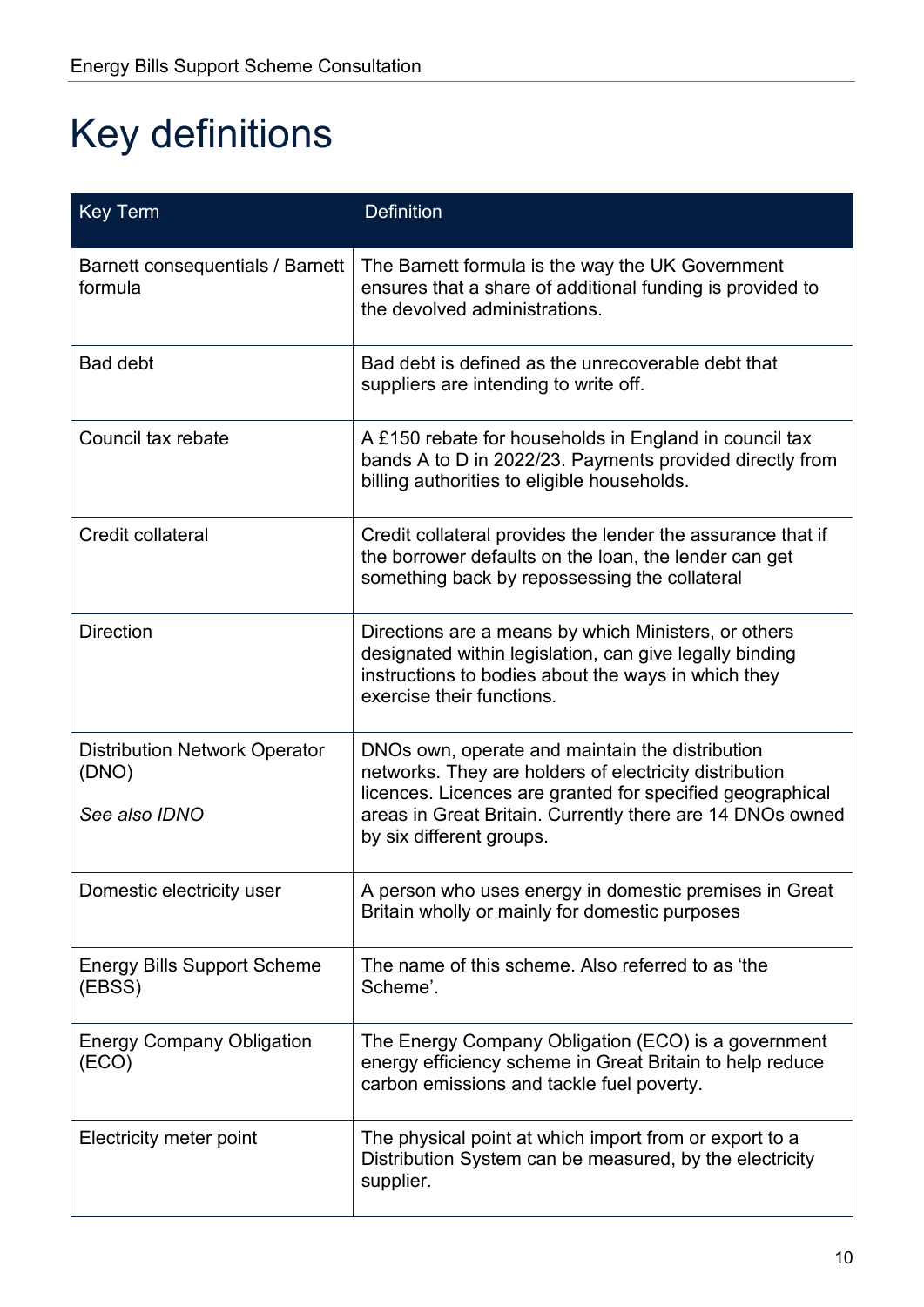# Key definitions

| Key Term | Definition |
|---|---|
| Barnett consequentials / Barnett formula | The Barnett formula is the way the UK Government ensures that a share of additional funding is provided to the devolved administrations. |
| Bad debt | Bad debt is defined as the unrecoverable debt that suppliers are intending to write off. |
| Council tax rebate | A £150 rebate for households in England in council tax bands A to D in 2022/23. Payments provided directly from billing authorities to eligible households. |
| Credit collateral | Credit collateral provides the lender the assurance that if the borrower defaults on the loan, the lender can get something back by repossessing the collateral |
| Direction | Directions are a means by which Ministers, or others designated within legislation, can give legally binding instructions to bodies about the ways in which they exercise their functions. |
| Distribution Network Operator (DNO)<br><br>*See also IDNO* | DNOs own, operate and maintain the distribution networks. They are holders of electricity distribution licences. Licences are granted for specified geographical areas in Great Britain. Currently there are 14 DNOs owned by six different groups. |
| Domestic electricity user | A person who uses energy in domestic premises in Great Britain wholly or mainly for domestic purposes |
| Energy Bills Support Scheme (EBSS) | The name of this scheme. Also referred to as 'the Scheme'. |
| Energy Company Obligation (ECO) | The Energy Company Obligation (ECO) is a government energy efficiency scheme in Great Britain to help reduce carbon emissions and tackle fuel poverty. |
| Electricity meter point | The physical point at which import from or export to a Distribution System can be measured, by the electricity supplier. |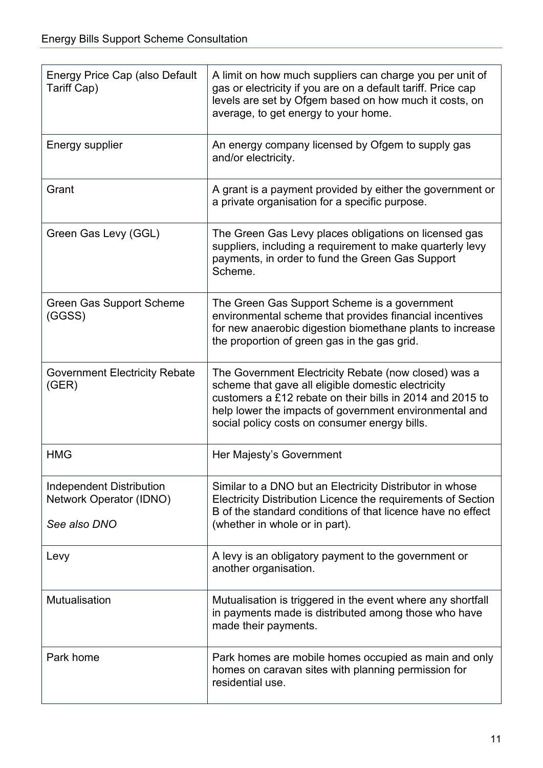| | |
|---|---|
| Energy Price Cap (also Default Tariff Cap) | A limit on how much suppliers can charge you per unit of gas or electricity if you are on a default tariff. Price cap levels are set by Ofgem based on how much it costs, on average, to get energy to your home. |
| Energy supplier | An energy company licensed by Ofgem to supply gas and/or electricity. |
| Grant | A grant is a payment provided by either the government or a private organisation for a specific purpose. |
| Green Gas Levy (GGL) | The Green Gas Levy places obligations on licensed gas suppliers, including a requirement to make quarterly levy payments, in order to fund the Green Gas Support Scheme. |
| Green Gas Support Scheme (GGSS) | The Green Gas Support Scheme is a government environmental scheme that provides financial incentives for new anaerobic digestion biomethane plants to increase the proportion of green gas in the gas grid. |
| Government Electricity Rebate (GER) | The Government Electricity Rebate (now closed) was a scheme that gave all eligible domestic electricity customers a £12 rebate on their bills in 2014 and 2015 to help lower the impacts of government environmental and social policy costs on consumer energy bills. |
| HMG | Her Majesty's Government |
| Independent Distribution Network Operator (IDNO)<br><br>*See also DNO* | Similar to a DNO but an Electricity Distributor in whose Electricity Distribution Licence the requirements of Section B of the standard conditions of that licence have no effect (whether in whole or in part). |
| Levy | A levy is an obligatory payment to the government or another organisation. |
| Mutualisation | Mutualisation is triggered in the event where any shortfall in payments made is distributed among those who have made their payments. |
| Park home | Park homes are mobile homes occupied as main and only homes on caravan sites with planning permission for residential use. |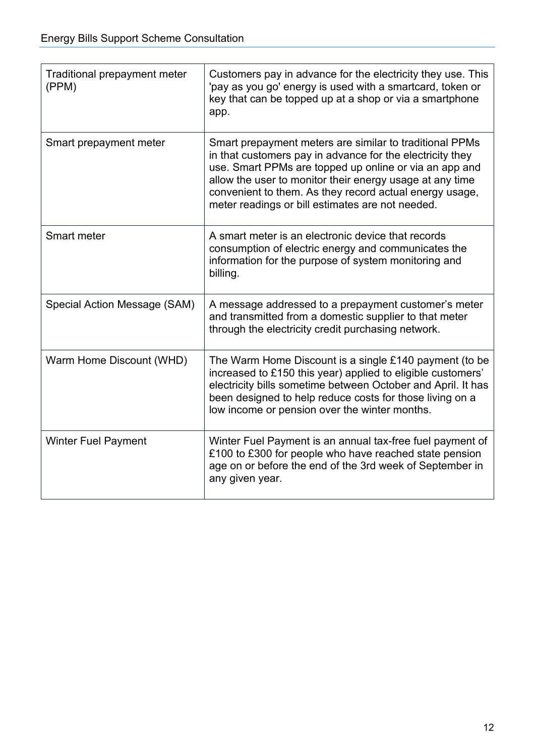| | |
|---|---|
| Traditional prepayment meter (PPM) | Customers pay in advance for the electricity they use. This 'pay as you go' energy is used with a smartcard, token or key that can be topped up at a shop or via a smartphone app. |
| Smart prepayment meter | Smart prepayment meters are similar to traditional PPMs in that customers pay in advance for the electricity they use. Smart PPMs are topped up online or via an app and allow the user to monitor their energy usage at any time convenient to them. As they record actual energy usage, meter readings or bill estimates are not needed. |
| Smart meter | A smart meter is an electronic device that records consumption of electric energy and communicates the information for the purpose of system monitoring and billing. |
| Special Action Message (SAM) | A message addressed to a prepayment customer's meter and transmitted from a domestic supplier to that meter through the electricity credit purchasing network. |
| Warm Home Discount (WHD) | The Warm Home Discount is a single £140 payment (to be increased to £150 this year) applied to eligible customers' electricity bills sometime between October and April. It has been designed to help reduce costs for those living on a low income or pension over the winter months. |
| Winter Fuel Payment | Winter Fuel Payment is an annual tax-free fuel payment of £100 to £300 for people who have reached state pension age on or before the end of the 3rd week of September in any given year. |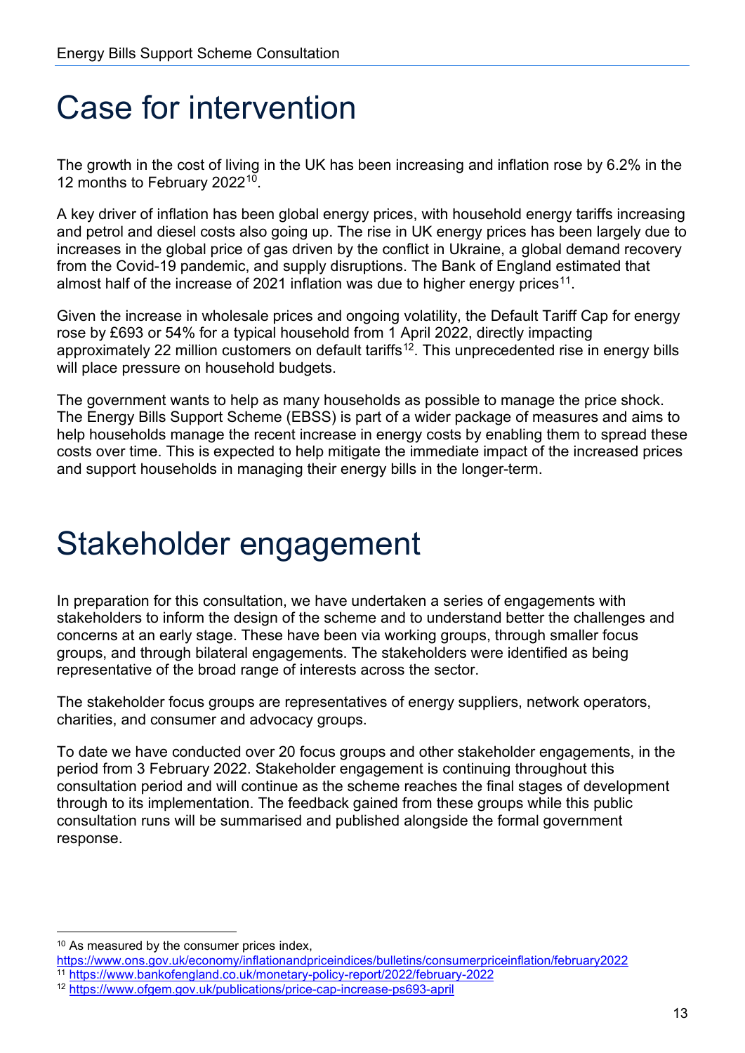# Case for intervention

The growth in the cost of living in the UK has been increasing and inflation rose by 6.2% in the 12 months to February 2022[10].

A key driver of inflation has been global energy prices, with household energy tariffs increasing and petrol and diesel costs also going up. The rise in UK energy prices has been largely due to increases in the global price of gas driven by the conflict in Ukraine, a global demand recovery from the Covid-19 pandemic, and supply disruptions. The Bank of England estimated that almost half of the increase of 2021 inflation was due to higher energy prices[11].

Given the increase in wholesale prices and ongoing volatility, the Default Tariff Cap for energy rose by £693 or 54% for a typical household from 1 April 2022, directly impacting approximately 22 million customers on default tariffs[12]. This unprecedented rise in energy bills will place pressure on household budgets.

The government wants to help as many households as possible to manage the price shock. The Energy Bills Support Scheme (EBSS) is part of a wider package of measures and aims to help households manage the recent increase in energy costs by enabling them to spread these costs over time. This is expected to help mitigate the immediate impact of the increased prices and support households in managing their energy bills in the longer-term.

# Stakeholder engagement

In preparation for this consultation, we have undertaken a series of engagements with stakeholders to inform the design of the scheme and to understand better the challenges and concerns at an early stage. These have been via working groups, through smaller focus groups, and through bilateral engagements. The stakeholders were identified as being representative of the broad range of interests across the sector.

The stakeholder focus groups are representatives of energy suppliers, network operators, charities, and consumer and advocacy groups.

To date we have conducted over 20 focus groups and other stakeholder engagements, in the period from 3 February 2022. Stakeholder engagement is continuing throughout this consultation period and will continue as the scheme reaches the final stages of development through to its implementation. The feedback gained from these groups while this public consultation runs will be summarised and published alongside the formal government response.

---

[10] As measured by the consumer prices index, https://www.ons.gov.uk/economy/inflationandpriceindices/bulletins/consumerpriceinflation/february2022

[11] https://www.bankofengland.co.uk/monetary-policy-report/2022/february-2022

[12] https://www.ofgem.gov.uk/publications/price-cap-increase-ps693-april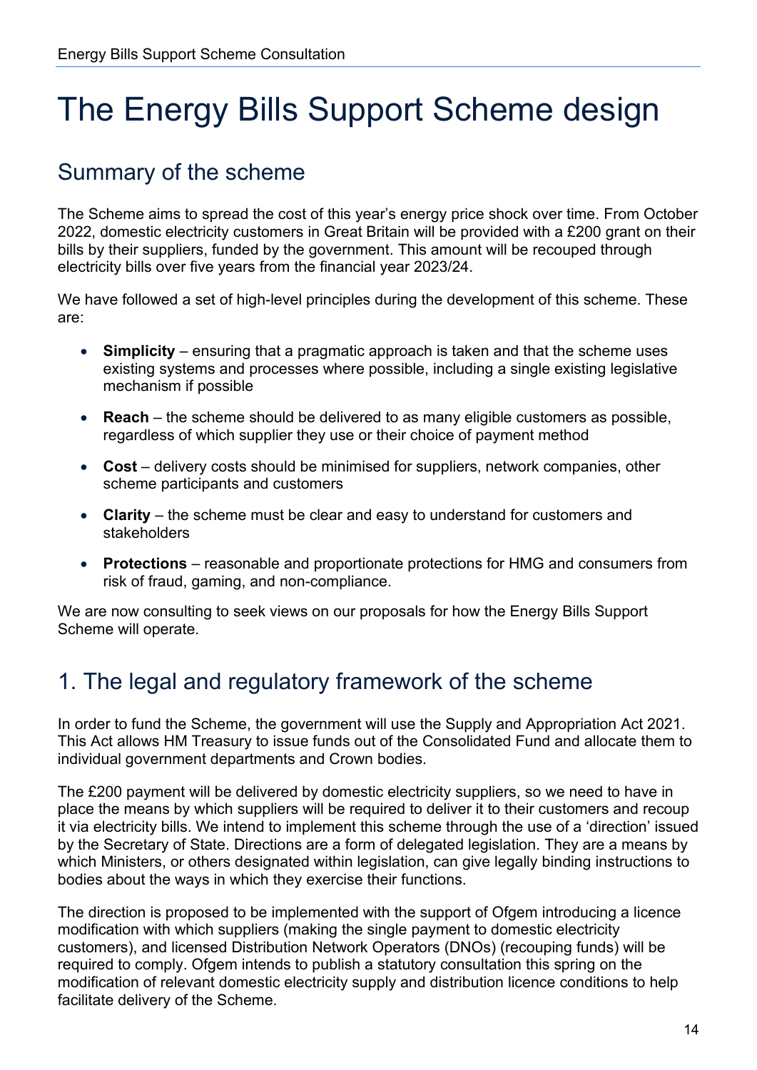# The Energy Bills Support Scheme design

## Summary of the scheme

The Scheme aims to spread the cost of this year's energy price shock over time. From October 2022, domestic electricity customers in Great Britain will be provided with a £200 grant on their bills by their suppliers, funded by the government. This amount will be recouped through electricity bills over five years from the financial year 2023/24.

We have followed a set of high-level principles during the development of this scheme. These are:

- **Simplicity** – ensuring that a pragmatic approach is taken and that the scheme uses existing systems and processes where possible, including a single existing legislative mechanism if possible
- **Reach** – the scheme should be delivered to as many eligible customers as possible, regardless of which supplier they use or their choice of payment method
- **Cost** – delivery costs should be minimised for suppliers, network companies, other scheme participants and customers
- **Clarity** – the scheme must be clear and easy to understand for customers and stakeholders
- **Protections** – reasonable and proportionate protections for HMG and consumers from risk of fraud, gaming, and non-compliance.

We are now consulting to seek views on our proposals for how the Energy Bills Support Scheme will operate.

## 1. The legal and regulatory framework of the scheme

In order to fund the Scheme, the government will use the Supply and Appropriation Act 2021. This Act allows HM Treasury to issue funds out of the Consolidated Fund and allocate them to individual government departments and Crown bodies.

The £200 payment will be delivered by domestic electricity suppliers, so we need to have in place the means by which suppliers will be required to deliver it to their customers and recoup it via electricity bills. We intend to implement this scheme through the use of a 'direction' issued by the Secretary of State. Directions are a form of delegated legislation. They are a means by which Ministers, or others designated within legislation, can give legally binding instructions to bodies about the ways in which they exercise their functions.

The direction is proposed to be implemented with the support of Ofgem introducing a licence modification with which suppliers (making the single payment to domestic electricity customers), and licensed Distribution Network Operators (DNOs) (recouping funds) will be required to comply. Ofgem intends to publish a statutory consultation this spring on the modification of relevant domestic electricity supply and distribution licence conditions to help facilitate delivery of the Scheme.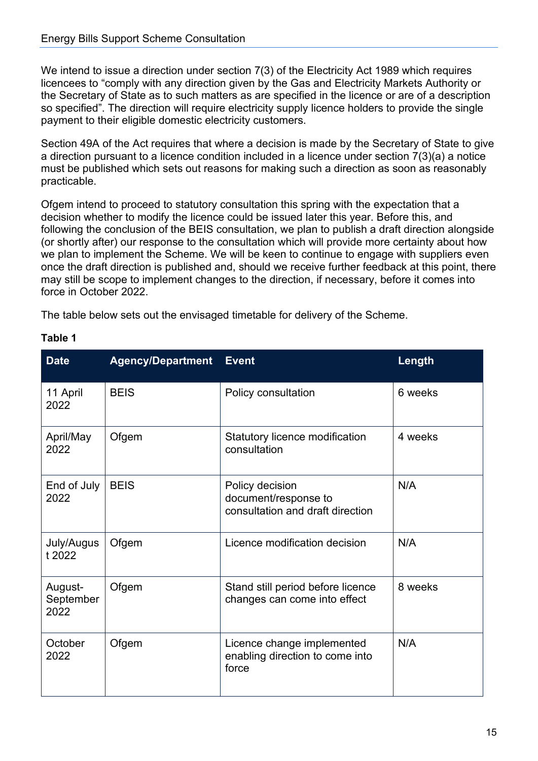We intend to issue a direction under section 7(3) of the Electricity Act 1989 which requires licencees to "comply with any direction given by the Gas and Electricity Markets Authority or the Secretary of State as to such matters as are specified in the licence or are of a description so specified". The direction will require electricity supply licence holders to provide the single payment to their eligible domestic electricity customers.

Section 49A of the Act requires that where a decision is made by the Secretary of State to give a direction pursuant to a licence condition included in a licence under section 7(3)(a) a notice must be published which sets out reasons for making such a direction as soon as reasonably practicable.

Ofgem intend to proceed to statutory consultation this spring with the expectation that a decision whether to modify the licence could be issued later this year. Before this, and following the conclusion of the BEIS consultation, we plan to publish a draft direction alongside (or shortly after) our response to the consultation which will provide more certainty about how we plan to implement the Scheme. We will be keen to continue to engage with suppliers even once the draft direction is published and, should we receive further feedback at this point, there may still be scope to implement changes to the direction, if necessary, before it comes into force in October 2022.

The table below sets out the envisaged timetable for delivery of the Scheme.

**Table 1**

| Date | Agency/Department | Event | Length |
|---|---|---|---|
| 11 April 2022 | BEIS | Policy consultation | 6 weeks |
| April/May 2022 | Ofgem | Statutory licence modification consultation | 4 weeks |
| End of July 2022 | BEIS | Policy decision document/response to consultation and draft direction | N/A |
| July/August 2022 | Ofgem | Licence modification decision | N/A |
| August-September 2022 | Ofgem | Stand still period before licence changes can come into effect | 8 weeks |
| October 2022 | Ofgem | Licence change implemented enabling direction to come into force | N/A |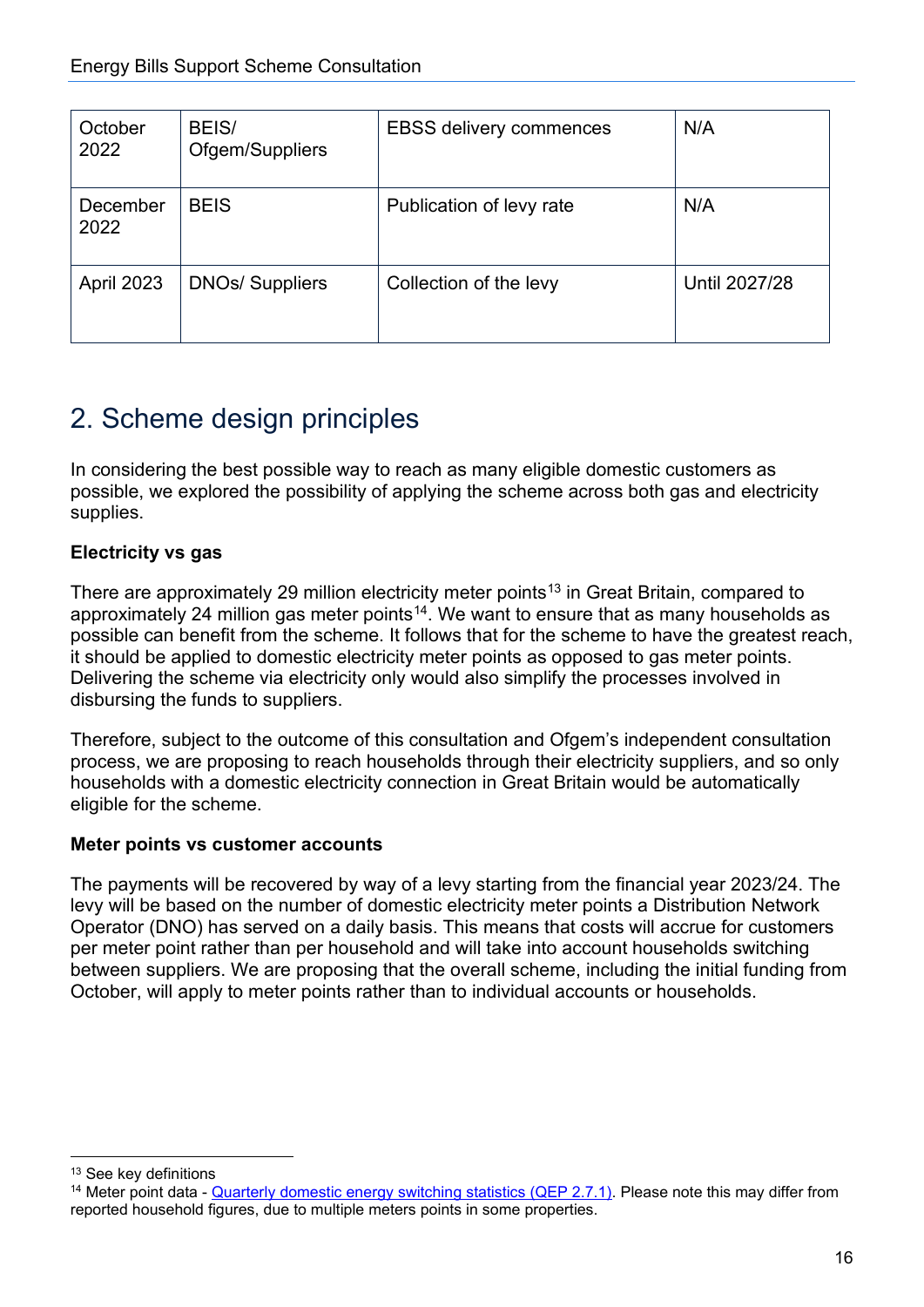| October 2022 | BEIS/ Ofgem/Suppliers | EBSS delivery commences | N/A |
|---|---|---|---|
| December 2022 | BEIS | Publication of levy rate | N/A |
| April 2023 | DNOs/ Suppliers | Collection of the levy | Until 2027/28 |

## 2. Scheme design principles

In considering the best possible way to reach as many eligible domestic customers as possible, we explored the possibility of applying the scheme across both gas and electricity supplies.

**Electricity vs gas**

There are approximately 29 million electricity meter points[13] in Great Britain, compared to approximately 24 million gas meter points[14]. We want to ensure that as many households as possible can benefit from the scheme. It follows that for the scheme to have the greatest reach, it should be applied to domestic electricity meter points as opposed to gas meter points. Delivering the scheme via electricity only would also simplify the processes involved in disbursing the funds to suppliers.

Therefore, subject to the outcome of this consultation and Ofgem's independent consultation process, we are proposing to reach households through their electricity suppliers, and so only households with a domestic electricity connection in Great Britain would be automatically eligible for the scheme.

**Meter points vs customer accounts**

The payments will be recovered by way of a levy starting from the financial year 2023/24. The levy will be based on the number of domestic electricity meter points a Distribution Network Operator (DNO) has served on a daily basis. This means that costs will accrue for customers per meter point rather than per household and will take into account households switching between suppliers. We are proposing that the overall scheme, including the initial funding from October, will apply to meter points rather than to individual accounts or households.

---

[13] See key definitions

[14] Meter point data - Quarterly domestic energy switching statistics (QEP 2.7.1). Please note this may differ from reported household figures, due to multiple meters points in some properties.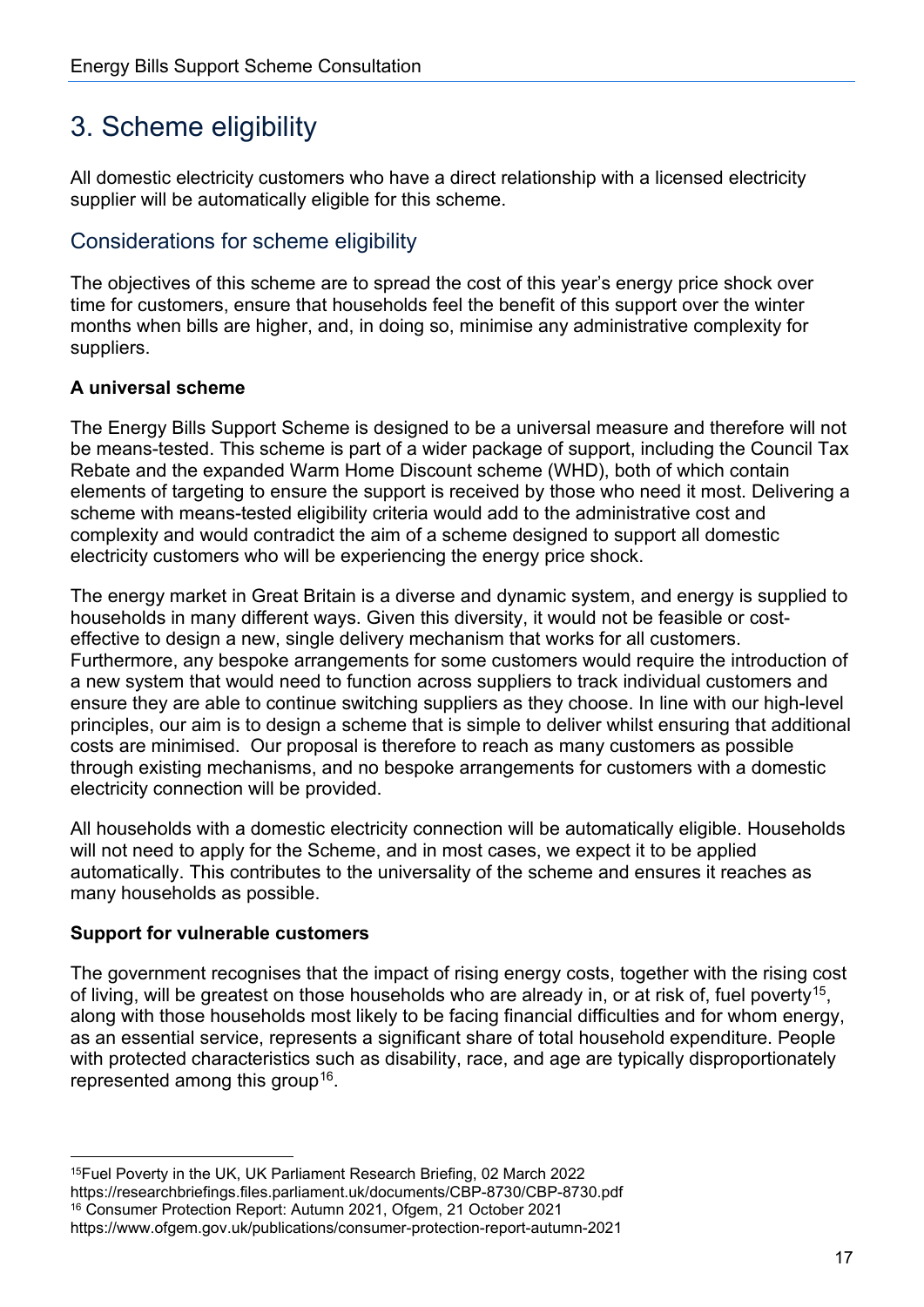# 3. Scheme eligibility

All domestic electricity customers who have a direct relationship with a licensed electricity supplier will be automatically eligible for this scheme.

## Considerations for scheme eligibility

The objectives of this scheme are to spread the cost of this year's energy price shock over time for customers, ensure that households feel the benefit of this support over the winter months when bills are higher, and, in doing so, minimise any administrative complexity for suppliers.

**A universal scheme**

The Energy Bills Support Scheme is designed to be a universal measure and therefore will not be means-tested. This scheme is part of a wider package of support, including the Council Tax Rebate and the expanded Warm Home Discount scheme (WHD), both of which contain elements of targeting to ensure the support is received by those who need it most. Delivering a scheme with means-tested eligibility criteria would add to the administrative cost and complexity and would contradict the aim of a scheme designed to support all domestic electricity customers who will be experiencing the energy price shock.

The energy market in Great Britain is a diverse and dynamic system, and energy is supplied to households in many different ways. Given this diversity, it would not be feasible or cost-effective to design a new, single delivery mechanism that works for all customers. Furthermore, any bespoke arrangements for some customers would require the introduction of a new system that would need to function across suppliers to track individual customers and ensure they are able to continue switching suppliers as they choose. In line with our high-level principles, our aim is to design a scheme that is simple to deliver whilst ensuring that additional costs are minimised. Our proposal is therefore to reach as many customers as possible through existing mechanisms, and no bespoke arrangements for customers with a domestic electricity connection will be provided.

All households with a domestic electricity connection will be automatically eligible. Households will not need to apply for the Scheme, and in most cases, we expect it to be applied automatically. This contributes to the universality of the scheme and ensures it reaches as many households as possible.

**Support for vulnerable customers**

The government recognises that the impact of rising energy costs, together with the rising cost of living, will be greatest on those households who are already in, or at risk of, fuel poverty[15], along with those households most likely to be facing financial difficulties and for whom energy, as an essential service, represents a significant share of total household expenditure. People with protected characteristics such as disability, race, and age are typically disproportionately represented among this group[16].

---

[15] Fuel Poverty in the UK, UK Parliament Research Briefing, 02 March 2022 https://researchbriefings.files.parliament.uk/documents/CBP-8730/CBP-8730.pdf

[16] Consumer Protection Report: Autumn 2021, Ofgem, 21 October 2021 https://www.ofgem.gov.uk/publications/consumer-protection-report-autumn-2021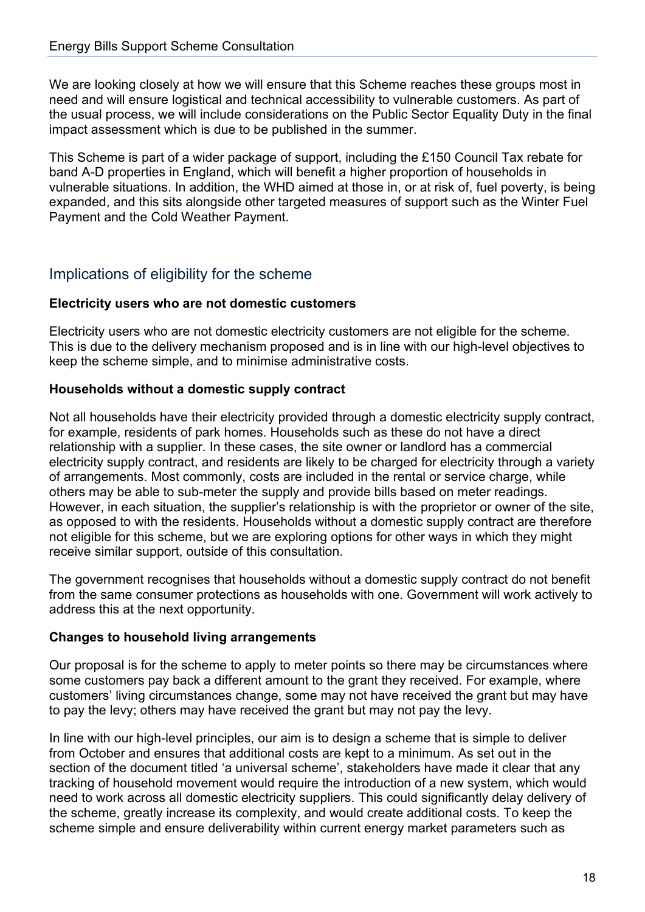We are looking closely at how we will ensure that this Scheme reaches these groups most in need and will ensure logistical and technical accessibility to vulnerable customers. As part of the usual process, we will include considerations on the Public Sector Equality Duty in the final impact assessment which is due to be published in the summer.

This Scheme is part of a wider package of support, including the £150 Council Tax rebate for band A-D properties in England, which will benefit a higher proportion of households in vulnerable situations. In addition, the WHD aimed at those in, or at risk of, fuel poverty, is being expanded, and this sits alongside other targeted measures of support such as the Winter Fuel Payment and the Cold Weather Payment.

## Implications of eligibility for the scheme

**Electricity users who are not domestic customers**

Electricity users who are not domestic electricity customers are not eligible for the scheme. This is due to the delivery mechanism proposed and is in line with our high-level objectives to keep the scheme simple, and to minimise administrative costs.

**Households without a domestic supply contract**

Not all households have their electricity provided through a domestic electricity supply contract, for example, residents of park homes. Households such as these do not have a direct relationship with a supplier. In these cases, the site owner or landlord has a commercial electricity supply contract, and residents are likely to be charged for electricity through a variety of arrangements. Most commonly, costs are included in the rental or service charge, while others may be able to sub-meter the supply and provide bills based on meter readings. However, in each situation, the supplier's relationship is with the proprietor or owner of the site, as opposed to with the residents. Households without a domestic supply contract are therefore not eligible for this scheme, but we are exploring options for other ways in which they might receive similar support, outside of this consultation.

The government recognises that households without a domestic supply contract do not benefit from the same consumer protections as households with one. Government will work actively to address this at the next opportunity.

**Changes to household living arrangements**

Our proposal is for the scheme to apply to meter points so there may be circumstances where some customers pay back a different amount to the grant they received. For example, where customers' living circumstances change, some may not have received the grant but may have to pay the levy; others may have received the grant but may not pay the levy.

In line with our high-level principles, our aim is to design a scheme that is simple to deliver from October and ensures that additional costs are kept to a minimum. As set out in the section of the document titled 'a universal scheme', stakeholders have made it clear that any tracking of household movement would require the introduction of a new system, which would need to work across all domestic electricity suppliers. This could significantly delay delivery of the scheme, greatly increase its complexity, and would create additional costs. To keep the scheme simple and ensure deliverability within current energy market parameters such as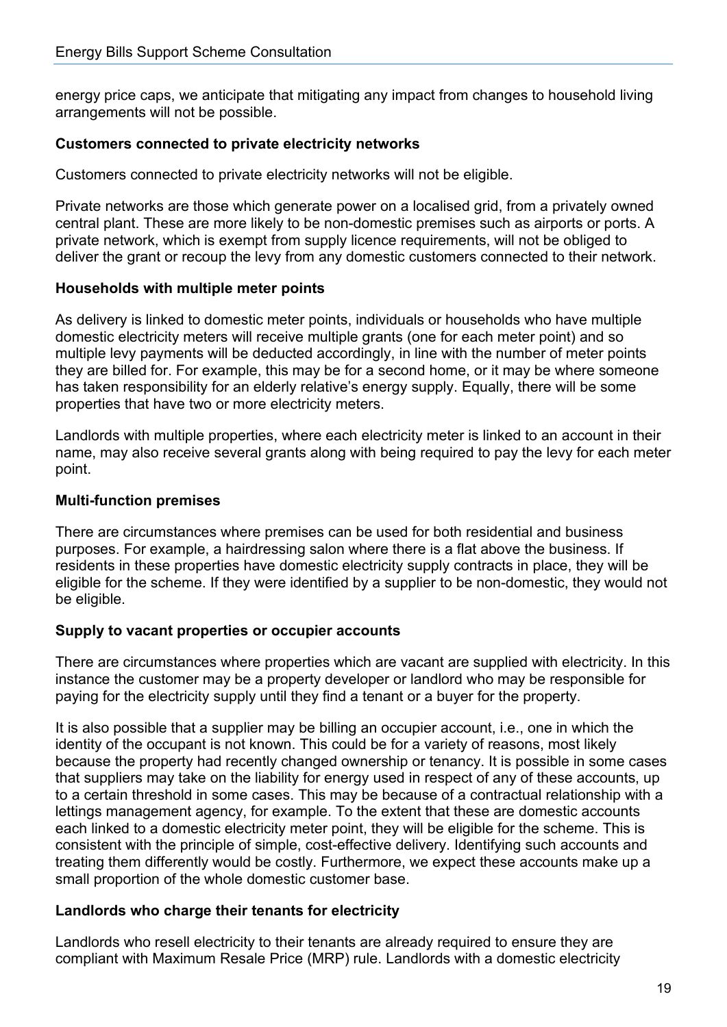energy price caps, we anticipate that mitigating any impact from changes to household living arrangements will not be possible.

**Customers connected to private electricity networks**

Customers connected to private electricity networks will not be eligible.

Private networks are those which generate power on a localised grid, from a privately owned central plant. These are more likely to be non-domestic premises such as airports or ports. A private network, which is exempt from supply licence requirements, will not be obliged to deliver the grant or recoup the levy from any domestic customers connected to their network.

**Households with multiple meter points**

As delivery is linked to domestic meter points, individuals or households who have multiple domestic electricity meters will receive multiple grants (one for each meter point) and so multiple levy payments will be deducted accordingly, in line with the number of meter points they are billed for. For example, this may be for a second home, or it may be where someone has taken responsibility for an elderly relative's energy supply. Equally, there will be some properties that have two or more electricity meters.

Landlords with multiple properties, where each electricity meter is linked to an account in their name, may also receive several grants along with being required to pay the levy for each meter point.

**Multi-function premises**

There are circumstances where premises can be used for both residential and business purposes. For example, a hairdressing salon where there is a flat above the business. If residents in these properties have domestic electricity supply contracts in place, they will be eligible for the scheme. If they were identified by a supplier to be non-domestic, they would not be eligible.

**Supply to vacant properties or occupier accounts**

There are circumstances where properties which are vacant are supplied with electricity. In this instance the customer may be a property developer or landlord who may be responsible for paying for the electricity supply until they find a tenant or a buyer for the property.

It is also possible that a supplier may be billing an occupier account, i.e., one in which the identity of the occupant is not known. This could be for a variety of reasons, most likely because the property had recently changed ownership or tenancy. It is possible in some cases that suppliers may take on the liability for energy used in respect of any of these accounts, up to a certain threshold in some cases. This may be because of a contractual relationship with a lettings management agency, for example. To the extent that these are domestic accounts each linked to a domestic electricity meter point, they will be eligible for the scheme. This is consistent with the principle of simple, cost-effective delivery. Identifying such accounts and treating them differently would be costly. Furthermore, we expect these accounts make up a small proportion of the whole domestic customer base.

**Landlords who charge their tenants for electricity**

Landlords who resell electricity to their tenants are already required to ensure they are compliant with Maximum Resale Price (MRP) rule. Landlords with a domestic electricity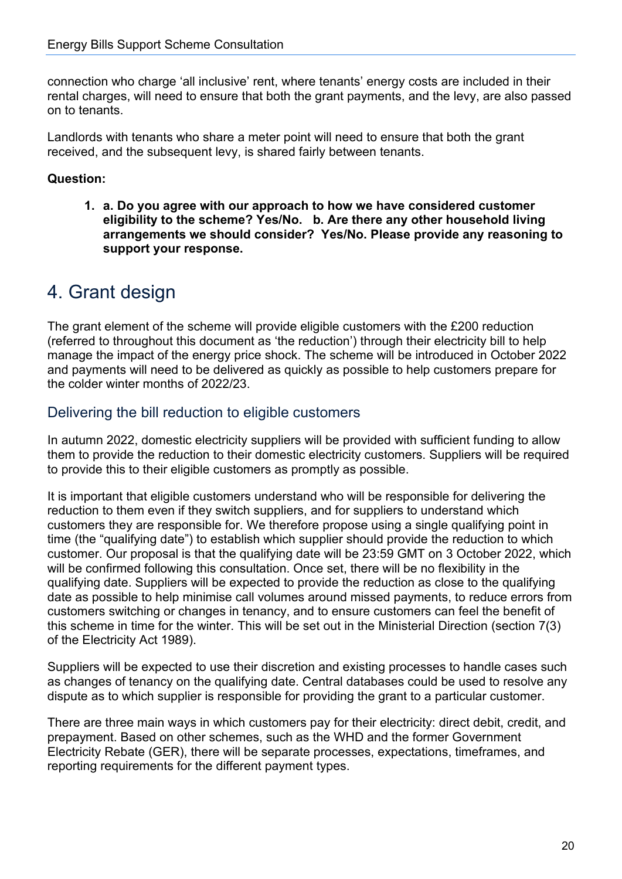connection who charge 'all inclusive' rent, where tenants' energy costs are included in their rental charges, will need to ensure that both the grant payments, and the levy, are also passed on to tenants.

Landlords with tenants who share a meter point will need to ensure that both the grant received, and the subsequent levy, is shared fairly between tenants.

**Question:**

1. **a. Do you agree with our approach to how we have considered customer eligibility to the scheme? Yes/No. b. Are there any other household living arrangements we should consider? Yes/No. Please provide any reasoning to support your response.**

# 4. Grant design

The grant element of the scheme will provide eligible customers with the £200 reduction (referred to throughout this document as 'the reduction') through their electricity bill to help manage the impact of the energy price shock. The scheme will be introduced in October 2022 and payments will need to be delivered as quickly as possible to help customers prepare for the colder winter months of 2022/23.

## Delivering the bill reduction to eligible customers

In autumn 2022, domestic electricity suppliers will be provided with sufficient funding to allow them to provide the reduction to their domestic electricity customers. Suppliers will be required to provide this to their eligible customers as promptly as possible.

It is important that eligible customers understand who will be responsible for delivering the reduction to them even if they switch suppliers, and for suppliers to understand which customers they are responsible for. We therefore propose using a single qualifying point in time (the "qualifying date") to establish which supplier should provide the reduction to which customer. Our proposal is that the qualifying date will be 23:59 GMT on 3 October 2022, which will be confirmed following this consultation. Once set, there will be no flexibility in the qualifying date. Suppliers will be expected to provide the reduction as close to the qualifying date as possible to help minimise call volumes around missed payments, to reduce errors from customers switching or changes in tenancy, and to ensure customers can feel the benefit of this scheme in time for the winter. This will be set out in the Ministerial Direction (section 7(3) of the Electricity Act 1989).

Suppliers will be expected to use their discretion and existing processes to handle cases such as changes of tenancy on the qualifying date. Central databases could be used to resolve any dispute as to which supplier is responsible for providing the grant to a particular customer.

There are three main ways in which customers pay for their electricity: direct debit, credit, and prepayment. Based on other schemes, such as the WHD and the former Government Electricity Rebate (GER), there will be separate processes, expectations, timeframes, and reporting requirements for the different payment types.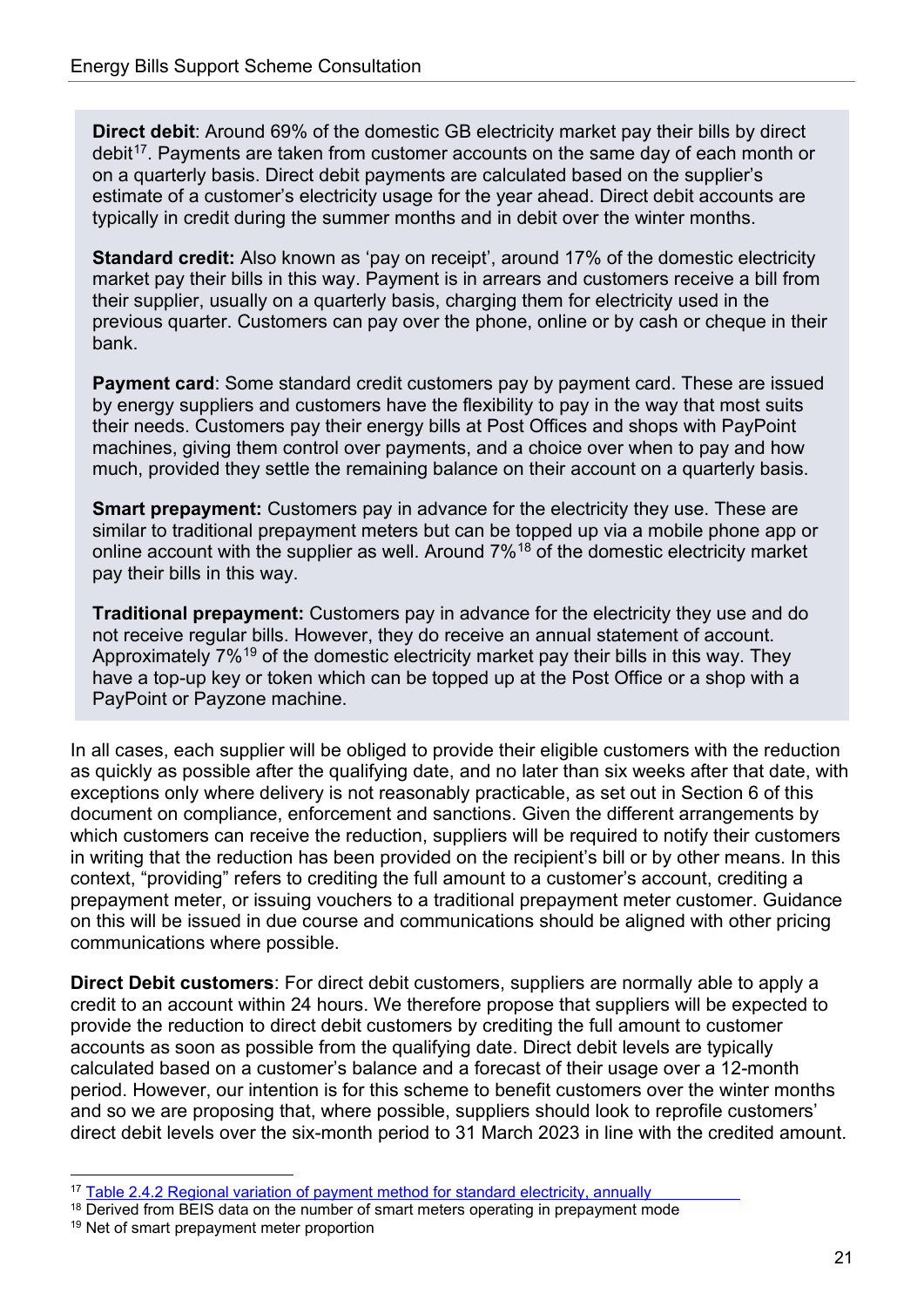**Direct debit**: Around 69% of the domestic GB electricity market pay their bills by direct debit[17]. Payments are taken from customer accounts on the same day of each month or on a quarterly basis. Direct debit payments are calculated based on the supplier's estimate of a customer's electricity usage for the year ahead. Direct debit accounts are typically in credit during the summer months and in debit over the winter months.

**Standard credit:** Also known as 'pay on receipt', around 17% of the domestic electricity market pay their bills in this way. Payment is in arrears and customers receive a bill from their supplier, usually on a quarterly basis, charging them for electricity used in the previous quarter. Customers can pay over the phone, online or by cash or cheque in their bank.

**Payment card**: Some standard credit customers pay by payment card. These are issued by energy suppliers and customers have the flexibility to pay in the way that most suits their needs. Customers pay their energy bills at Post Offices and shops with PayPoint machines, giving them control over payments, and a choice over when to pay and how much, provided they settle the remaining balance on their account on a quarterly basis.

**Smart prepayment:** Customers pay in advance for the electricity they use. These are similar to traditional prepayment meters but can be topped up via a mobile phone app or online account with the supplier as well. Around 7%[18] of the domestic electricity market pay their bills in this way.

**Traditional prepayment:** Customers pay in advance for the electricity they use and do not receive regular bills. However, they do receive an annual statement of account. Approximately 7%[19] of the domestic electricity market pay their bills in this way. They have a top-up key or token which can be topped up at the Post Office or a shop with a PayPoint or Payzone machine.

In all cases, each supplier will be obliged to provide their eligible customers with the reduction as quickly as possible after the qualifying date, and no later than six weeks after that date, with exceptions only where delivery is not reasonably practicable, as set out in Section 6 of this document on compliance, enforcement and sanctions. Given the different arrangements by which customers can receive the reduction, suppliers will be required to notify their customers in writing that the reduction has been provided on the recipient's bill or by other means. In this context, "providing" refers to crediting the full amount to a customer's account, crediting a prepayment meter, or issuing vouchers to a traditional prepayment meter customer. Guidance on this will be issued in due course and communications should be aligned with other pricing communications where possible.

**Direct Debit customers**: For direct debit customers, suppliers are normally able to apply a credit to an account within 24 hours. We therefore propose that suppliers will be expected to provide the reduction to direct debit customers by crediting the full amount to customer accounts as soon as possible from the qualifying date. Direct debit levels are typically calculated based on a customer's balance and a forecast of their usage over a 12-month period. However, our intention is for this scheme to benefit customers over the winter months and so we are proposing that, where possible, suppliers should look to reprofile customers' direct debit levels over the six-month period to 31 March 2023 in line with the credited amount.

[17] Table 2.4.2 Regional variation of payment method for standard electricity, annually

[18] Derived from BEIS data on the number of smart meters operating in prepayment mode

[19] Net of smart prepayment meter proportion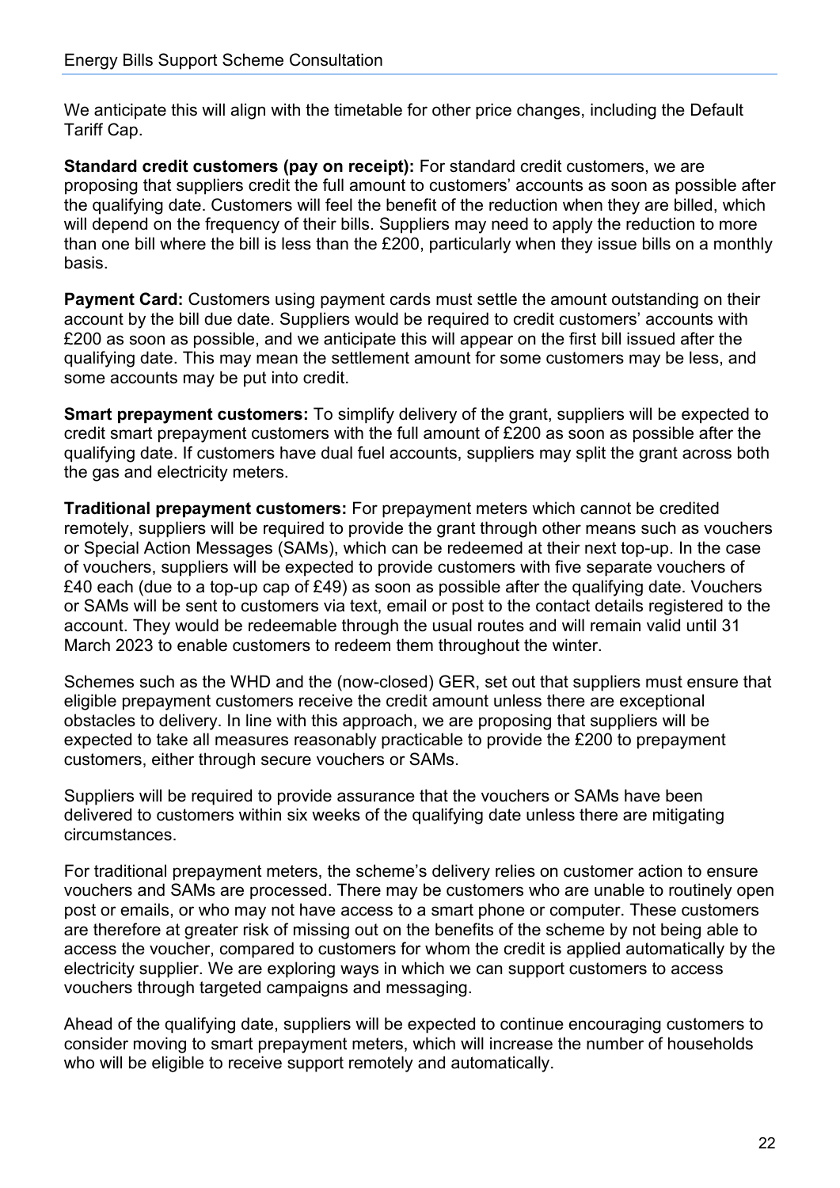We anticipate this will align with the timetable for other price changes, including the Default Tariff Cap.

**Standard credit customers (pay on receipt):** For standard credit customers, we are proposing that suppliers credit the full amount to customers' accounts as soon as possible after the qualifying date. Customers will feel the benefit of the reduction when they are billed, which will depend on the frequency of their bills. Suppliers may need to apply the reduction to more than one bill where the bill is less than the £200, particularly when they issue bills on a monthly basis.

**Payment Card:** Customers using payment cards must settle the amount outstanding on their account by the bill due date. Suppliers would be required to credit customers' accounts with £200 as soon as possible, and we anticipate this will appear on the first bill issued after the qualifying date. This may mean the settlement amount for some customers may be less, and some accounts may be put into credit.

**Smart prepayment customers:** To simplify delivery of the grant, suppliers will be expected to credit smart prepayment customers with the full amount of £200 as soon as possible after the qualifying date. If customers have dual fuel accounts, suppliers may split the grant across both the gas and electricity meters.

**Traditional prepayment customers:** For prepayment meters which cannot be credited remotely, suppliers will be required to provide the grant through other means such as vouchers or Special Action Messages (SAMs), which can be redeemed at their next top-up. In the case of vouchers, suppliers will be expected to provide customers with five separate vouchers of £40 each (due to a top-up cap of £49) as soon as possible after the qualifying date. Vouchers or SAMs will be sent to customers via text, email or post to the contact details registered to the account. They would be redeemable through the usual routes and will remain valid until 31 March 2023 to enable customers to redeem them throughout the winter.

Schemes such as the WHD and the (now-closed) GER, set out that suppliers must ensure that eligible prepayment customers receive the credit amount unless there are exceptional obstacles to delivery. In line with this approach, we are proposing that suppliers will be expected to take all measures reasonably practicable to provide the £200 to prepayment customers, either through secure vouchers or SAMs.

Suppliers will be required to provide assurance that the vouchers or SAMs have been delivered to customers within six weeks of the qualifying date unless there are mitigating circumstances.

For traditional prepayment meters, the scheme's delivery relies on customer action to ensure vouchers and SAMs are processed. There may be customers who are unable to routinely open post or emails, or who may not have access to a smart phone or computer. These customers are therefore at greater risk of missing out on the benefits of the scheme by not being able to access the voucher, compared to customers for whom the credit is applied automatically by the electricity supplier. We are exploring ways in which we can support customers to access vouchers through targeted campaigns and messaging.

Ahead of the qualifying date, suppliers will be expected to continue encouraging customers to consider moving to smart prepayment meters, which will increase the number of households who will be eligible to receive support remotely and automatically.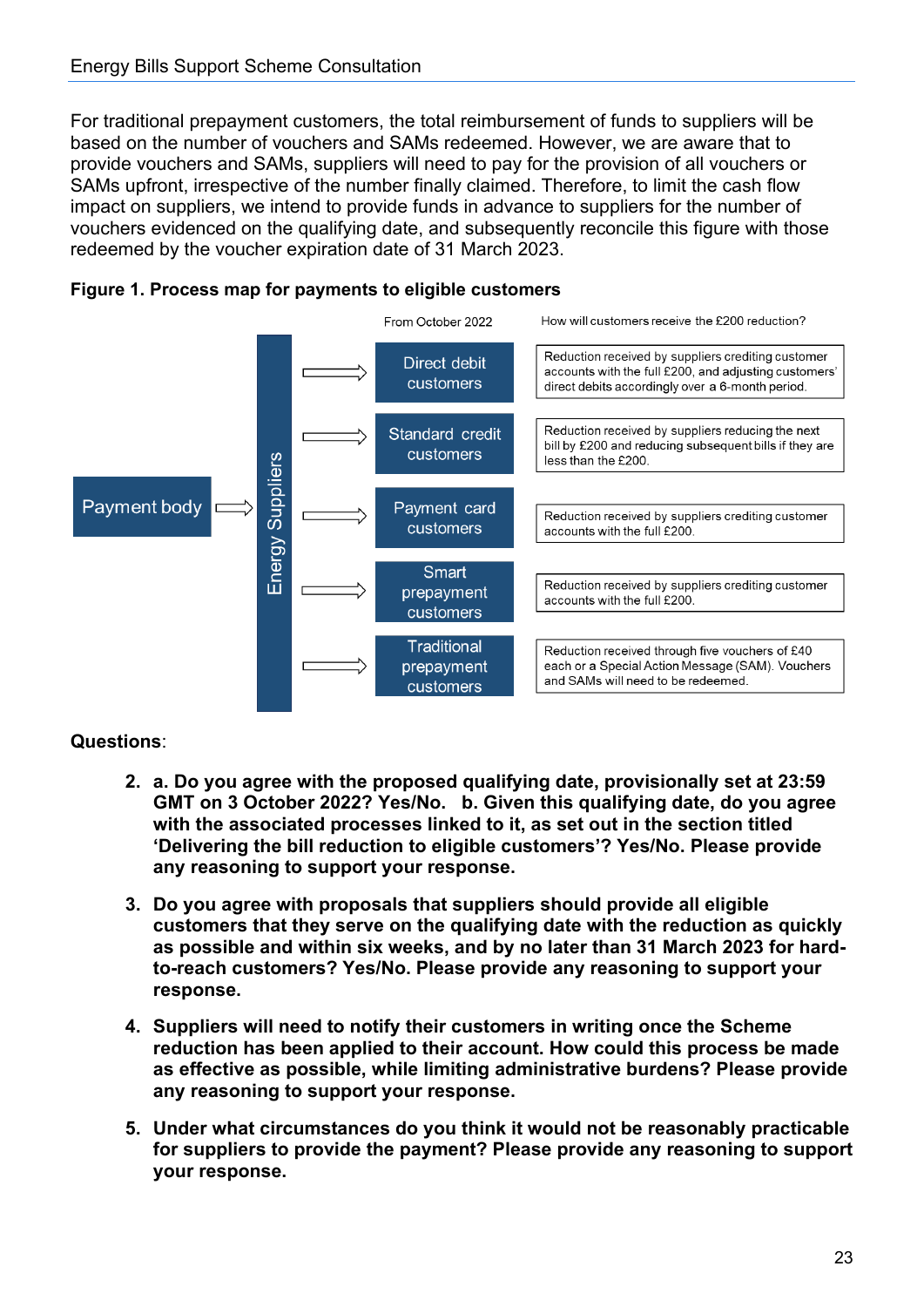For traditional prepayment customers, the total reimbursement of funds to suppliers will be based on the number of vouchers and SAMs redeemed. However, we are aware that to provide vouchers and SAMs, suppliers will need to pay for the provision of all vouchers or SAMs upfront, irrespective of the number finally claimed. Therefore, to limit the cash flow impact on suppliers, we intend to provide funds in advance to suppliers for the number of vouchers evidenced on the qualifying date, and subsequently reconcile this figure with those redeemed by the voucher expiration date of 31 March 2023.

**Figure 1. Process map for payments to eligible customers**

Payment body ⇒ Energy Suppliers ⇒

| From October 2022 | How will customers receive the £200 reduction? |
|---|---|
| Direct debit customers | Reduction received by suppliers crediting customer accounts with the full £200, and adjusting customers' direct debits accordingly over a 6-month period. |
| Standard credit customers | Reduction received by suppliers reducing the next bill by £200 and reducing subsequent bills if they are less than the £200. |
| Payment card customers | Reduction received by suppliers crediting customer accounts with the full £200. |
| Smart prepayment customers | Reduction received by suppliers crediting customer accounts with the full £200. |
| Traditional prepayment customers | Reduction received through five vouchers of £40 each or a Special Action Message (SAM). Vouchers and SAMs will need to be redeemed. |

**Questions**:

2. **a. Do you agree with the proposed qualifying date, provisionally set at 23:59 GMT on 3 October 2022? Yes/No. b. Given this qualifying date, do you agree with the associated processes linked to it, as set out in the section titled 'Delivering the bill reduction to eligible customers'? Yes/No. Please provide any reasoning to support your response.**

3. **Do you agree with proposals that suppliers should provide all eligible customers that they serve on the qualifying date with the reduction as quickly as possible and within six weeks, and by no later than 31 March 2023 for hard-to-reach customers? Yes/No. Please provide any reasoning to support your response.**

4. **Suppliers will need to notify their customers in writing once the Scheme reduction has been applied to their account. How could this process be made as effective as possible, while limiting administrative burdens? Please provide any reasoning to support your response.**

5. **Under what circumstances do you think it would not be reasonably practicable for suppliers to provide the payment? Please provide any reasoning to support your response.**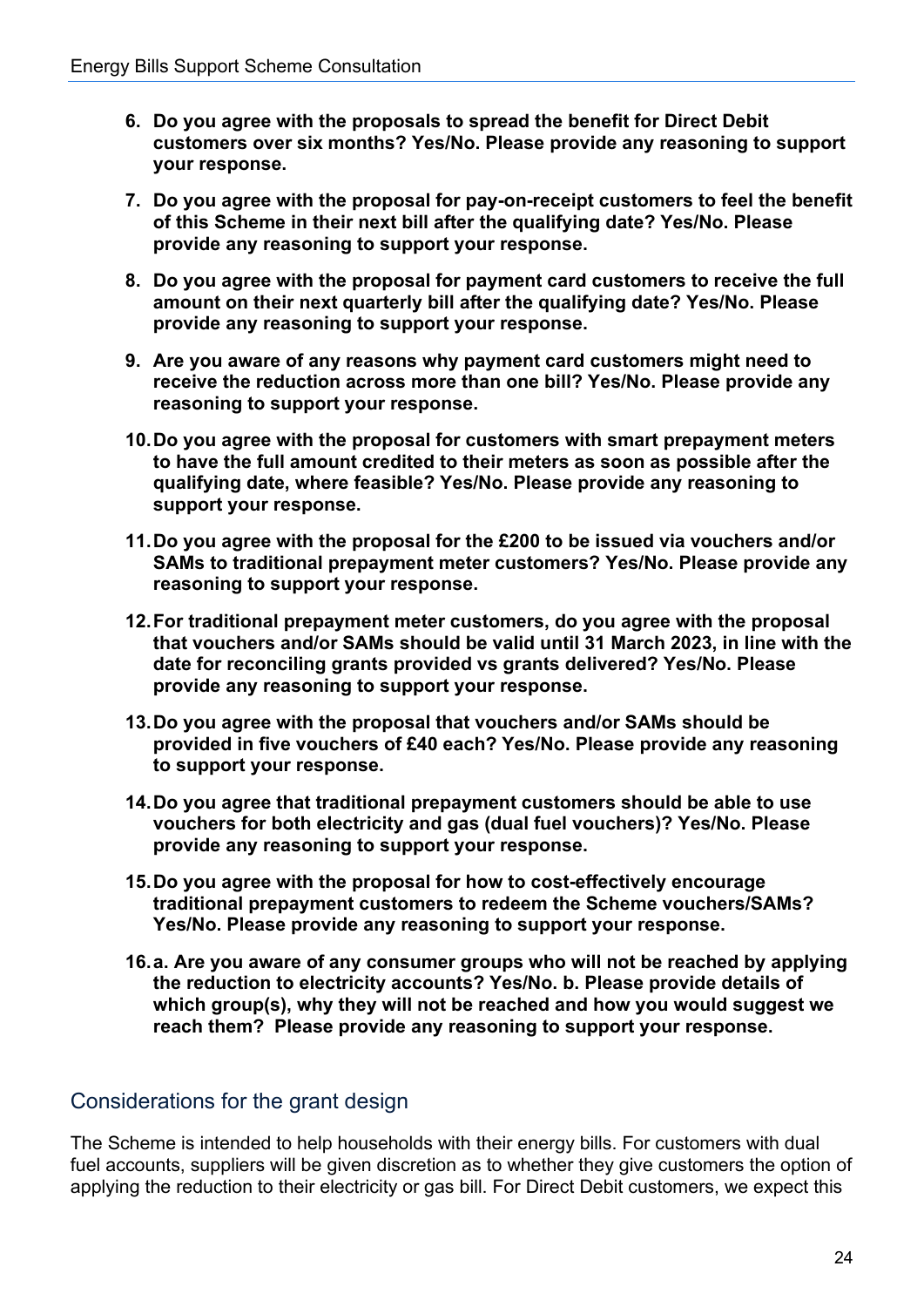6. **Do you agree with the proposals to spread the benefit for Direct Debit customers over six months? Yes/No. Please provide any reasoning to support your response.**

7. **Do you agree with the proposal for pay-on-receipt customers to feel the benefit of this Scheme in their next bill after the qualifying date? Yes/No. Please provide any reasoning to support your response.**

8. **Do you agree with the proposal for payment card customers to receive the full amount on their next quarterly bill after the qualifying date? Yes/No. Please provide any reasoning to support your response.**

9. **Are you aware of any reasons why payment card customers might need to receive the reduction across more than one bill? Yes/No. Please provide any reasoning to support your response.**

10. **Do you agree with the proposal for customers with smart prepayment meters to have the full amount credited to their meters as soon as possible after the qualifying date, where feasible? Yes/No. Please provide any reasoning to support your response.**

11. **Do you agree with the proposal for the £200 to be issued via vouchers and/or SAMs to traditional prepayment meter customers? Yes/No. Please provide any reasoning to support your response.**

12. **For traditional prepayment meter customers, do you agree with the proposal that vouchers and/or SAMs should be valid until 31 March 2023, in line with the date for reconciling grants provided vs grants delivered? Yes/No. Please provide any reasoning to support your response.**

13. **Do you agree with the proposal that vouchers and/or SAMs should be provided in five vouchers of £40 each? Yes/No. Please provide any reasoning to support your response.**

14. **Do you agree that traditional prepayment customers should be able to use vouchers for both electricity and gas (dual fuel vouchers)? Yes/No. Please provide any reasoning to support your response.**

15. **Do you agree with the proposal for how to cost-effectively encourage traditional prepayment customers to redeem the Scheme vouchers/SAMs? Yes/No. Please provide any reasoning to support your response.**

16. **a. Are you aware of any consumer groups who will not be reached by applying the reduction to electricity accounts? Yes/No. b. Please provide details of which group(s), why they will not be reached and how you would suggest we reach them? Please provide any reasoning to support your response.**

## Considerations for the grant design

The Scheme is intended to help households with their energy bills. For customers with dual fuel accounts, suppliers will be given discretion as to whether they give customers the option of applying the reduction to their electricity or gas bill. For Direct Debit customers, we expect this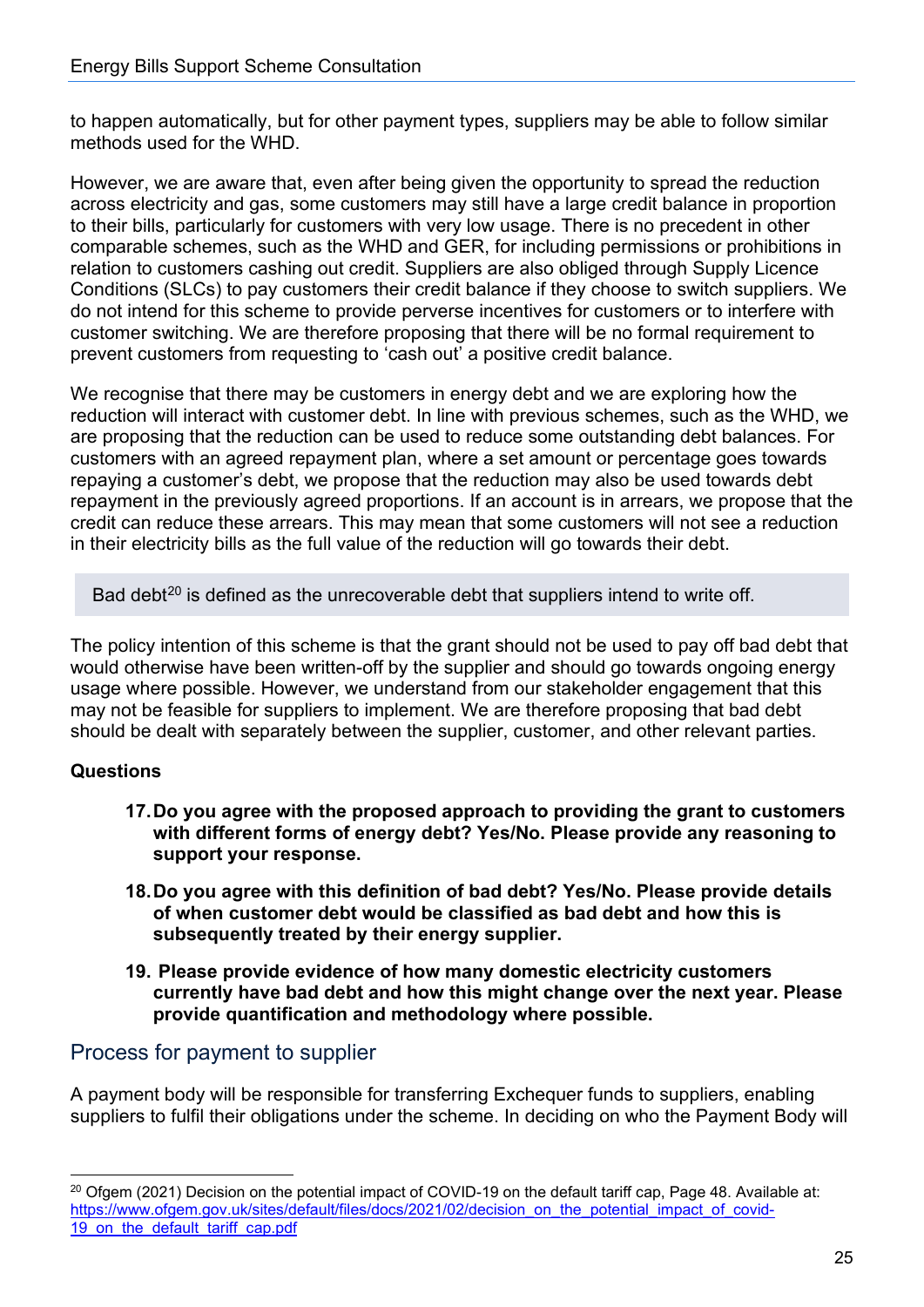to happen automatically, but for other payment types, suppliers may be able to follow similar methods used for the WHD.

However, we are aware that, even after being given the opportunity to spread the reduction across electricity and gas, some customers may still have a large credit balance in proportion to their bills, particularly for customers with very low usage. There is no precedent in other comparable schemes, such as the WHD and GER, for including permissions or prohibitions in relation to customers cashing out credit. Suppliers are also obliged through Supply Licence Conditions (SLCs) to pay customers their credit balance if they choose to switch suppliers. We do not intend for this scheme to provide perverse incentives for customers or to interfere with customer switching. We are therefore proposing that there will be no formal requirement to prevent customers from requesting to 'cash out' a positive credit balance.

We recognise that there may be customers in energy debt and we are exploring how the reduction will interact with customer debt. In line with previous schemes, such as the WHD, we are proposing that the reduction can be used to reduce some outstanding debt balances. For customers with an agreed repayment plan, where a set amount or percentage goes towards repaying a customer's debt, we propose that the reduction may also be used towards debt repayment in the previously agreed proportions. If an account is in arrears, we propose that the credit can reduce these arrears. This may mean that some customers will not see a reduction in their electricity bills as the full value of the reduction will go towards their debt.

> Bad debt[20] is defined as the unrecoverable debt that suppliers intend to write off.

The policy intention of this scheme is that the grant should not be used to pay off bad debt that would otherwise have been written-off by the supplier and should go towards ongoing energy usage where possible. However, we understand from our stakeholder engagement that this may not be feasible for suppliers to implement. We are therefore proposing that bad debt should be dealt with separately between the supplier, customer, and other relevant parties.

**Questions**

17. **Do you agree with the proposed approach to providing the grant to customers with different forms of energy debt? Yes/No. Please provide any reasoning to support your response.**

18. **Do you agree with this definition of bad debt? Yes/No. Please provide details of when customer debt would be classified as bad debt and how this is subsequently treated by their energy supplier.**

19. **Please provide evidence of how many domestic electricity customers currently have bad debt and how this might change over the next year. Please provide quantification and methodology where possible.**

## Process for payment to supplier

A payment body will be responsible for transferring Exchequer funds to suppliers, enabling suppliers to fulfil their obligations under the scheme. In deciding on who the Payment Body will

[20] Ofgem (2021) Decision on the potential impact of COVID-19 on the default tariff cap, Page 48. Available at: https://www.ofgem.gov.uk/sites/default/files/docs/2021/02/decision_on_the_potential_impact_of_covid-19_on_the_default_tariff_cap.pdf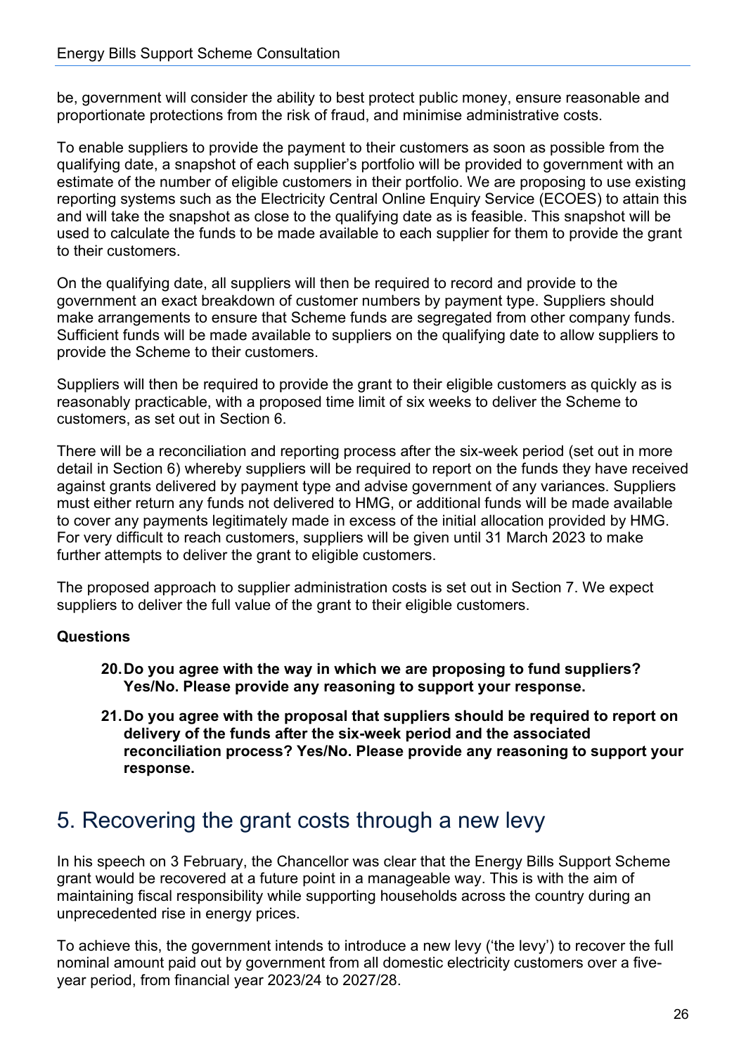be, government will consider the ability to best protect public money, ensure reasonable and proportionate protections from the risk of fraud, and minimise administrative costs.

To enable suppliers to provide the payment to their customers as soon as possible from the qualifying date, a snapshot of each supplier's portfolio will be provided to government with an estimate of the number of eligible customers in their portfolio. We are proposing to use existing reporting systems such as the Electricity Central Online Enquiry Service (ECOES) to attain this and will take the snapshot as close to the qualifying date as is feasible. This snapshot will be used to calculate the funds to be made available to each supplier for them to provide the grant to their customers.

On the qualifying date, all suppliers will then be required to record and provide to the government an exact breakdown of customer numbers by payment type. Suppliers should make arrangements to ensure that Scheme funds are segregated from other company funds. Sufficient funds will be made available to suppliers on the qualifying date to allow suppliers to provide the Scheme to their customers.

Suppliers will then be required to provide the grant to their eligible customers as quickly as is reasonably practicable, with a proposed time limit of six weeks to deliver the Scheme to customers, as set out in Section 6.

There will be a reconciliation and reporting process after the six-week period (set out in more detail in Section 6) whereby suppliers will be required to report on the funds they have received against grants delivered by payment type and advise government of any variances. Suppliers must either return any funds not delivered to HMG, or additional funds will be made available to cover any payments legitimately made in excess of the initial allocation provided by HMG. For very difficult to reach customers, suppliers will be given until 31 March 2023 to make further attempts to deliver the grant to eligible customers.

The proposed approach to supplier administration costs is set out in Section 7. We expect suppliers to deliver the full value of the grant to their eligible customers.

**Questions**

20. **Do you agree with the way in which we are proposing to fund suppliers? Yes/No. Please provide any reasoning to support your response.**
21. **Do you agree with the proposal that suppliers should be required to report on delivery of the funds after the six-week period and the associated reconciliation process? Yes/No. Please provide any reasoning to support your response.**

# 5. Recovering the grant costs through a new levy

In his speech on 3 February, the Chancellor was clear that the Energy Bills Support Scheme grant would be recovered at a future point in a manageable way. This is with the aim of maintaining fiscal responsibility while supporting households across the country during an unprecedented rise in energy prices.

To achieve this, the government intends to introduce a new levy ('the levy') to recover the full nominal amount paid out by government from all domestic electricity customers over a five-year period, from financial year 2023/24 to 2027/28.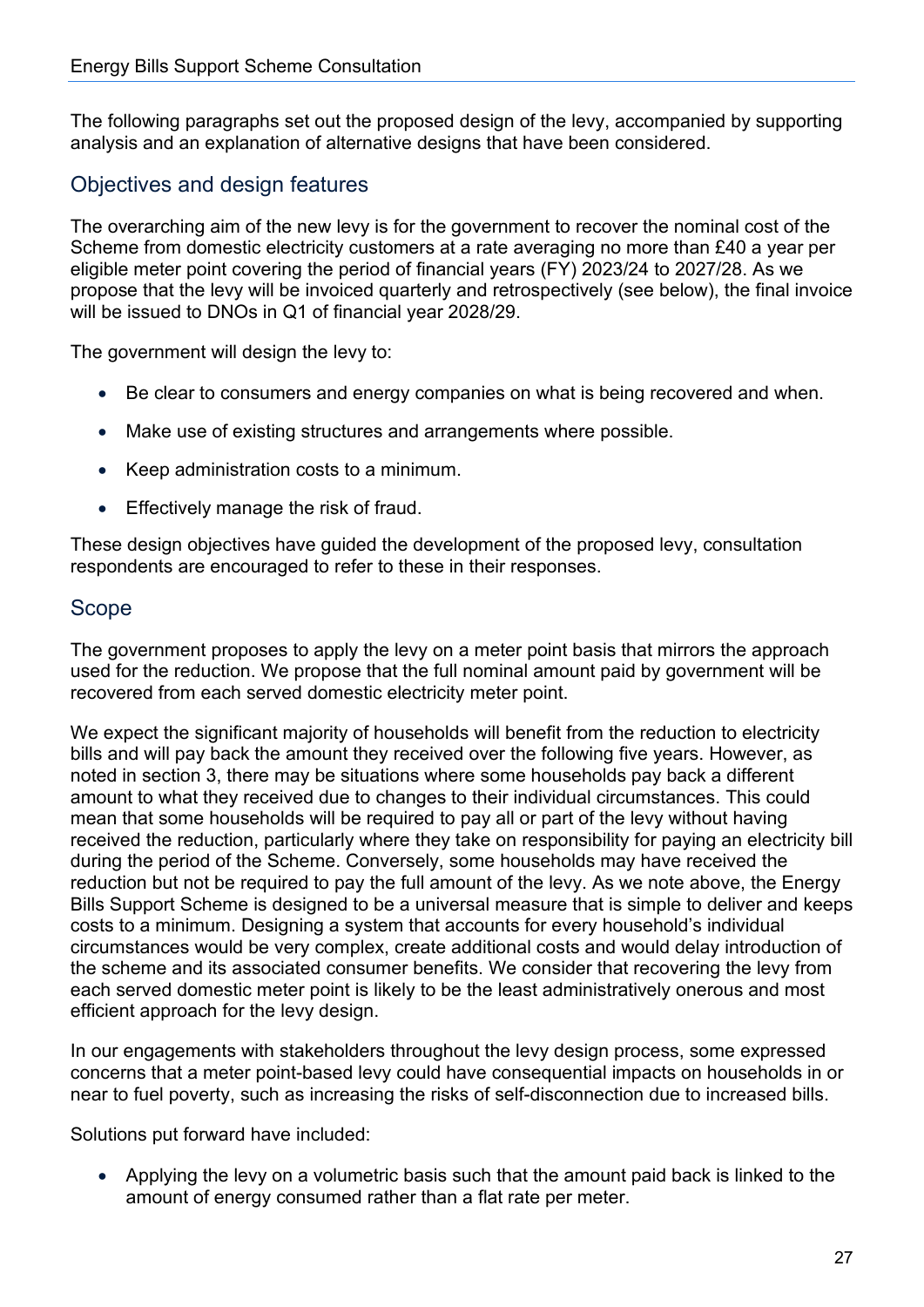The following paragraphs set out the proposed design of the levy, accompanied by supporting analysis and an explanation of alternative designs that have been considered.

## Objectives and design features

The overarching aim of the new levy is for the government to recover the nominal cost of the Scheme from domestic electricity customers at a rate averaging no more than £40 a year per eligible meter point covering the period of financial years (FY) 2023/24 to 2027/28. As we propose that the levy will be invoiced quarterly and retrospectively (see below), the final invoice will be issued to DNOs in Q1 of financial year 2028/29.

The government will design the levy to:

- Be clear to consumers and energy companies on what is being recovered and when.
- Make use of existing structures and arrangements where possible.
- Keep administration costs to a minimum.
- Effectively manage the risk of fraud.

These design objectives have guided the development of the proposed levy, consultation respondents are encouraged to refer to these in their responses.

## Scope

The government proposes to apply the levy on a meter point basis that mirrors the approach used for the reduction. We propose that the full nominal amount paid by government will be recovered from each served domestic electricity meter point.

We expect the significant majority of households will benefit from the reduction to electricity bills and will pay back the amount they received over the following five years. However, as noted in section 3, there may be situations where some households pay back a different amount to what they received due to changes to their individual circumstances. This could mean that some households will be required to pay all or part of the levy without having received the reduction, particularly where they take on responsibility for paying an electricity bill during the period of the Scheme. Conversely, some households may have received the reduction but not be required to pay the full amount of the levy. As we note above, the Energy Bills Support Scheme is designed to be a universal measure that is simple to deliver and keeps costs to a minimum. Designing a system that accounts for every household's individual circumstances would be very complex, create additional costs and would delay introduction of the scheme and its associated consumer benefits. We consider that recovering the levy from each served domestic meter point is likely to be the least administratively onerous and most efficient approach for the levy design.

In our engagements with stakeholders throughout the levy design process, some expressed concerns that a meter point-based levy could have consequential impacts on households in or near to fuel poverty, such as increasing the risks of self-disconnection due to increased bills.

Solutions put forward have included:

- Applying the levy on a volumetric basis such that the amount paid back is linked to the amount of energy consumed rather than a flat rate per meter.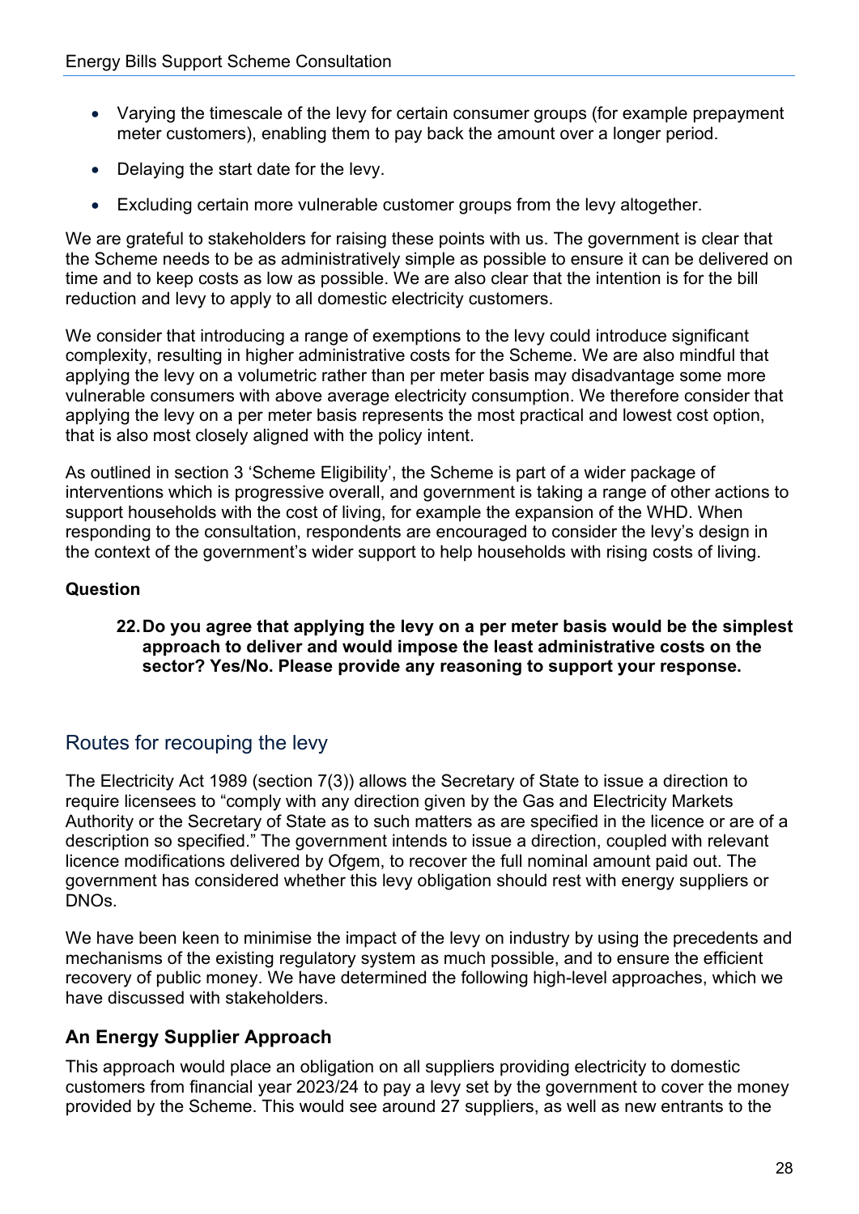- Varying the timescale of the levy for certain consumer groups (for example prepayment meter customers), enabling them to pay back the amount over a longer period.
- Delaying the start date for the levy.
- Excluding certain more vulnerable customer groups from the levy altogether.

We are grateful to stakeholders for raising these points with us. The government is clear that the Scheme needs to be as administratively simple as possible to ensure it can be delivered on time and to keep costs as low as possible. We are also clear that the intention is for the bill reduction and levy to apply to all domestic electricity customers.

We consider that introducing a range of exemptions to the levy could introduce significant complexity, resulting in higher administrative costs for the Scheme. We are also mindful that applying the levy on a volumetric rather than per meter basis may disadvantage some more vulnerable consumers with above average electricity consumption. We therefore consider that applying the levy on a per meter basis represents the most practical and lowest cost option, that is also most closely aligned with the policy intent.

As outlined in section 3 'Scheme Eligibility', the Scheme is part of a wider package of interventions which is progressive overall, and government is taking a range of other actions to support households with the cost of living, for example the expansion of the WHD. When responding to the consultation, respondents are encouraged to consider the levy's design in the context of the government's wider support to help households with rising costs of living.

**Question**

22. **Do you agree that applying the levy on a per meter basis would be the simplest approach to deliver and would impose the least administrative costs on the sector? Yes/No. Please provide any reasoning to support your response.**

## Routes for recouping the levy

The Electricity Act 1989 (section 7(3)) allows the Secretary of State to issue a direction to require licensees to "comply with any direction given by the Gas and Electricity Markets Authority or the Secretary of State as to such matters as are specified in the licence or are of a description so specified." The government intends to issue a direction, coupled with relevant licence modifications delivered by Ofgem, to recover the full nominal amount paid out. The government has considered whether this levy obligation should rest with energy suppliers or DNOs.

We have been keen to minimise the impact of the levy on industry by using the precedents and mechanisms of the existing regulatory system as much possible, and to ensure the efficient recovery of public money. We have determined the following high-level approaches, which we have discussed with stakeholders.

### An Energy Supplier Approach

This approach would place an obligation on all suppliers providing electricity to domestic customers from financial year 2023/24 to pay a levy set by the government to cover the money provided by the Scheme. This would see around 27 suppliers, as well as new entrants to the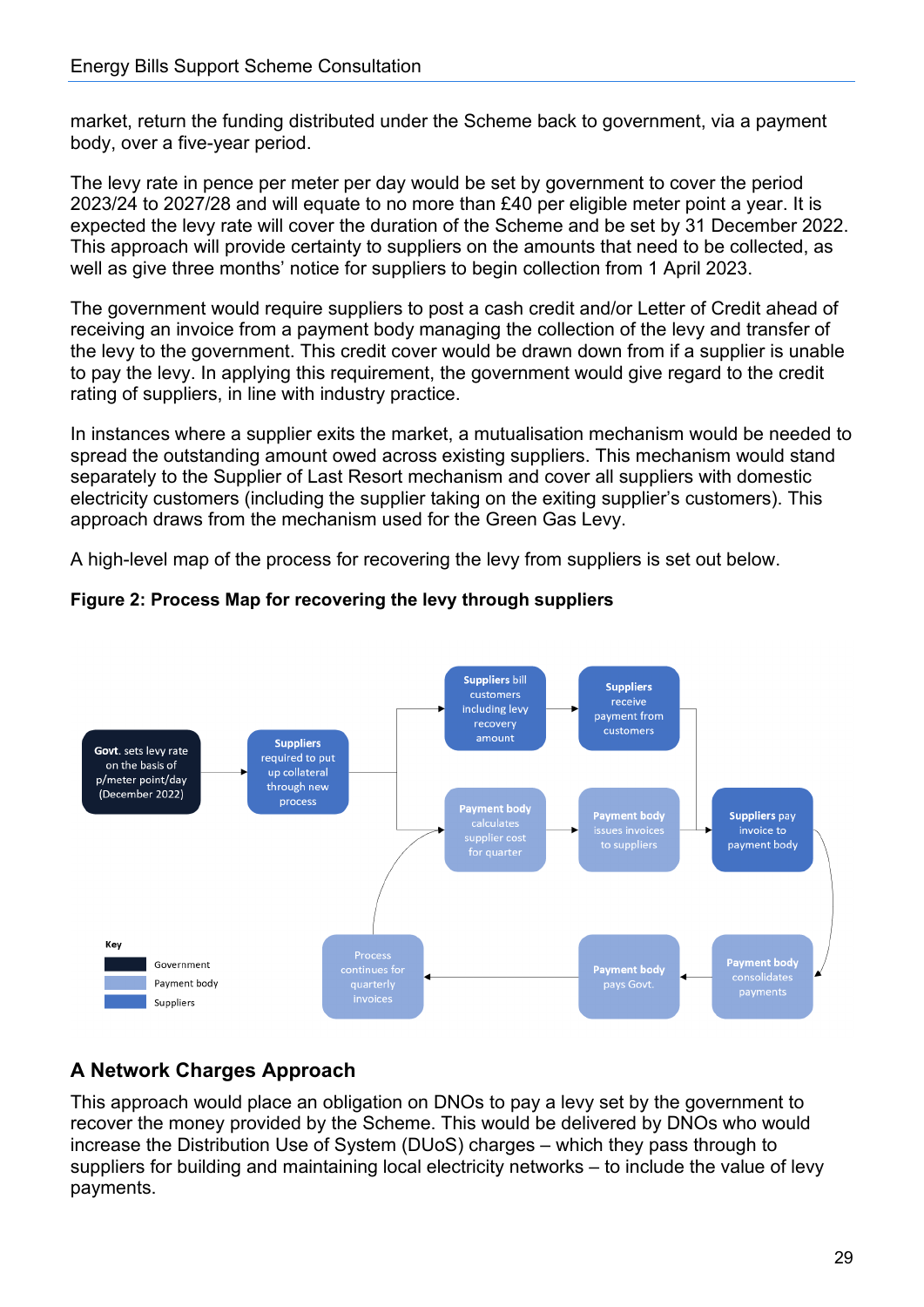market, return the funding distributed under the Scheme back to government, via a payment body, over a five-year period.

The levy rate in pence per meter per day would be set by government to cover the period 2023/24 to 2027/28 and will equate to no more than £40 per eligible meter point a year. It is expected the levy rate will cover the duration of the Scheme and be set by 31 December 2022. This approach will provide certainty to suppliers on the amounts that need to be collected, as well as give three months' notice for suppliers to begin collection from 1 April 2023.

The government would require suppliers to post a cash credit and/or Letter of Credit ahead of receiving an invoice from a payment body managing the collection of the levy and transfer of the levy to the government. This credit cover would be drawn down from if a supplier is unable to pay the levy. In applying this requirement, the government would give regard to the credit rating of suppliers, in line with industry practice.

In instances where a supplier exits the market, a mutualisation mechanism would be needed to spread the outstanding amount owed across existing suppliers. This mechanism would stand separately to the Supplier of Last Resort mechanism and cover all suppliers with domestic electricity customers (including the supplier taking on the exiting supplier's customers). This approach draws from the mechanism used for the Green Gas Levy.

A high-level map of the process for recovering the levy from suppliers is set out below.

**Figure 2: Process Map for recovering the levy through suppliers**

**Govt.** sets levy rate on the basis of p/meter point/day (December 2022) → **Suppliers** required to put up collateral through new process → **Suppliers** bill customers including levy recovery amount → **Suppliers** receive payment from customers → **Suppliers** pay invoice to payment body

**Suppliers** required to put up collateral through new process → **Payment body** calculates supplier cost for quarter → **Payment body** issues invoices to suppliers → **Suppliers** pay invoice to payment body → **Payment body** consolidates payments → **Payment body** pays Govt. → Process continues for quarterly invoices → **Payment body** calculates supplier cost for quarter

Key: Government; Payment body; Suppliers

## A Network Charges Approach

This approach would place an obligation on DNOs to pay a levy set by the government to recover the money provided by the Scheme. This would be delivered by DNOs who would increase the Distribution Use of System (DUoS) charges – which they pass through to suppliers for building and maintaining local electricity networks – to include the value of levy payments.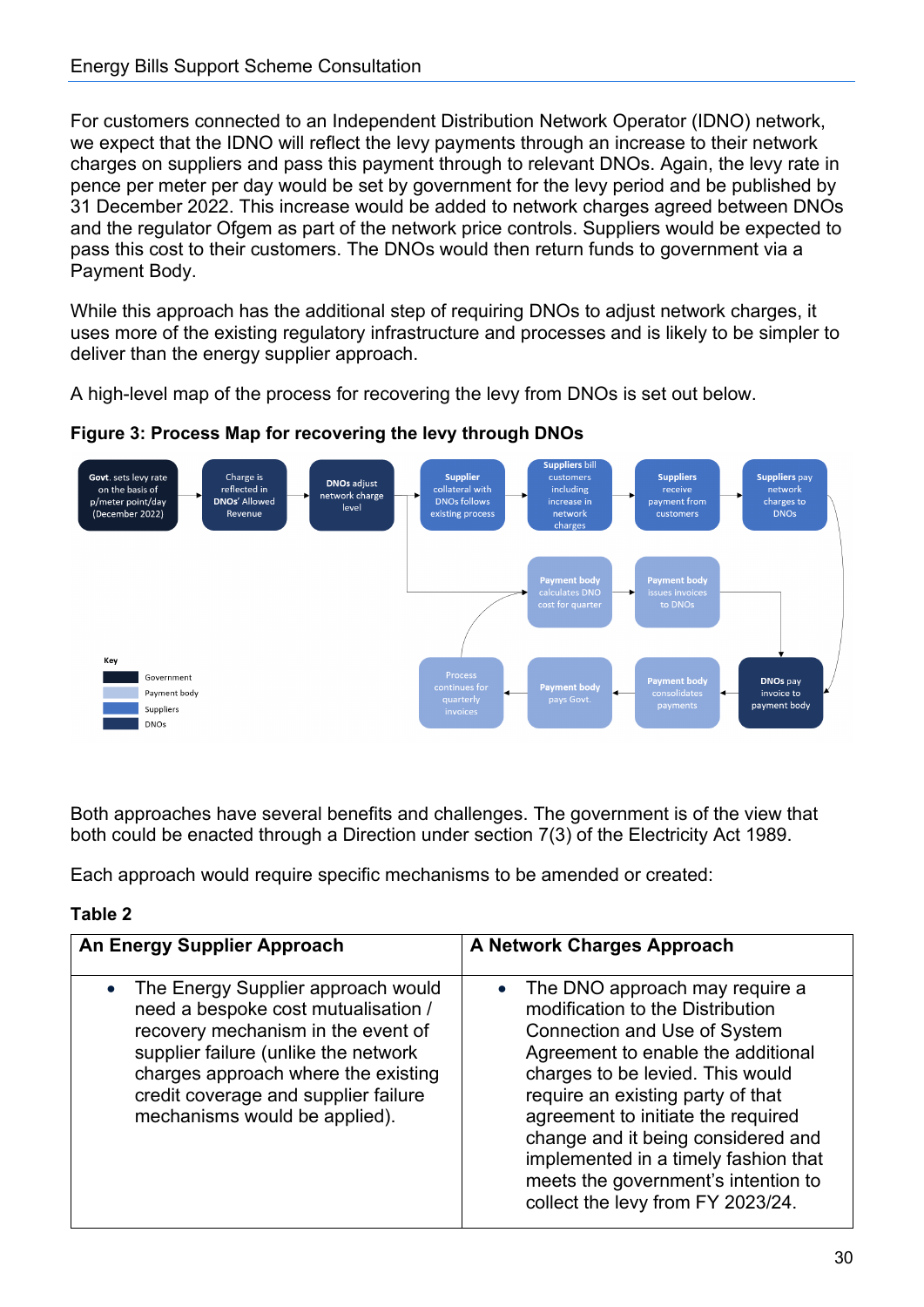For customers connected to an Independent Distribution Network Operator (IDNO) network, we expect that the IDNO will reflect the levy payments through an increase to their network charges on suppliers and pass this payment through to relevant DNOs. Again, the levy rate in pence per meter per day would be set by government for the levy period and be published by 31 December 2022. This increase would be added to network charges agreed between DNOs and the regulator Ofgem as part of the network price controls. Suppliers would be expected to pass this cost to their customers. The DNOs would then return funds to government via a Payment Body.

While this approach has the additional step of requiring DNOs to adjust network charges, it uses more of the existing regulatory infrastructure and processes and is likely to be simpler to deliver than the energy supplier approach.

A high-level map of the process for recovering the levy from DNOs is set out below.

**Figure 3: Process Map for recovering the levy through DNOs**

- Govt. sets levy rate on the basis of p/meter point/day (December 2022)
- Charge is reflected in DNOs' Allowed Revenue
- DNOs adjust network charge level
- Supplier collateral with DNOs follows existing process
- Suppliers bill customers including increase in network charges
- Suppliers receive payment from customers
- Suppliers pay network charges to DNOs
- Payment body calculates DNO cost for quarter
- Payment body issues invoices to DNOs
- DNOs pay invoice to payment body
- Payment body consolidates payments
- Payment body pays Govt.
- Process continues for quarterly invoices

Key: Government; Payment body; Suppliers; DNOs

Both approaches have several benefits and challenges. The government is of the view that both could be enacted through a Direction under section 7(3) of the Electricity Act 1989.

Each approach would require specific mechanisms to be amended or created:

**Table 2**

| An Energy Supplier Approach | A Network Charges Approach |
|---|---|
| • The Energy Supplier approach would need a bespoke cost mutualisation / recovery mechanism in the event of supplier failure (unlike the network charges approach where the existing credit coverage and supplier failure mechanisms would be applied). | • The DNO approach may require a modification to the Distribution Connection and Use of System Agreement to enable the additional charges to be levied. This would require an existing party of that agreement to initiate the required change and it being considered and implemented in a timely fashion that meets the government's intention to collect the levy from FY 2023/24. |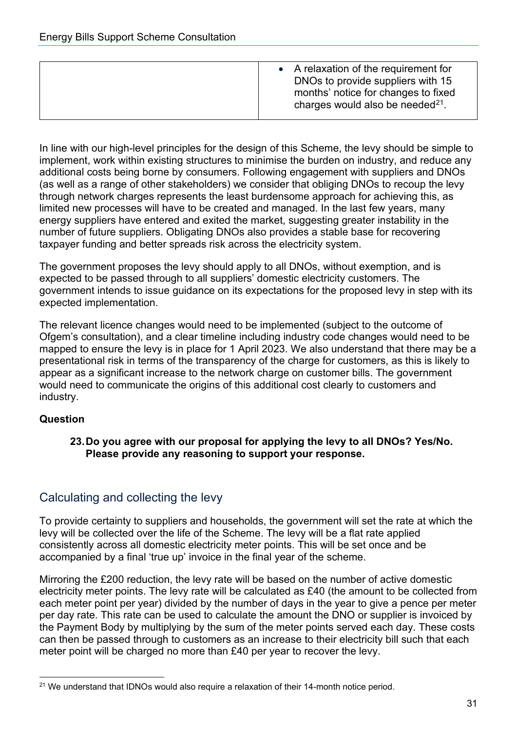| | |
|---|---|
| | • A relaxation of the requirement for DNOs to provide suppliers with 15 months' notice for changes to fixed charges would also be needed[21]. |

In line with our high-level principles for the design of this Scheme, the levy should be simple to implement, work within existing structures to minimise the burden on industry, and reduce any additional costs being borne by consumers. Following engagement with suppliers and DNOs (as well as a range of other stakeholders) we consider that obliging DNOs to recoup the levy through network charges represents the least burdensome approach for achieving this, as limited new processes will have to be created and managed. In the last few years, many energy suppliers have entered and exited the market, suggesting greater instability in the number of future suppliers. Obligating DNOs also provides a stable base for recovering taxpayer funding and better spreads risk across the electricity system.

The government proposes the levy should apply to all DNOs, without exemption, and is expected to be passed through to all suppliers' domestic electricity customers. The government intends to issue guidance on its expectations for the proposed levy in step with its expected implementation.

The relevant licence changes would need to be implemented (subject to the outcome of Ofgem's consultation), and a clear timeline including industry code changes would need to be mapped to ensure the levy is in place for 1 April 2023. We also understand that there may be a presentational risk in terms of the transparency of the charge for customers, as this is likely to appear as a significant increase to the network charge on customer bills. The government would need to communicate the origins of this additional cost clearly to customers and industry.

**Question**

**23. Do you agree with our proposal for applying the levy to all DNOs? Yes/No. Please provide any reasoning to support your response.**

## Calculating and collecting the levy

To provide certainty to suppliers and households, the government will set the rate at which the levy will be collected over the life of the Scheme. The levy will be a flat rate applied consistently across all domestic electricity meter points. This will be set once and be accompanied by a final 'true up' invoice in the final year of the scheme.

Mirroring the £200 reduction, the levy rate will be based on the number of active domestic electricity meter points. The levy rate will be calculated as £40 (the amount to be collected from each meter point per year) divided by the number of days in the year to give a pence per meter per day rate. This rate can be used to calculate the amount the DNO or supplier is invoiced by the Payment Body by multiplying by the sum of the meter points served each day. These costs can then be passed through to customers as an increase to their electricity bill such that each meter point will be charged no more than £40 per year to recover the levy.

[21] We understand that IDNOs would also require a relaxation of their 14-month notice period.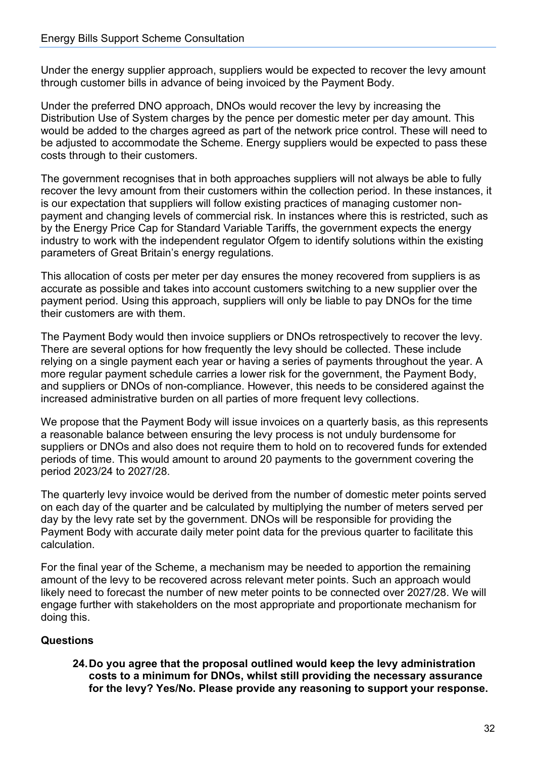Under the energy supplier approach, suppliers would be expected to recover the levy amount through customer bills in advance of being invoiced by the Payment Body.

Under the preferred DNO approach, DNOs would recover the levy by increasing the Distribution Use of System charges by the pence per domestic meter per day amount. This would be added to the charges agreed as part of the network price control. These will need to be adjusted to accommodate the Scheme. Energy suppliers would be expected to pass these costs through to their customers.

The government recognises that in both approaches suppliers will not always be able to fully recover the levy amount from their customers within the collection period. In these instances, it is our expectation that suppliers will follow existing practices of managing customer non-payment and changing levels of commercial risk. In instances where this is restricted, such as by the Energy Price Cap for Standard Variable Tariffs, the government expects the energy industry to work with the independent regulator Ofgem to identify solutions within the existing parameters of Great Britain's energy regulations.

This allocation of costs per meter per day ensures the money recovered from suppliers is as accurate as possible and takes into account customers switching to a new supplier over the payment period. Using this approach, suppliers will only be liable to pay DNOs for the time their customers are with them.

The Payment Body would then invoice suppliers or DNOs retrospectively to recover the levy. There are several options for how frequently the levy should be collected. These include relying on a single payment each year or having a series of payments throughout the year. A more regular payment schedule carries a lower risk for the government, the Payment Body, and suppliers or DNOs of non-compliance. However, this needs to be considered against the increased administrative burden on all parties of more frequent levy collections.

We propose that the Payment Body will issue invoices on a quarterly basis, as this represents a reasonable balance between ensuring the levy process is not unduly burdensome for suppliers or DNOs and also does not require them to hold on to recovered funds for extended periods of time. This would amount to around 20 payments to the government covering the period 2023/24 to 2027/28.

The quarterly levy invoice would be derived from the number of domestic meter points served on each day of the quarter and be calculated by multiplying the number of meters served per day by the levy rate set by the government. DNOs will be responsible for providing the Payment Body with accurate daily meter point data for the previous quarter to facilitate this calculation.

For the final year of the Scheme, a mechanism may be needed to apportion the remaining amount of the levy to be recovered across relevant meter points. Such an approach would likely need to forecast the number of new meter points to be connected over 2027/28. We will engage further with stakeholders on the most appropriate and proportionate mechanism for doing this.

**Questions**

24. **Do you agree that the proposal outlined would keep the levy administration costs to a minimum for DNOs, whilst still providing the necessary assurance for the levy? Yes/No. Please provide any reasoning to support your response.**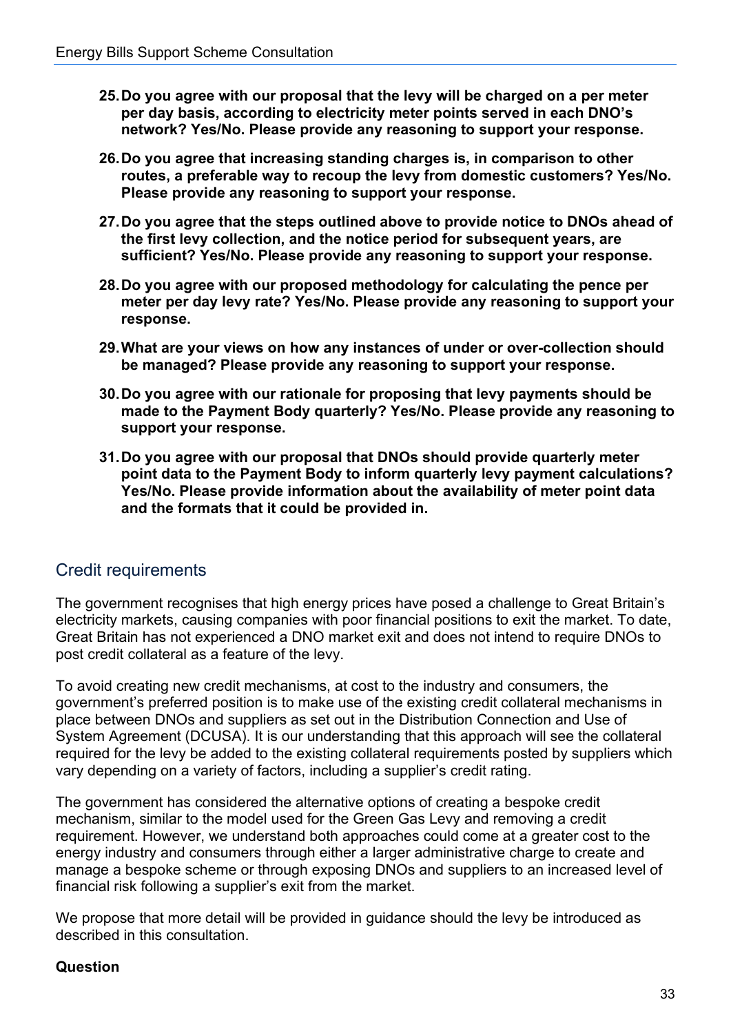25. **Do you agree with our proposal that the levy will be charged on a per meter per day basis, according to electricity meter points served in each DNO's network? Yes/No. Please provide any reasoning to support your response.**

26. **Do you agree that increasing standing charges is, in comparison to other routes, a preferable way to recoup the levy from domestic customers? Yes/No. Please provide any reasoning to support your response.**

27. **Do you agree that the steps outlined above to provide notice to DNOs ahead of the first levy collection, and the notice period for subsequent years, are sufficient? Yes/No. Please provide any reasoning to support your response.**

28. **Do you agree with our proposed methodology for calculating the pence per meter per day levy rate? Yes/No. Please provide any reasoning to support your response.**

29. **What are your views on how any instances of under or over-collection should be managed? Please provide any reasoning to support your response.**

30. **Do you agree with our rationale for proposing that levy payments should be made to the Payment Body quarterly? Yes/No. Please provide any reasoning to support your response.**

31. **Do you agree with our proposal that DNOs should provide quarterly meter point data to the Payment Body to inform quarterly levy payment calculations? Yes/No. Please provide information about the availability of meter point data and the formats that it could be provided in.**

## Credit requirements

The government recognises that high energy prices have posed a challenge to Great Britain's electricity markets, causing companies with poor financial positions to exit the market. To date, Great Britain has not experienced a DNO market exit and does not intend to require DNOs to post credit collateral as a feature of the levy.

To avoid creating new credit mechanisms, at cost to the industry and consumers, the government's preferred position is to make use of the existing credit collateral mechanisms in place between DNOs and suppliers as set out in the Distribution Connection and Use of System Agreement (DCUSA). It is our understanding that this approach will see the collateral required for the levy be added to the existing collateral requirements posted by suppliers which vary depending on a variety of factors, including a supplier's credit rating.

The government has considered the alternative options of creating a bespoke credit mechanism, similar to the model used for the Green Gas Levy and removing a credit requirement. However, we understand both approaches could come at a greater cost to the energy industry and consumers through either a larger administrative charge to create and manage a bespoke scheme or through exposing DNOs and suppliers to an increased level of financial risk following a supplier's exit from the market.

We propose that more detail will be provided in guidance should the levy be introduced as described in this consultation.

**Question**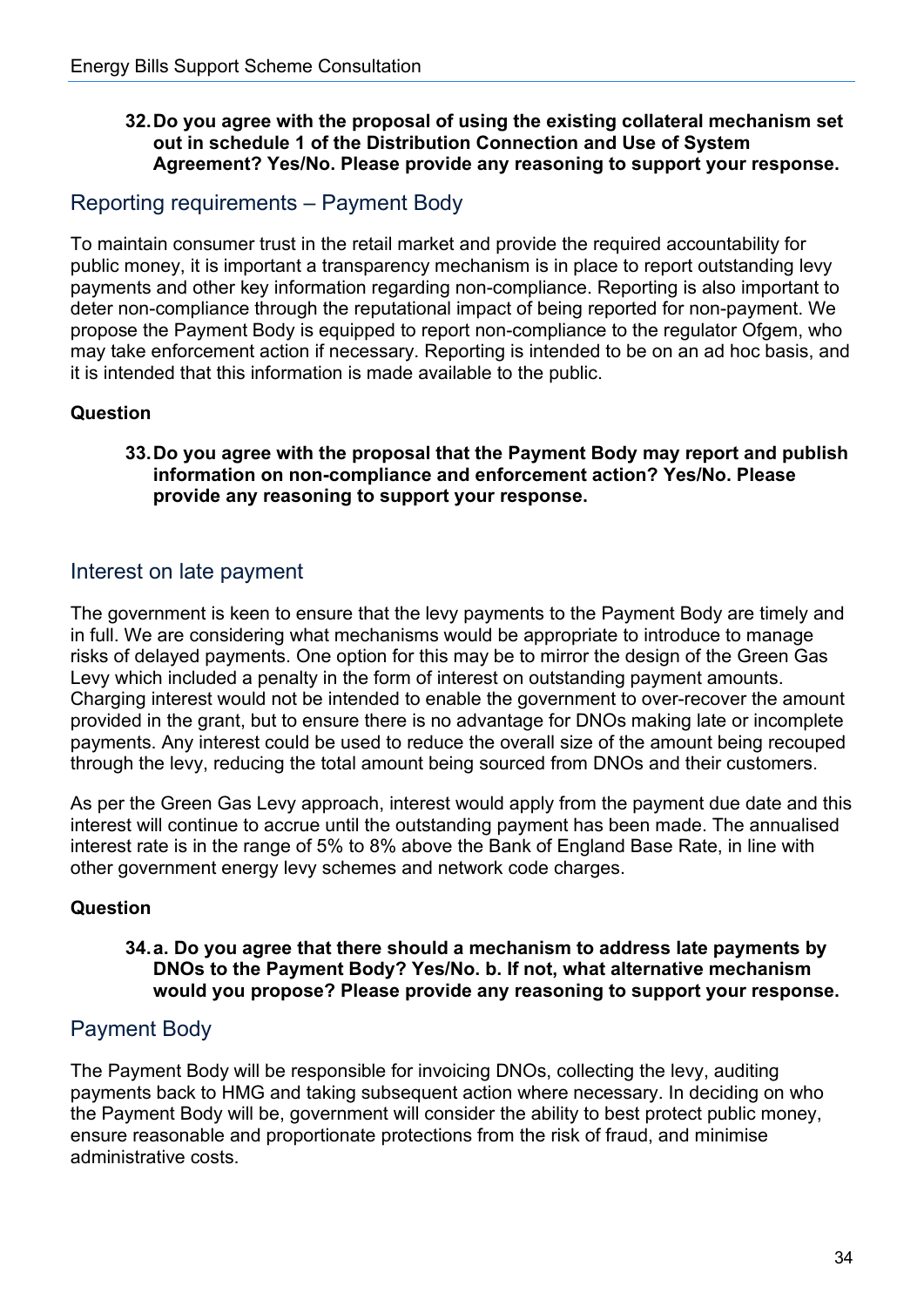**32. Do you agree with the proposal of using the existing collateral mechanism set out in schedule 1 of the Distribution Connection and Use of System Agreement? Yes/No. Please provide any reasoning to support your response.**

## Reporting requirements – Payment Body

To maintain consumer trust in the retail market and provide the required accountability for public money, it is important a transparency mechanism is in place to report outstanding levy payments and other key information regarding non-compliance. Reporting is also important to deter non-compliance through the reputational impact of being reported for non-payment. We propose the Payment Body is equipped to report non-compliance to the regulator Ofgem, who may take enforcement action if necessary. Reporting is intended to be on an ad hoc basis, and it is intended that this information is made available to the public.

**Question**

**33. Do you agree with the proposal that the Payment Body may report and publish information on non-compliance and enforcement action? Yes/No. Please provide any reasoning to support your response.**

## Interest on late payment

The government is keen to ensure that the levy payments to the Payment Body are timely and in full. We are considering what mechanisms would be appropriate to introduce to manage risks of delayed payments. One option for this may be to mirror the design of the Green Gas Levy which included a penalty in the form of interest on outstanding payment amounts. Charging interest would not be intended to enable the government to over-recover the amount provided in the grant, but to ensure there is no advantage for DNOs making late or incomplete payments. Any interest could be used to reduce the overall size of the amount being recouped through the levy, reducing the total amount being sourced from DNOs and their customers.

As per the Green Gas Levy approach, interest would apply from the payment due date and this interest will continue to accrue until the outstanding payment has been made. The annualised interest rate is in the range of 5% to 8% above the Bank of England Base Rate, in line with other government energy levy schemes and network code charges.

**Question**

**34. a. Do you agree that there should a mechanism to address late payments by DNOs to the Payment Body? Yes/No. b. If not, what alternative mechanism would you propose? Please provide any reasoning to support your response.**

## Payment Body

The Payment Body will be responsible for invoicing DNOs, collecting the levy, auditing payments back to HMG and taking subsequent action where necessary. In deciding on who the Payment Body will be, government will consider the ability to best protect public money, ensure reasonable and proportionate protections from the risk of fraud, and minimise administrative costs.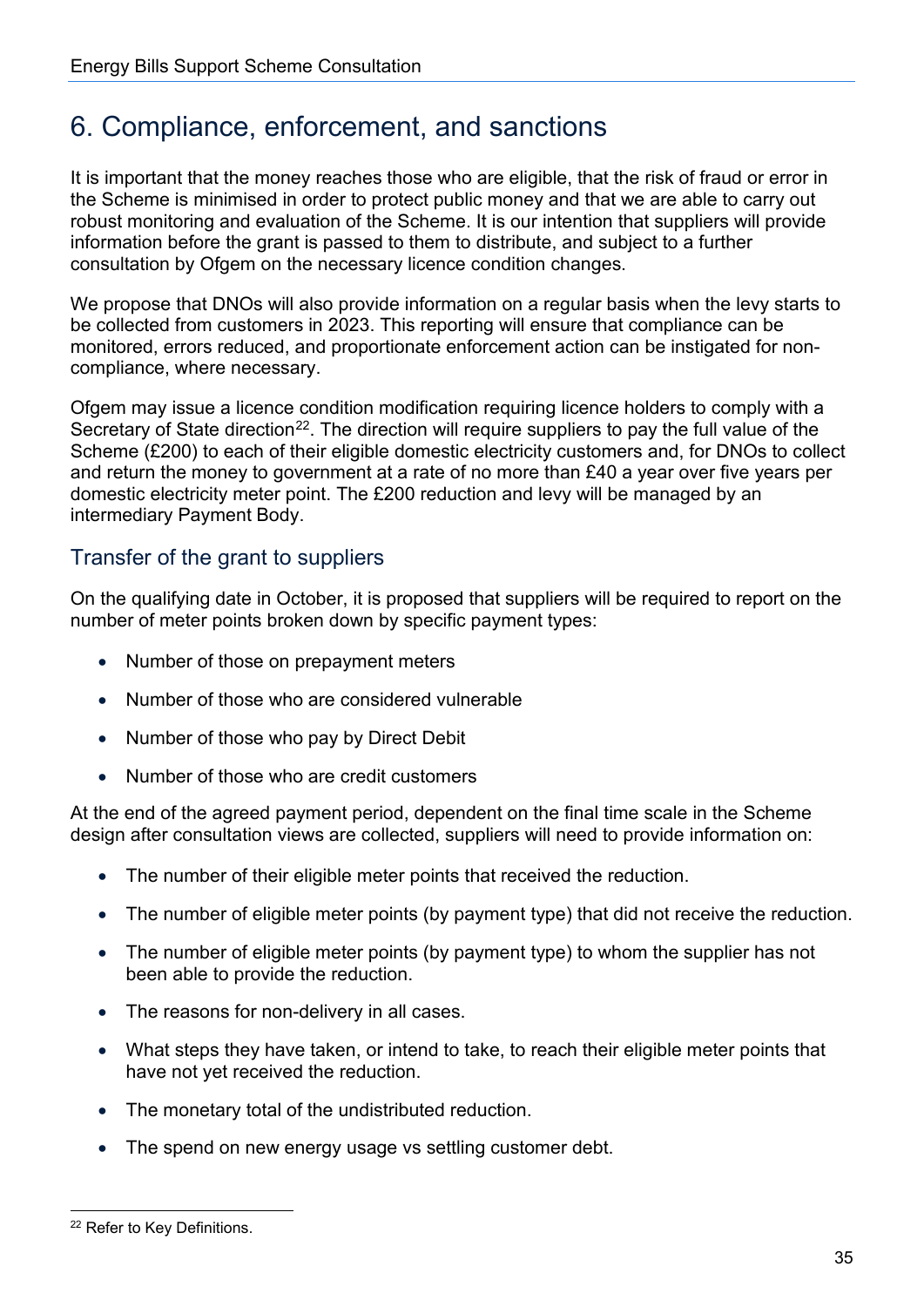# 6. Compliance, enforcement, and sanctions

It is important that the money reaches those who are eligible, that the risk of fraud or error in the Scheme is minimised in order to protect public money and that we are able to carry out robust monitoring and evaluation of the Scheme. It is our intention that suppliers will provide information before the grant is passed to them to distribute, and subject to a further consultation by Ofgem on the necessary licence condition changes.

We propose that DNOs will also provide information on a regular basis when the levy starts to be collected from customers in 2023. This reporting will ensure that compliance can be monitored, errors reduced, and proportionate enforcement action can be instigated for non-compliance, where necessary.

Ofgem may issue a licence condition modification requiring licence holders to comply with a Secretary of State direction[22]. The direction will require suppliers to pay the full value of the Scheme (£200) to each of their eligible domestic electricity customers and, for DNOs to collect and return the money to government at a rate of no more than £40 a year over five years per domestic electricity meter point. The £200 reduction and levy will be managed by an intermediary Payment Body.

## Transfer of the grant to suppliers

On the qualifying date in October, it is proposed that suppliers will be required to report on the number of meter points broken down by specific payment types:

- Number of those on prepayment meters
- Number of those who are considered vulnerable
- Number of those who pay by Direct Debit
- Number of those who are credit customers

At the end of the agreed payment period, dependent on the final time scale in the Scheme design after consultation views are collected, suppliers will need to provide information on:

- The number of their eligible meter points that received the reduction.
- The number of eligible meter points (by payment type) that did not receive the reduction.
- The number of eligible meter points (by payment type) to whom the supplier has not been able to provide the reduction.
- The reasons for non-delivery in all cases.
- What steps they have taken, or intend to take, to reach their eligible meter points that have not yet received the reduction.
- The monetary total of the undistributed reduction.
- The spend on new energy usage vs settling customer debt.

[22] Refer to Key Definitions.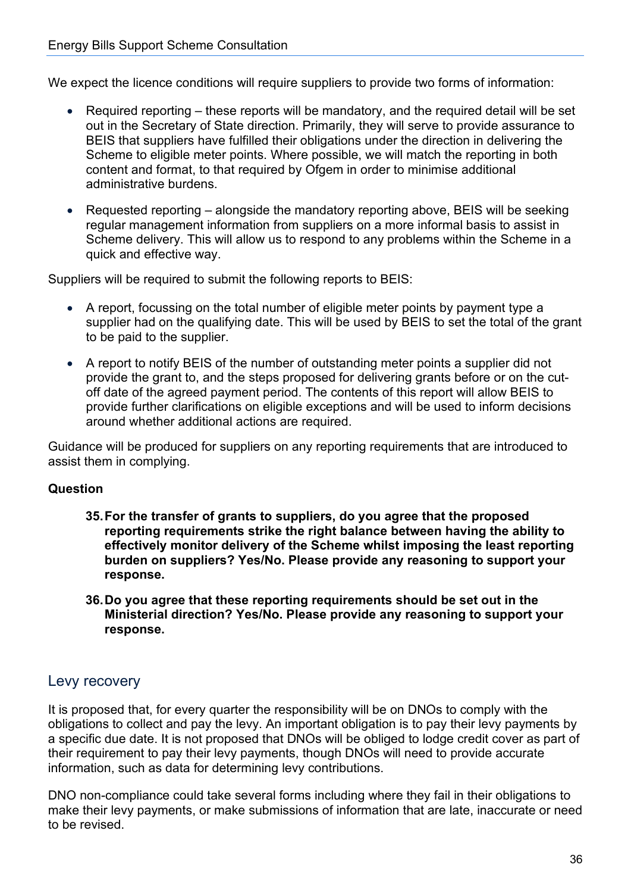We expect the licence conditions will require suppliers to provide two forms of information:

- Required reporting – these reports will be mandatory, and the required detail will be set out in the Secretary of State direction. Primarily, they will serve to provide assurance to BEIS that suppliers have fulfilled their obligations under the direction in delivering the Scheme to eligible meter points. Where possible, we will match the reporting in both content and format, to that required by Ofgem in order to minimise additional administrative burdens.
- Requested reporting – alongside the mandatory reporting above, BEIS will be seeking regular management information from suppliers on a more informal basis to assist in Scheme delivery. This will allow us to respond to any problems within the Scheme in a quick and effective way.

Suppliers will be required to submit the following reports to BEIS:

- A report, focussing on the total number of eligible meter points by payment type a supplier had on the qualifying date. This will be used by BEIS to set the total of the grant to be paid to the supplier.
- A report to notify BEIS of the number of outstanding meter points a supplier did not provide the grant to, and the steps proposed for delivering grants before or on the cut-off date of the agreed payment period. The contents of this report will allow BEIS to provide further clarifications on eligible exceptions and will be used to inform decisions around whether additional actions are required.

Guidance will be produced for suppliers on any reporting requirements that are introduced to assist them in complying.

**Question**

35. **For the transfer of grants to suppliers, do you agree that the proposed reporting requirements strike the right balance between having the ability to effectively monitor delivery of the Scheme whilst imposing the least reporting burden on suppliers? Yes/No. Please provide any reasoning to support your response.**
36. **Do you agree that these reporting requirements should be set out in the Ministerial direction? Yes/No. Please provide any reasoning to support your response.**

## Levy recovery

It is proposed that, for every quarter the responsibility will be on DNOs to comply with the obligations to collect and pay the levy. An important obligation is to pay their levy payments by a specific due date. It is not proposed that DNOs will be obliged to lodge credit cover as part of their requirement to pay their levy payments, though DNOs will need to provide accurate information, such as data for determining levy contributions.

DNO non-compliance could take several forms including where they fail in their obligations to make their levy payments, or make submissions of information that are late, inaccurate or need to be revised.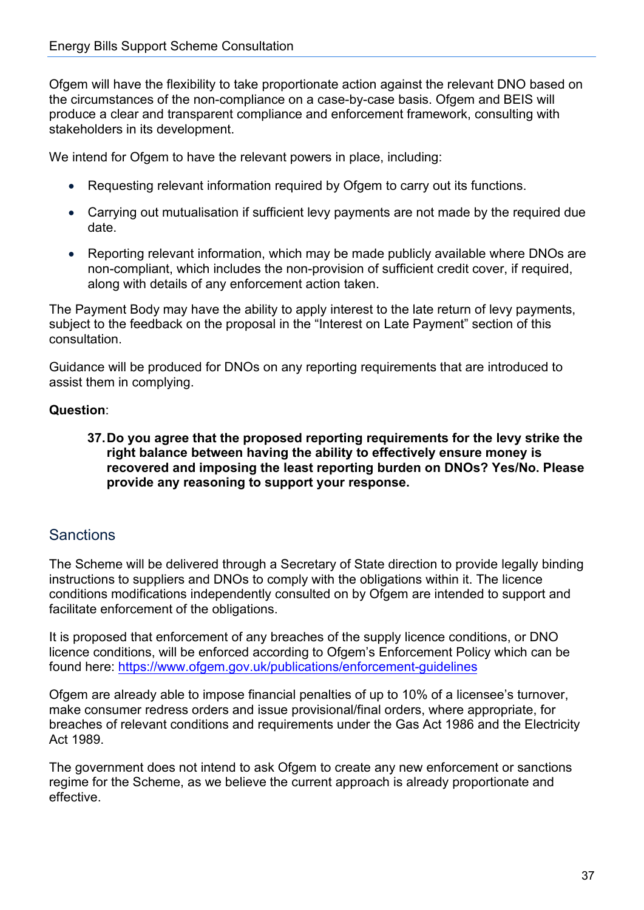Ofgem will have the flexibility to take proportionate action against the relevant DNO based on the circumstances of the non-compliance on a case-by-case basis. Ofgem and BEIS will produce a clear and transparent compliance and enforcement framework, consulting with stakeholders in its development.

We intend for Ofgem to have the relevant powers in place, including:

- Requesting relevant information required by Ofgem to carry out its functions.
- Carrying out mutualisation if sufficient levy payments are not made by the required due date.
- Reporting relevant information, which may be made publicly available where DNOs are non-compliant, which includes the non-provision of sufficient credit cover, if required, along with details of any enforcement action taken.

The Payment Body may have the ability to apply interest to the late return of levy payments, subject to the feedback on the proposal in the "Interest on Late Payment" section of this consultation.

Guidance will be produced for DNOs on any reporting requirements that are introduced to assist them in complying.

**Question**:

37. **Do you agree that the proposed reporting requirements for the levy strike the right balance between having the ability to effectively ensure money is recovered and imposing the least reporting burden on DNOs? Yes/No. Please provide any reasoning to support your response.**

## Sanctions

The Scheme will be delivered through a Secretary of State direction to provide legally binding instructions to suppliers and DNOs to comply with the obligations within it. The licence conditions modifications independently consulted on by Ofgem are intended to support and facilitate enforcement of the obligations.

It is proposed that enforcement of any breaches of the supply licence conditions, or DNO licence conditions, will be enforced according to Ofgem's Enforcement Policy which can be found here: https://www.ofgem.gov.uk/publications/enforcement-guidelines

Ofgem are already able to impose financial penalties of up to 10% of a licensee's turnover, make consumer redress orders and issue provisional/final orders, where appropriate, for breaches of relevant conditions and requirements under the Gas Act 1986 and the Electricity Act 1989.

The government does not intend to ask Ofgem to create any new enforcement or sanctions regime for the Scheme, as we believe the current approach is already proportionate and effective.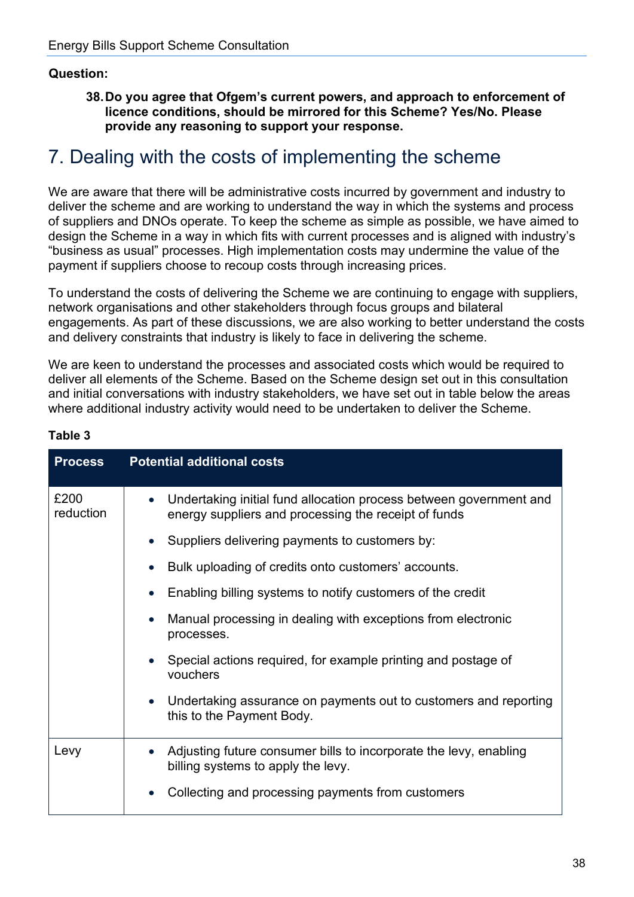**Question:**

38. **Do you agree that Ofgem's current powers, and approach to enforcement of licence conditions, should be mirrored for this Scheme? Yes/No. Please provide any reasoning to support your response.**

# 7. Dealing with the costs of implementing the scheme

We are aware that there will be administrative costs incurred by government and industry to deliver the scheme and are working to understand the way in which the systems and process of suppliers and DNOs operate. To keep the scheme as simple as possible, we have aimed to design the Scheme in a way in which fits with current processes and is aligned with industry's "business as usual" processes. High implementation costs may undermine the value of the payment if suppliers choose to recoup costs through increasing prices.

To understand the costs of delivering the Scheme we are continuing to engage with suppliers, network organisations and other stakeholders through focus groups and bilateral engagements. As part of these discussions, we are also working to better understand the costs and delivery constraints that industry is likely to face in delivering the scheme.

We are keen to understand the processes and associated costs which would be required to deliver all elements of the Scheme. Based on the Scheme design set out in this consultation and initial conversations with industry stakeholders, we have set out in table below the areas where additional industry activity would need to be undertaken to deliver the Scheme.

**Table 3**

| Process | Potential additional costs |
| --- | --- |
| £200 reduction | • Undertaking initial fund allocation process between government and energy suppliers and processing the receipt of funds<br>• Suppliers delivering payments to customers by:<br>• Bulk uploading of credits onto customers' accounts.<br>• Enabling billing systems to notify customers of the credit<br>• Manual processing in dealing with exceptions from electronic processes.<br>• Special actions required, for example printing and postage of vouchers<br>• Undertaking assurance on payments out to customers and reporting this to the Payment Body. |
| Levy | • Adjusting future consumer bills to incorporate the levy, enabling billing systems to apply the levy.<br>• Collecting and processing payments from customers |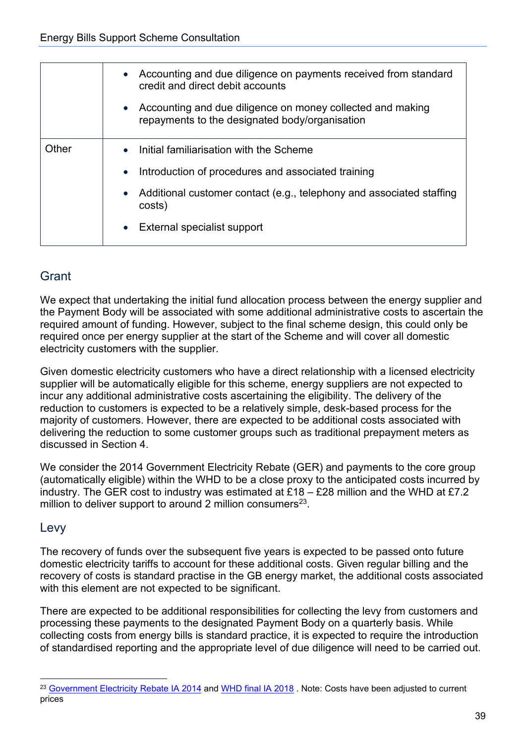| | |
|---|---|
| | • Accounting and due diligence on payments received from standard credit and direct debit accounts<br>• Accounting and due diligence on money collected and making repayments to the designated body/organisation |
| Other | • Initial familiarisation with the Scheme<br>• Introduction of procedures and associated training<br>• Additional customer contact (e.g., telephony and associated staffing costs)<br>• External specialist support |

## Grant

We expect that undertaking the initial fund allocation process between the energy supplier and the Payment Body will be associated with some additional administrative costs to ascertain the required amount of funding. However, subject to the final scheme design, this could only be required once per energy supplier at the start of the Scheme and will cover all domestic electricity customers with the supplier.

Given domestic electricity customers who have a direct relationship with a licensed electricity supplier will be automatically eligible for this scheme, energy suppliers are not expected to incur any additional administrative costs ascertaining the eligibility. The delivery of the reduction to customers is expected to be a relatively simple, desk-based process for the majority of customers. However, there are expected to be additional costs associated with delivering the reduction to some customer groups such as traditional prepayment meters as discussed in Section 4.

We consider the 2014 Government Electricity Rebate (GER) and payments to the core group (automatically eligible) within the WHD to be a close proxy to the anticipated costs incurred by industry. The GER cost to industry was estimated at £18 – £28 million and the WHD at £7.2 million to deliver support to around 2 million consumers[23].

## Levy

The recovery of funds over the subsequent five years is expected to be passed onto future domestic electricity tariffs to account for these additional costs. Given regular billing and the recovery of costs is standard practise in the GB energy market, the additional costs associated with this element are not expected to be significant.

There are expected to be additional responsibilities for collecting the levy from customers and processing these payments to the designated Payment Body on a quarterly basis. While collecting costs from energy bills is standard practice, it is expected to require the introduction of standardised reporting and the appropriate level of due diligence will need to be carried out.

[23] Government Electricity Rebate IA 2014 and WHD final IA 2018 . Note: Costs have been adjusted to current prices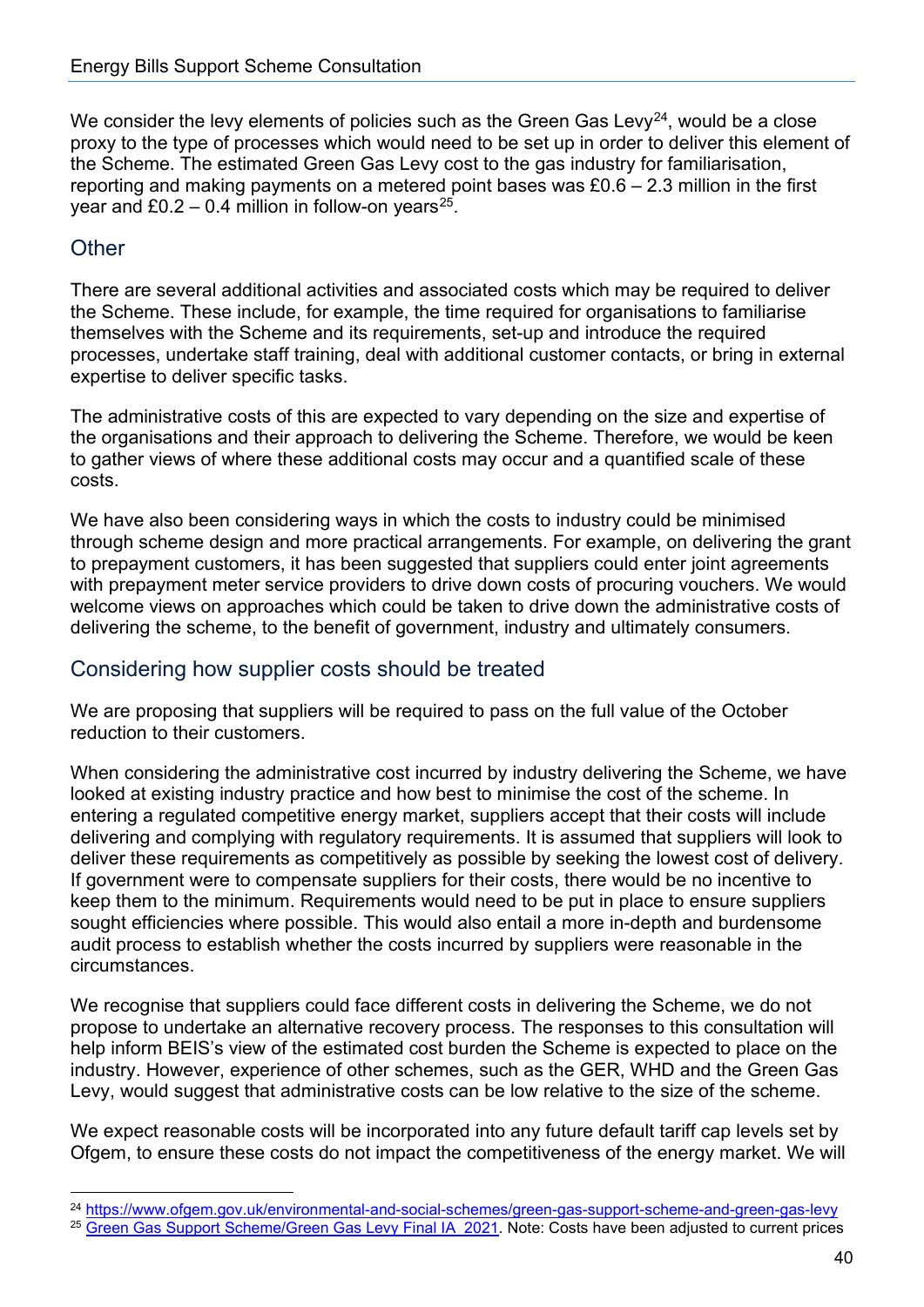We consider the levy elements of policies such as the Green Gas Levy[24], would be a close proxy to the type of processes which would need to be set up in order to deliver this element of the Scheme. The estimated Green Gas Levy cost to the gas industry for familiarisation, reporting and making payments on a metered point bases was £0.6 – 2.3 million in the first year and £0.2 – 0.4 million in follow-on years[25].

## Other

There are several additional activities and associated costs which may be required to deliver the Scheme. These include, for example, the time required for organisations to familiarise themselves with the Scheme and its requirements, set-up and introduce the required processes, undertake staff training, deal with additional customer contacts, or bring in external expertise to deliver specific tasks.

The administrative costs of this are expected to vary depending on the size and expertise of the organisations and their approach to delivering the Scheme. Therefore, we would be keen to gather views of where these additional costs may occur and a quantified scale of these costs.

We have also been considering ways in which the costs to industry could be minimised through scheme design and more practical arrangements. For example, on delivering the grant to prepayment customers, it has been suggested that suppliers could enter joint agreements with prepayment meter service providers to drive down costs of procuring vouchers. We would welcome views on approaches which could be taken to drive down the administrative costs of delivering the scheme, to the benefit of government, industry and ultimately consumers.

## Considering how supplier costs should be treated

We are proposing that suppliers will be required to pass on the full value of the October reduction to their customers.

When considering the administrative cost incurred by industry delivering the Scheme, we have looked at existing industry practice and how best to minimise the cost of the scheme. In entering a regulated competitive energy market, suppliers accept that their costs will include delivering and complying with regulatory requirements. It is assumed that suppliers will look to deliver these requirements as competitively as possible by seeking the lowest cost of delivery. If government were to compensate suppliers for their costs, there would be no incentive to keep them to the minimum. Requirements would need to be put in place to ensure suppliers sought efficiencies where possible. This would also entail a more in-depth and burdensome audit process to establish whether the costs incurred by suppliers were reasonable in the circumstances.

We recognise that suppliers could face different costs in delivering the Scheme, we do not propose to undertake an alternative recovery process. The responses to this consultation will help inform BEIS's view of the estimated cost burden the Scheme is expected to place on the industry. However, experience of other schemes, such as the GER, WHD and the Green Gas Levy, would suggest that administrative costs can be low relative to the size of the scheme.

We expect reasonable costs will be incorporated into any future default tariff cap levels set by Ofgem, to ensure these costs do not impact the competitiveness of the energy market. We will

---

[24] https://www.ofgem.gov.uk/environmental-and-social-schemes/green-gas-support-scheme-and-green-gas-levy

[25] Green Gas Support Scheme/Green Gas Levy Final IA 2021. Note: Costs have been adjusted to current prices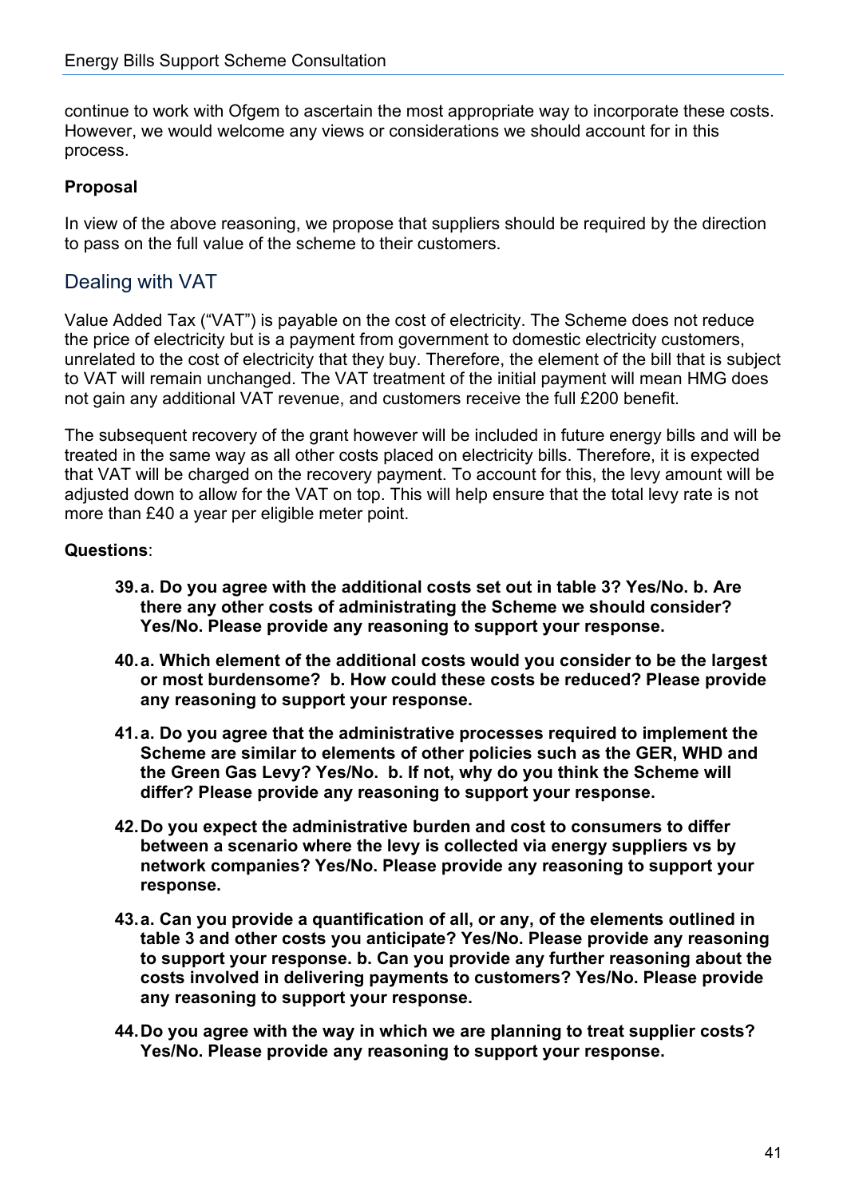continue to work with Ofgem to ascertain the most appropriate way to incorporate these costs. However, we would welcome any views or considerations we should account for in this process.

**Proposal**

In view of the above reasoning, we propose that suppliers should be required by the direction to pass on the full value of the scheme to their customers.

## Dealing with VAT

Value Added Tax ("VAT") is payable on the cost of electricity. The Scheme does not reduce the price of electricity but is a payment from government to domestic electricity customers, unrelated to the cost of electricity that they buy. Therefore, the element of the bill that is subject to VAT will remain unchanged. The VAT treatment of the initial payment will mean HMG does not gain any additional VAT revenue, and customers receive the full £200 benefit.

The subsequent recovery of the grant however will be included in future energy bills and will be treated in the same way as all other costs placed on electricity bills. Therefore, it is expected that VAT will be charged on the recovery payment. To account for this, the levy amount will be adjusted down to allow for the VAT on top. This will help ensure that the total levy rate is not more than £40 a year per eligible meter point.

**Questions**:

39. **a. Do you agree with the additional costs set out in table 3? Yes/No. b. Are there any other costs of administrating the Scheme we should consider? Yes/No. Please provide any reasoning to support your response.**

40. **a. Which element of the additional costs would you consider to be the largest or most burdensome? b. How could these costs be reduced? Please provide any reasoning to support your response.**

41. **a. Do you agree that the administrative processes required to implement the Scheme are similar to elements of other policies such as the GER, WHD and the Green Gas Levy? Yes/No. b. If not, why do you think the Scheme will differ? Please provide any reasoning to support your response.**

42. **Do you expect the administrative burden and cost to consumers to differ between a scenario where the levy is collected via energy suppliers vs by network companies? Yes/No. Please provide any reasoning to support your response.**

43. **a. Can you provide a quantification of all, or any, of the elements outlined in table 3 and other costs you anticipate? Yes/No. Please provide any reasoning to support your response. b. Can you provide any further reasoning about the costs involved in delivering payments to customers? Yes/No. Please provide any reasoning to support your response.**

44. **Do you agree with the way in which we are planning to treat supplier costs? Yes/No. Please provide any reasoning to support your response.**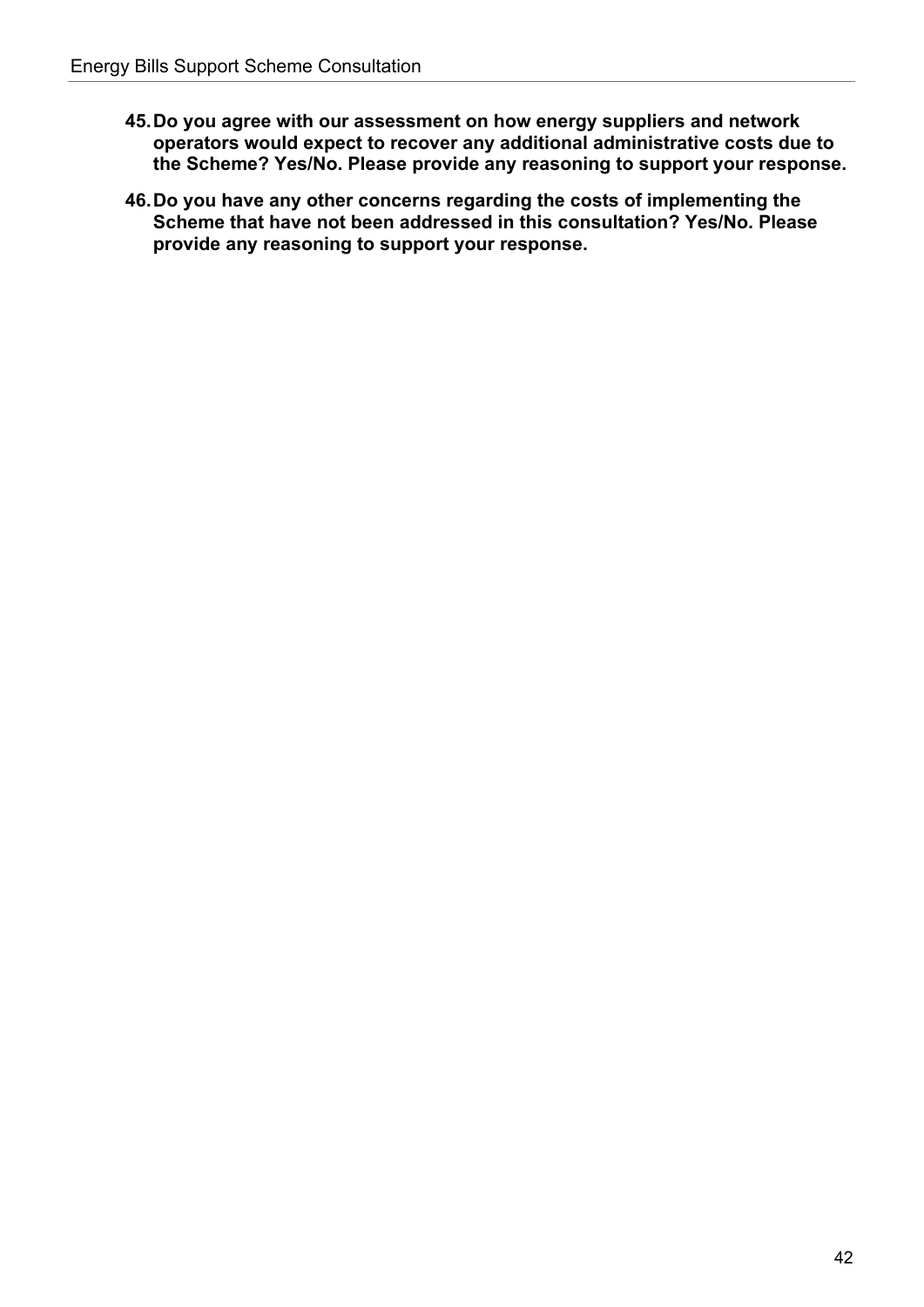45. **Do you agree with our assessment on how energy suppliers and network operators would expect to recover any additional administrative costs due to the Scheme? Yes/No. Please provide any reasoning to support your response.**

46. **Do you have any other concerns regarding the costs of implementing the Scheme that have not been addressed in this consultation? Yes/No. Please provide any reasoning to support your response.**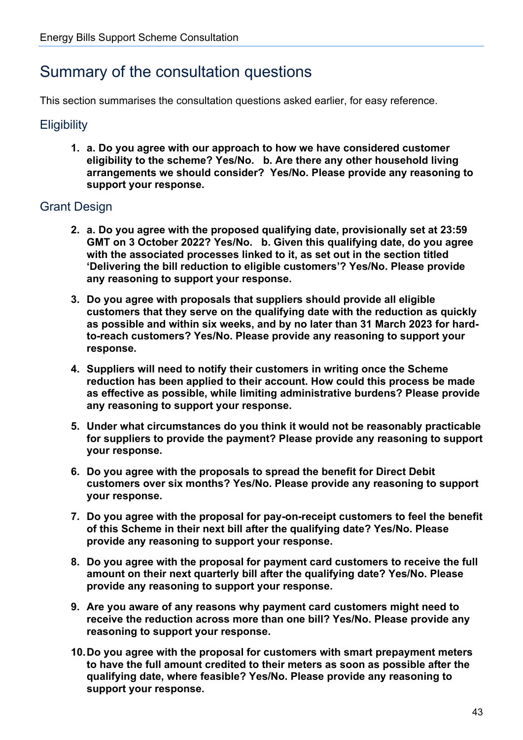# Summary of the consultation questions

This section summarises the consultation questions asked earlier, for easy reference.

## Eligibility

1. **a. Do you agree with our approach to how we have considered customer eligibility to the scheme? Yes/No. b. Are there any other household living arrangements we should consider? Yes/No. Please provide any reasoning to support your response.**

## Grant Design

2. **a. Do you agree with the proposed qualifying date, provisionally set at 23:59 GMT on 3 October 2022? Yes/No. b. Given this qualifying date, do you agree with the associated processes linked to it, as set out in the section titled 'Delivering the bill reduction to eligible customers'? Yes/No. Please provide any reasoning to support your response.**

3. **Do you agree with proposals that suppliers should provide all eligible customers that they serve on the qualifying date with the reduction as quickly as possible and within six weeks, and by no later than 31 March 2023 for hard-to-reach customers? Yes/No. Please provide any reasoning to support your response.**

4. **Suppliers will need to notify their customers in writing once the Scheme reduction has been applied to their account. How could this process be made as effective as possible, while limiting administrative burdens? Please provide any reasoning to support your response.**

5. **Under what circumstances do you think it would not be reasonably practicable for suppliers to provide the payment? Please provide any reasoning to support your response.**

6. **Do you agree with the proposals to spread the benefit for Direct Debit customers over six months? Yes/No. Please provide any reasoning to support your response.**

7. **Do you agree with the proposal for pay-on-receipt customers to feel the benefit of this Scheme in their next bill after the qualifying date? Yes/No. Please provide any reasoning to support your response.**

8. **Do you agree with the proposal for payment card customers to receive the full amount on their next quarterly bill after the qualifying date? Yes/No. Please provide any reasoning to support your response.**

9. **Are you aware of any reasons why payment card customers might need to receive the reduction across more than one bill? Yes/No. Please provide any reasoning to support your response.**

10. **Do you agree with the proposal for customers with smart prepayment meters to have the full amount credited to their meters as soon as possible after the qualifying date, where feasible? Yes/No. Please provide any reasoning to support your response.**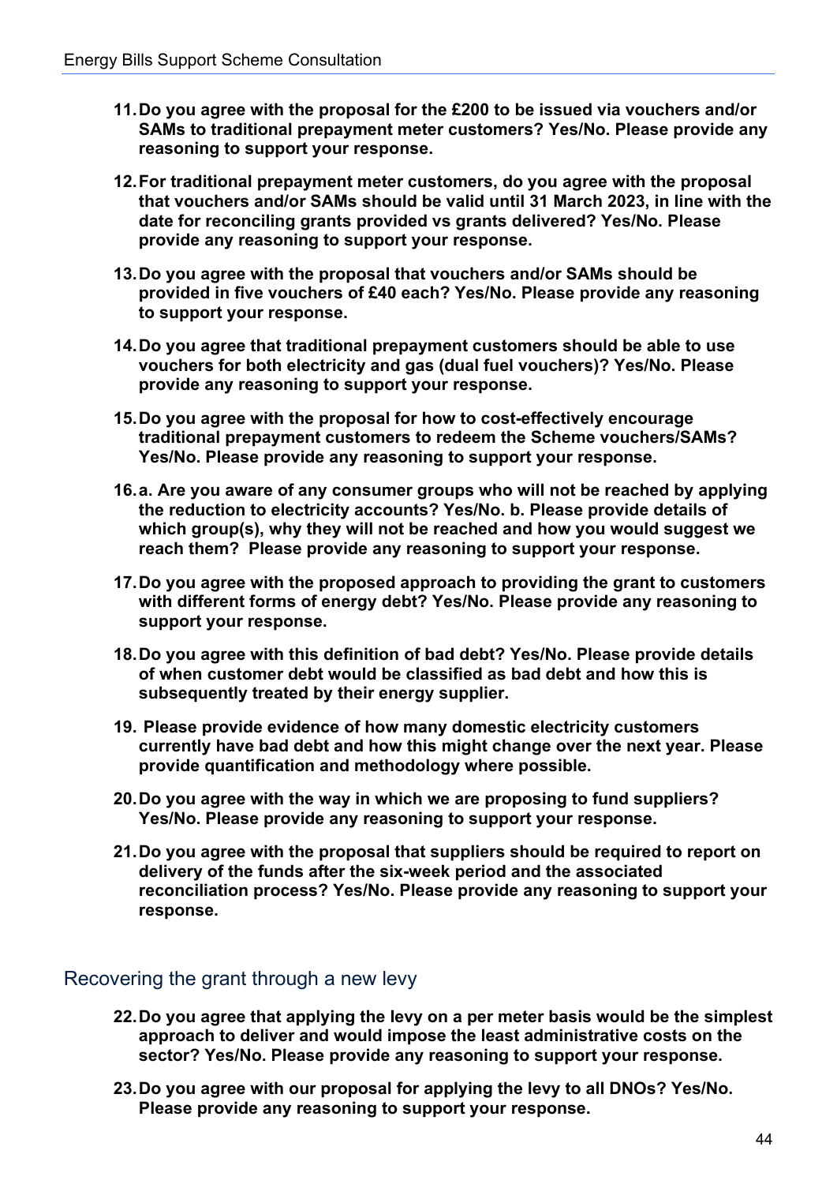11. **Do you agree with the proposal for the £200 to be issued via vouchers and/or SAMs to traditional prepayment meter customers? Yes/No. Please provide any reasoning to support your response.**

12. **For traditional prepayment meter customers, do you agree with the proposal that vouchers and/or SAMs should be valid until 31 March 2023, in line with the date for reconciling grants provided vs grants delivered? Yes/No. Please provide any reasoning to support your response.**

13. **Do you agree with the proposal that vouchers and/or SAMs should be provided in five vouchers of £40 each? Yes/No. Please provide any reasoning to support your response.**

14. **Do you agree that traditional prepayment customers should be able to use vouchers for both electricity and gas (dual fuel vouchers)? Yes/No. Please provide any reasoning to support your response.**

15. **Do you agree with the proposal for how to cost-effectively encourage traditional prepayment customers to redeem the Scheme vouchers/SAMs? Yes/No. Please provide any reasoning to support your response.**

16. **a. Are you aware of any consumer groups who will not be reached by applying the reduction to electricity accounts? Yes/No. b. Please provide details of which group(s), why they will not be reached and how you would suggest we reach them? Please provide any reasoning to support your response.**

17. **Do you agree with the proposed approach to providing the grant to customers with different forms of energy debt? Yes/No. Please provide any reasoning to support your response.**

18. **Do you agree with this definition of bad debt? Yes/No. Please provide details of when customer debt would be classified as bad debt and how this is subsequently treated by their energy supplier.**

19. **Please provide evidence of how many domestic electricity customers currently have bad debt and how this might change over the next year. Please provide quantification and methodology where possible.**

20. **Do you agree with the way in which we are proposing to fund suppliers? Yes/No. Please provide any reasoning to support your response.**

21. **Do you agree with the proposal that suppliers should be required to report on delivery of the funds after the six-week period and the associated reconciliation process? Yes/No. Please provide any reasoning to support your response.**

## Recovering the grant through a new levy

22. **Do you agree that applying the levy on a per meter basis would be the simplest approach to deliver and would impose the least administrative costs on the sector? Yes/No. Please provide any reasoning to support your response.**

23. **Do you agree with our proposal for applying the levy to all DNOs? Yes/No. Please provide any reasoning to support your response.**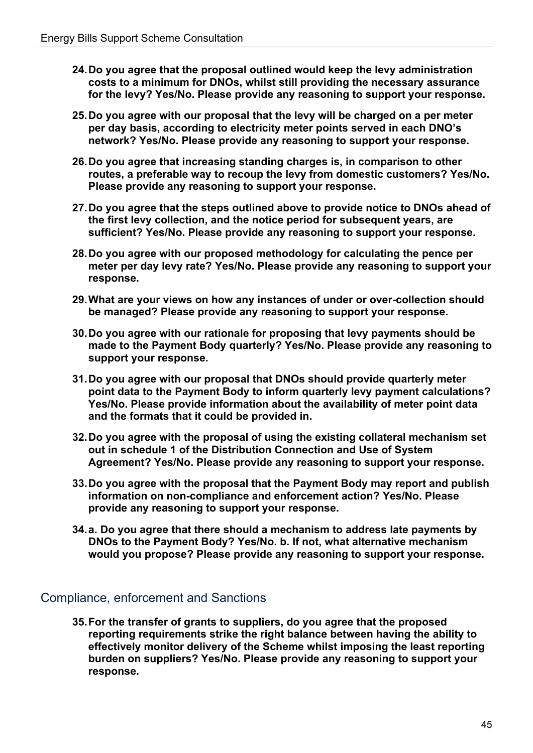24. **Do you agree that the proposal outlined would keep the levy administration costs to a minimum for DNOs, whilst still providing the necessary assurance for the levy? Yes/No. Please provide any reasoning to support your response.**

25. **Do you agree with our proposal that the levy will be charged on a per meter per day basis, according to electricity meter points served in each DNO's network? Yes/No. Please provide any reasoning to support your response.**

26. **Do you agree that increasing standing charges is, in comparison to other routes, a preferable way to recoup the levy from domestic customers? Yes/No. Please provide any reasoning to support your response.**

27. **Do you agree that the steps outlined above to provide notice to DNOs ahead of the first levy collection, and the notice period for subsequent years, are sufficient? Yes/No. Please provide any reasoning to support your response.**

28. **Do you agree with our proposed methodology for calculating the pence per meter per day levy rate? Yes/No. Please provide any reasoning to support your response.**

29. **What are your views on how any instances of under or over-collection should be managed? Please provide any reasoning to support your response.**

30. **Do you agree with our rationale for proposing that levy payments should be made to the Payment Body quarterly? Yes/No. Please provide any reasoning to support your response.**

31. **Do you agree with our proposal that DNOs should provide quarterly meter point data to the Payment Body to inform quarterly levy payment calculations? Yes/No. Please provide information about the availability of meter point data and the formats that it could be provided in.**

32. **Do you agree with the proposal of using the existing collateral mechanism set out in schedule 1 of the Distribution Connection and Use of System Agreement? Yes/No. Please provide any reasoning to support your response.**

33. **Do you agree with the proposal that the Payment Body may report and publish information on non-compliance and enforcement action? Yes/No. Please provide any reasoning to support your response.**

34. **a. Do you agree that there should a mechanism to address late payments by DNOs to the Payment Body? Yes/No. b. If not, what alternative mechanism would you propose? Please provide any reasoning to support your response.**

## Compliance, enforcement and Sanctions

35. **For the transfer of grants to suppliers, do you agree that the proposed reporting requirements strike the right balance between having the ability to effectively monitor delivery of the Scheme whilst imposing the least reporting burden on suppliers? Yes/No. Please provide any reasoning to support your response.**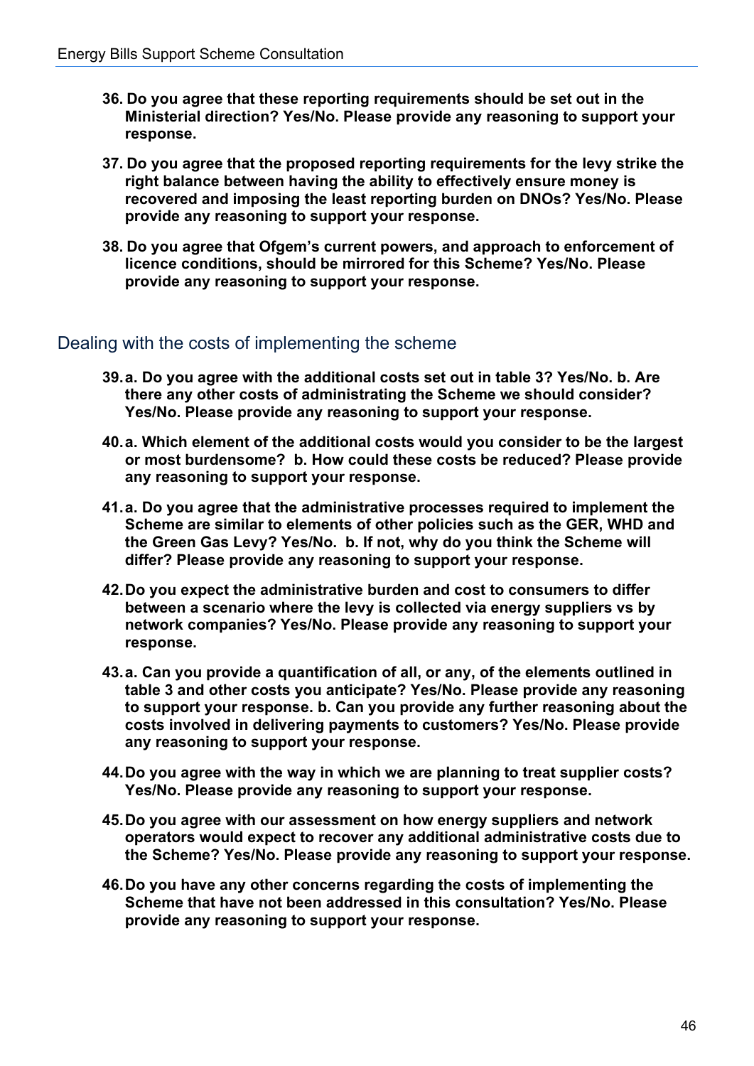**36. Do you agree that these reporting requirements should be set out in the Ministerial direction? Yes/No. Please provide any reasoning to support your response.**

**37. Do you agree that the proposed reporting requirements for the levy strike the right balance between having the ability to effectively ensure money is recovered and imposing the least reporting burden on DNOs? Yes/No. Please provide any reasoning to support your response.**

**38. Do you agree that Ofgem's current powers, and approach to enforcement of licence conditions, should be mirrored for this Scheme? Yes/No. Please provide any reasoning to support your response.**

## Dealing with the costs of implementing the scheme

**39. a. Do you agree with the additional costs set out in table 3? Yes/No. b. Are there any other costs of administrating the Scheme we should consider? Yes/No. Please provide any reasoning to support your response.**

**40. a. Which element of the additional costs would you consider to be the largest or most burdensome? b. How could these costs be reduced? Please provide any reasoning to support your response.**

**41. a. Do you agree that the administrative processes required to implement the Scheme are similar to elements of other policies such as the GER, WHD and the Green Gas Levy? Yes/No. b. If not, why do you think the Scheme will differ? Please provide any reasoning to support your response.**

**42. Do you expect the administrative burden and cost to consumers to differ between a scenario where the levy is collected via energy suppliers vs by network companies? Yes/No. Please provide any reasoning to support your response.**

**43. a. Can you provide a quantification of all, or any, of the elements outlined in table 3 and other costs you anticipate? Yes/No. Please provide any reasoning to support your response. b. Can you provide any further reasoning about the costs involved in delivering payments to customers? Yes/No. Please provide any reasoning to support your response.**

**44. Do you agree with the way in which we are planning to treat supplier costs? Yes/No. Please provide any reasoning to support your response.**

**45. Do you agree with our assessment on how energy suppliers and network operators would expect to recover any additional administrative costs due to the Scheme? Yes/No. Please provide any reasoning to support your response.**

**46. Do you have any other concerns regarding the costs of implementing the Scheme that have not been addressed in this consultation? Yes/No. Please provide any reasoning to support your response.**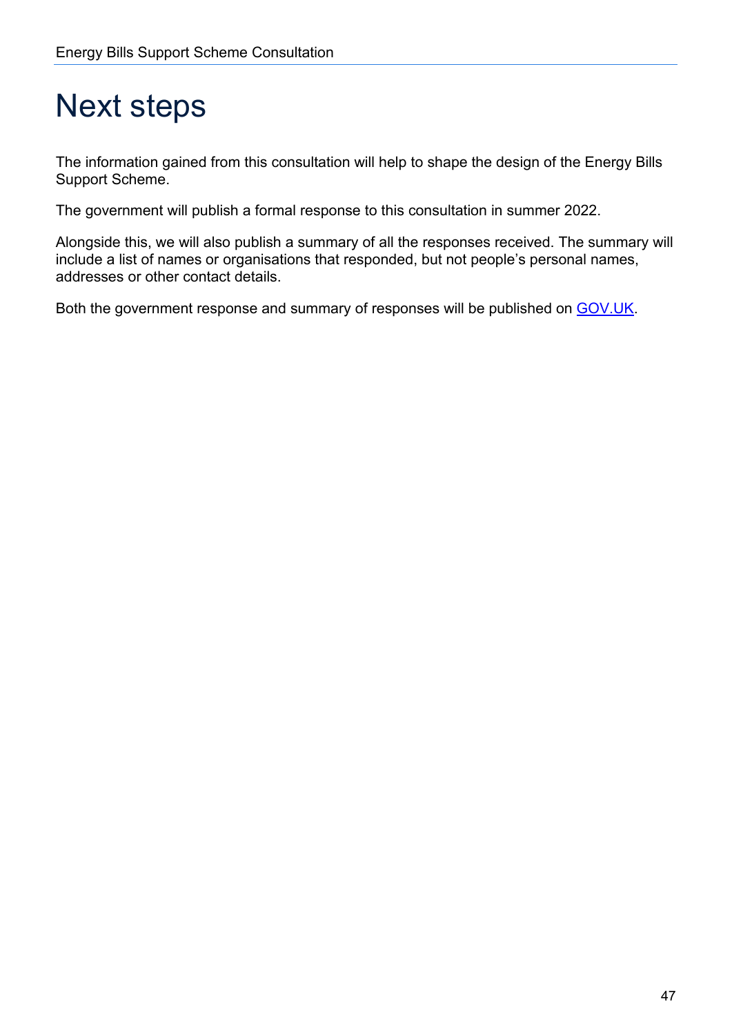# Next steps

The information gained from this consultation will help to shape the design of the Energy Bills Support Scheme.

The government will publish a formal response to this consultation in summer 2022.

Alongside this, we will also publish a summary of all the responses received. The summary will include a list of names or organisations that responded, but not people's personal names, addresses or other contact details.

Both the government response and summary of responses will be published on GOV.UK.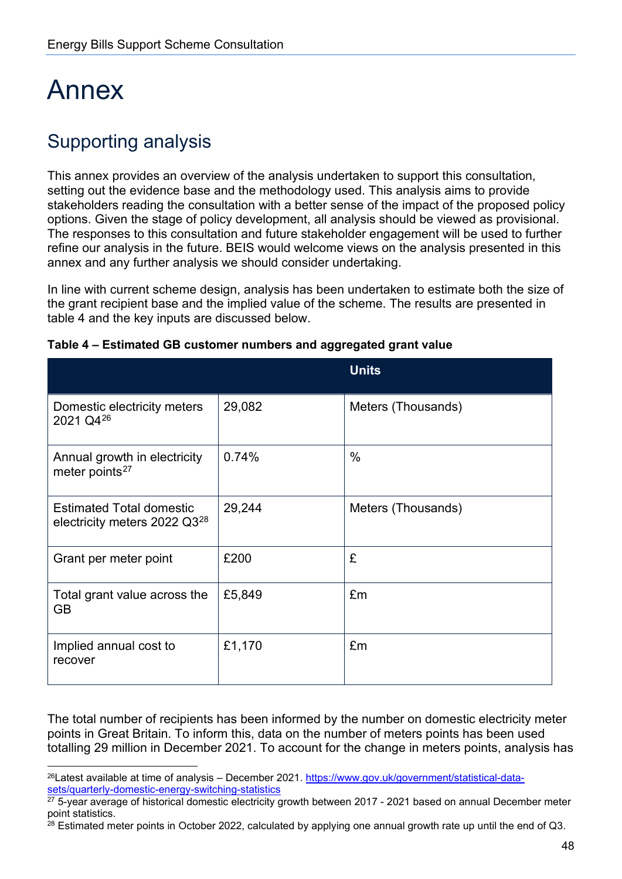# Annex

## Supporting analysis

This annex provides an overview of the analysis undertaken to support this consultation, setting out the evidence base and the methodology used. This analysis aims to provide stakeholders reading the consultation with a better sense of the impact of the proposed policy options. Given the stage of policy development, all analysis should be viewed as provisional. The responses to this consultation and future stakeholder engagement will be used to further refine our analysis in the future. BEIS would welcome views on the analysis presented in this annex and any further analysis we should consider undertaking.

In line with current scheme design, analysis has been undertaken to estimate both the size of the grant recipient base and the implied value of the scheme. The results are presented in table 4 and the key inputs are discussed below.

**Table 4 – Estimated GB customer numbers and aggregated grant value**

| | | Units |
|---|---|---|
| Domestic electricity meters 2021 Q4[26] | 29,082 | Meters (Thousands) |
| Annual growth in electricity meter points[27] | 0.74% | % |
| Estimated Total domestic electricity meters 2022 Q3[28] | 29,244 | Meters (Thousands) |
| Grant per meter point | £200 | £ |
| Total grant value across the GB | £5,849 | £m |
| Implied annual cost to recover | £1,170 | £m |

The total number of recipients has been informed by the number on domestic electricity meter points in Great Britain. To inform this, data on the number of meters points has been used totalling 29 million in December 2021. To account for the change in meters points, analysis has

---

[26] Latest available at time of analysis – December 2021. https://www.gov.uk/government/statistical-data-sets/quarterly-domestic-energy-switching-statistics

[27] 5-year average of historical domestic electricity growth between 2017 - 2021 based on annual December meter point statistics.

[28] Estimated meter points in October 2022, calculated by applying one annual growth rate up until the end of Q3.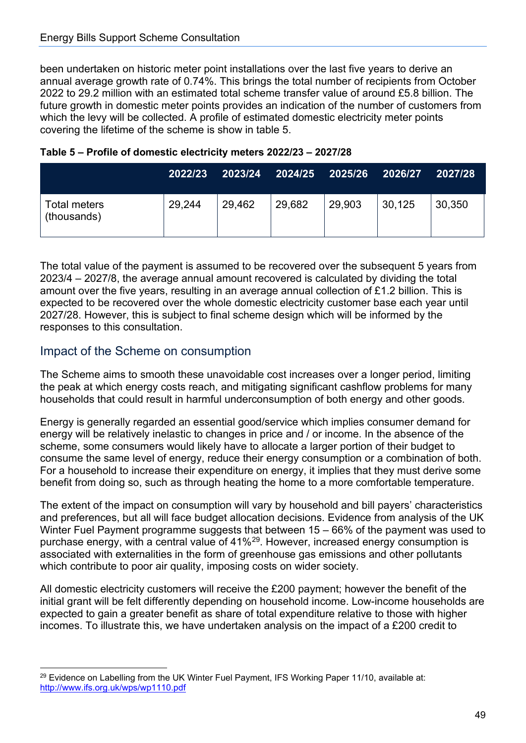been undertaken on historic meter point installations over the last five years to derive an annual average growth rate of 0.74%. This brings the total number of recipients from October 2022 to 29.2 million with an estimated total scheme transfer value of around £5.8 billion. The future growth in domestic meter points provides an indication of the number of customers from which the levy will be collected. A profile of estimated domestic electricity meter points covering the lifetime of the scheme is show in table 5.

**Table 5 – Profile of domestic electricity meters 2022/23 – 2027/28**

| | 2022/23 | 2023/24 | 2024/25 | 2025/26 | 2026/27 | 2027/28 |
|---|---|---|---|---|---|---|
| Total meters (thousands) | 29,244 | 29,462 | 29,682 | 29,903 | 30,125 | 30,350 |

The total value of the payment is assumed to be recovered over the subsequent 5 years from 2023/4 – 2027/8, the average annual amount recovered is calculated by dividing the total amount over the five years, resulting in an average annual collection of £1.2 billion. This is expected to be recovered over the whole domestic electricity customer base each year until 2027/28. However, this is subject to final scheme design which will be informed by the responses to this consultation.

## Impact of the Scheme on consumption

The Scheme aims to smooth these unavoidable cost increases over a longer period, limiting the peak at which energy costs reach, and mitigating significant cashflow problems for many households that could result in harmful underconsumption of both energy and other goods.

Energy is generally regarded an essential good/service which implies consumer demand for energy will be relatively inelastic to changes in price and / or income. In the absence of the scheme, some consumers would likely have to allocate a larger portion of their budget to consume the same level of energy, reduce their energy consumption or a combination of both. For a household to increase their expenditure on energy, it implies that they must derive some benefit from doing so, such as through heating the home to a more comfortable temperature.

The extent of the impact on consumption will vary by household and bill payers' characteristics and preferences, but all will face budget allocation decisions. Evidence from analysis of the UK Winter Fuel Payment programme suggests that between 15 – 66% of the payment was used to purchase energy, with a central value of 41%[29]. However, increased energy consumption is associated with externalities in the form of greenhouse gas emissions and other pollutants which contribute to poor air quality, imposing costs on wider society.

All domestic electricity customers will receive the £200 payment; however the benefit of the initial grant will be felt differently depending on household income. Low-income households are expected to gain a greater benefit as share of total expenditure relative to those with higher incomes. To illustrate this, we have undertaken analysis on the impact of a £200 credit to

[29] Evidence on Labelling from the UK Winter Fuel Payment, IFS Working Paper 11/10, available at: http://www.ifs.org.uk/wps/wp1110.pdf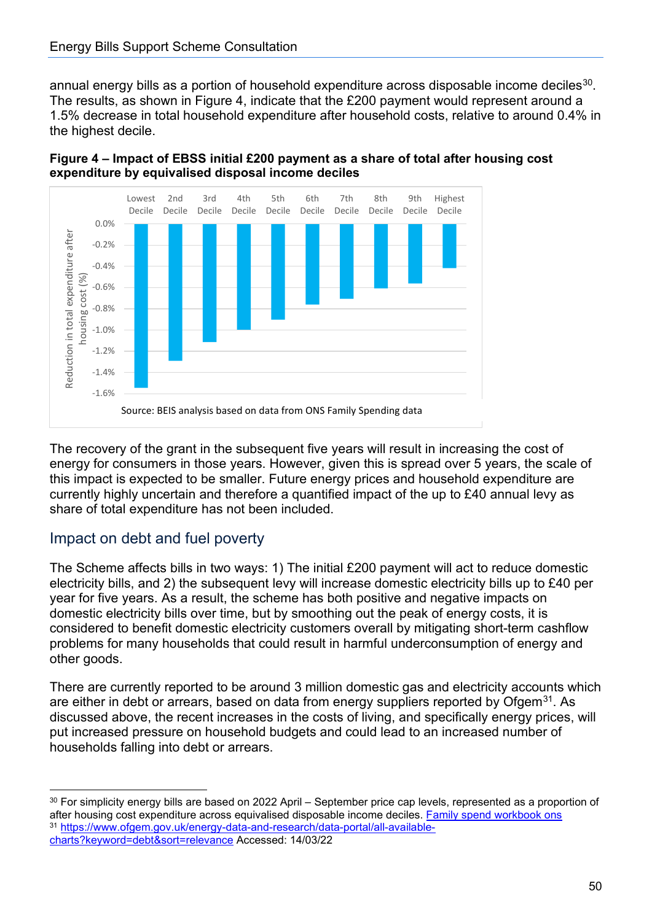annual energy bills as a portion of household expenditure across disposable income deciles[30]. The results, as shown in Figure 4, indicate that the £200 payment would represent around a 1.5% decrease in total household expenditure after household costs, relative to around 0.4% in the highest decile.

**Figure 4 – Impact of EBSS initial £200 payment as a share of total after housing cost expenditure by equivalised disposal income deciles**

Source: BEIS analysis based on data from ONS Family Spending data

The recovery of the grant in the subsequent five years will result in increasing the cost of energy for consumers in those years. However, given this is spread over 5 years, the scale of this impact is expected to be smaller. Future energy prices and household expenditure are currently highly uncertain and therefore a quantified impact of the up to £40 annual levy as share of total expenditure has not been included.

## Impact on debt and fuel poverty

The Scheme affects bills in two ways: 1) The initial £200 payment will act to reduce domestic electricity bills, and 2) the subsequent levy will increase domestic electricity bills up to £40 per year for five years. As a result, the scheme has both positive and negative impacts on domestic electricity bills over time, but by smoothing out the peak of energy costs, it is considered to benefit domestic electricity customers overall by mitigating short-term cashflow problems for many households that could result in harmful underconsumption of energy and other goods.

There are currently reported to be around 3 million domestic gas and electricity accounts which are either in debt or arrears, based on data from energy suppliers reported by Ofgem[31]. As discussed above, the recent increases in the costs of living, and specifically energy prices, will put increased pressure on household budgets and could lead to an increased number of households falling into debt or arrears.

---

[30] For simplicity energy bills are based on 2022 April – September price cap levels, represented as a proportion of after housing cost expenditure across equivalised disposable income deciles. [Family spend workbook ons](Family spend workbook ons)

[31] https://www.ofgem.gov.uk/energy-data-and-research/data-portal/all-available-charts?keyword=debt&sort=relevance Accessed: 14/03/22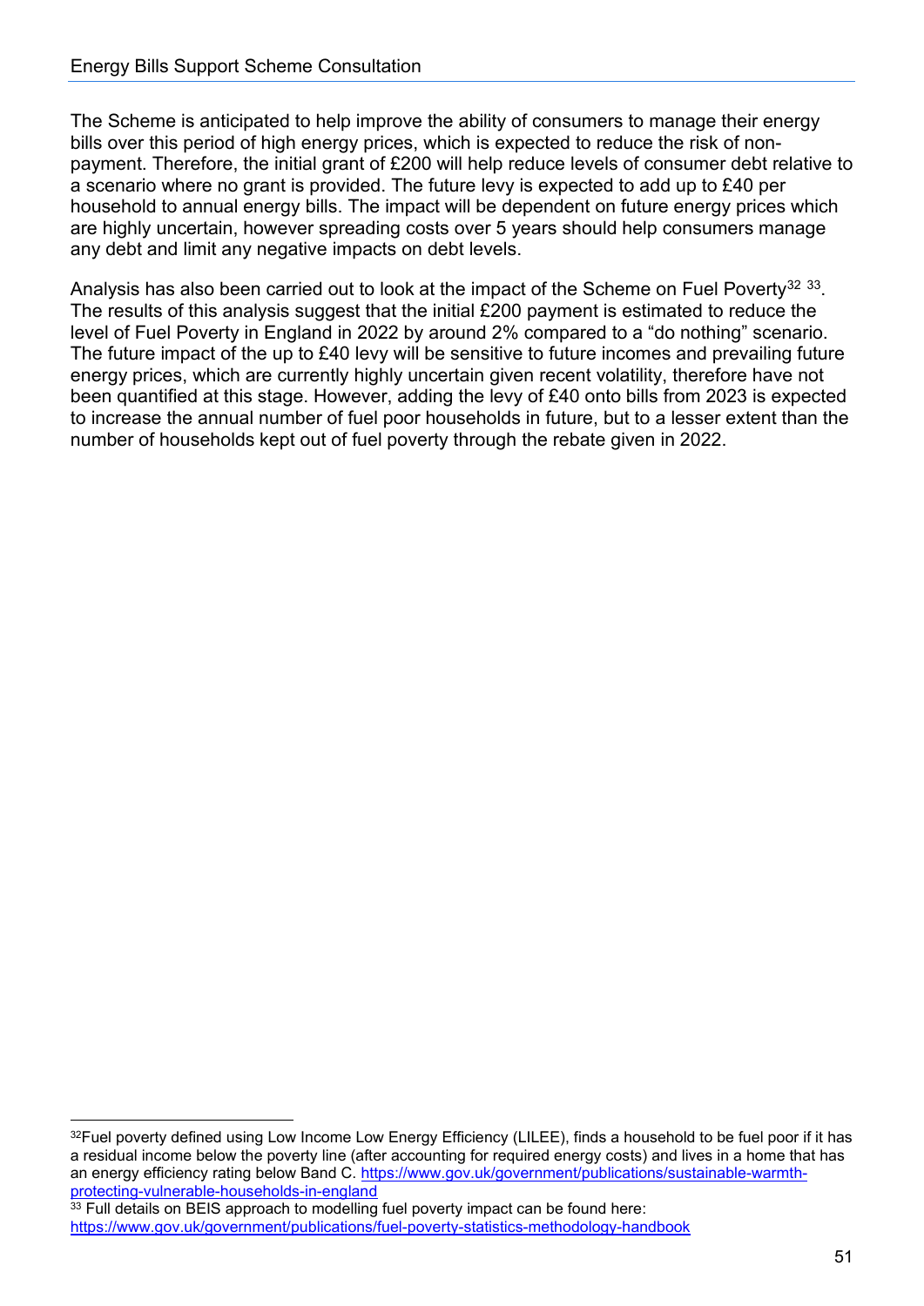The Scheme is anticipated to help improve the ability of consumers to manage their energy bills over this period of high energy prices, which is expected to reduce the risk of non-payment. Therefore, the initial grant of £200 will help reduce levels of consumer debt relative to a scenario where no grant is provided. The future levy is expected to add up to £40 per household to annual energy bills. The impact will be dependent on future energy prices which are highly uncertain, however spreading costs over 5 years should help consumers manage any debt and limit any negative impacts on debt levels.

Analysis has also been carried out to look at the impact of the Scheme on Fuel Poverty[32] [33]. The results of this analysis suggest that the initial £200 payment is estimated to reduce the level of Fuel Poverty in England in 2022 by around 2% compared to a "do nothing" scenario. The future impact of the up to £40 levy will be sensitive to future incomes and prevailing future energy prices, which are currently highly uncertain given recent volatility, therefore have not been quantified at this stage. However, adding the levy of £40 onto bills from 2023 is expected to increase the annual number of fuel poor households in future, but to a lesser extent than the number of households kept out of fuel poverty through the rebate given in 2022.

---

[32] Fuel poverty defined using Low Income Low Energy Efficiency (LILEE), finds a household to be fuel poor if it has a residual income below the poverty line (after accounting for required energy costs) and lives in a home that has an energy efficiency rating below Band C. https://www.gov.uk/government/publications/sustainable-warmth-protecting-vulnerable-households-in-england

[33] Full details on BEIS approach to modelling fuel poverty impact can be found here: https://www.gov.uk/government/publications/fuel-poverty-statistics-methodology-handbook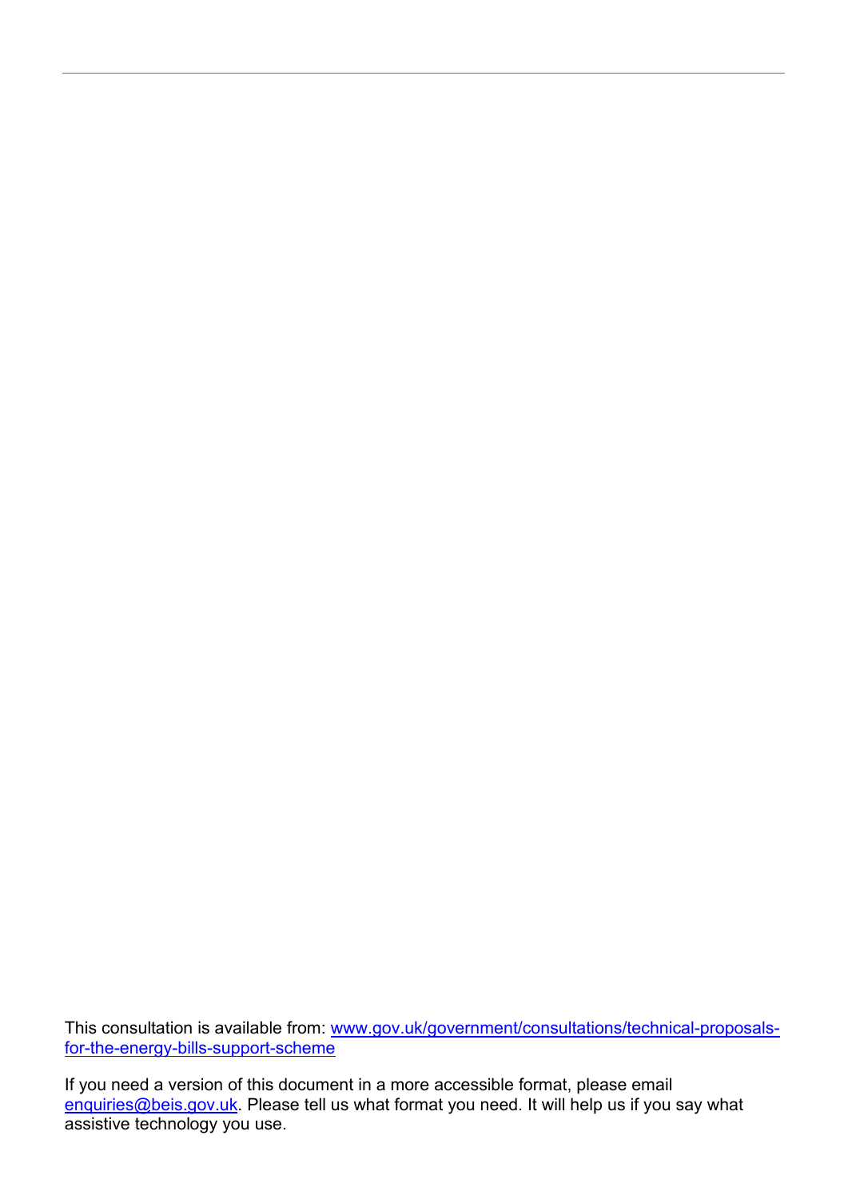This consultation is available from: [www.gov.uk/government/consultations/technical-proposals-for-the-energy-bills-support-scheme](www.gov.uk/government/consultations/technical-proposals-for-the-energy-bills-support-scheme)

If you need a version of this document in a more accessible format, please email [enquiries@beis.gov.uk](mailto:enquiries@beis.gov.uk). Please tell us what format you need. It will help us if you say what assistive technology you use.